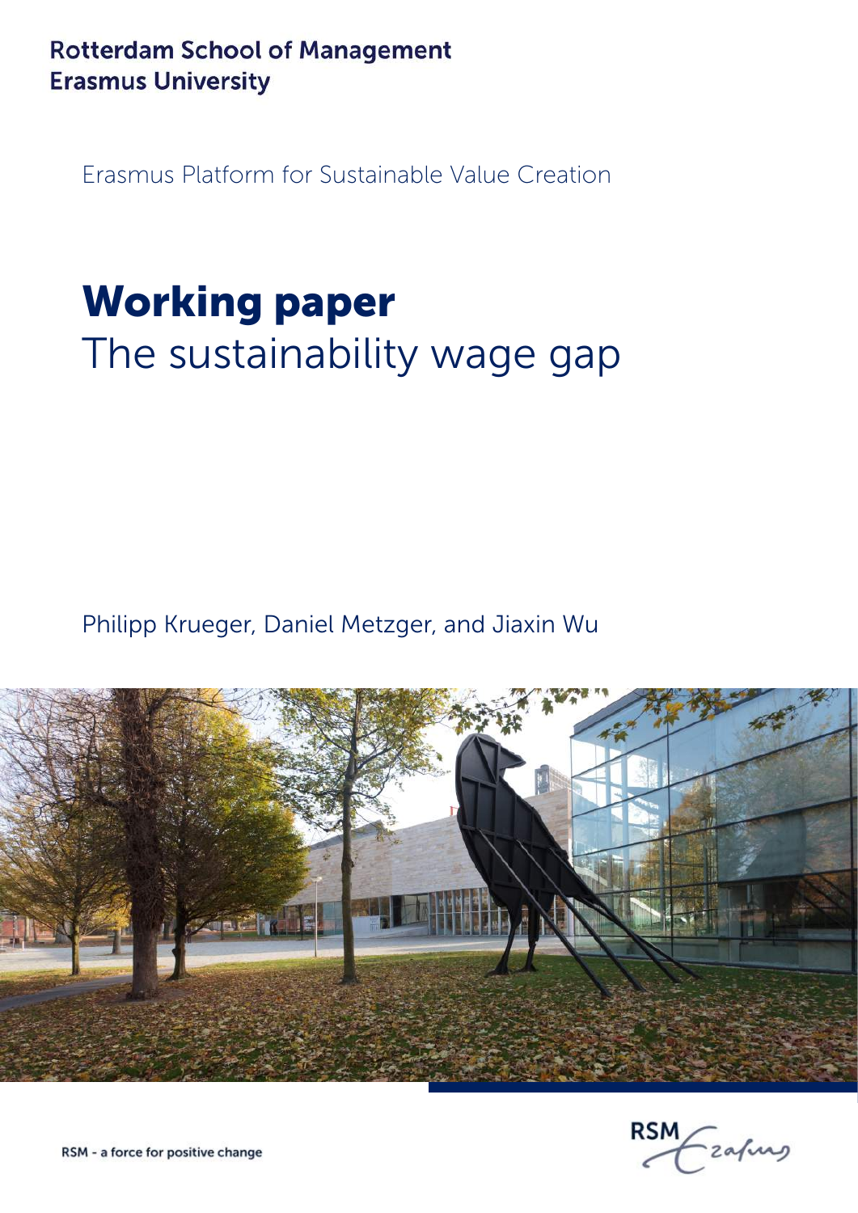Rotterdam School of Management
Erasmus University

Erasmus Platform for Sustainable Value Creation

# Working paper

## The sustainability wage gap

Philipp Krueger, Daniel Metzger, and Jiaxin Wu

RSM - a force for positive change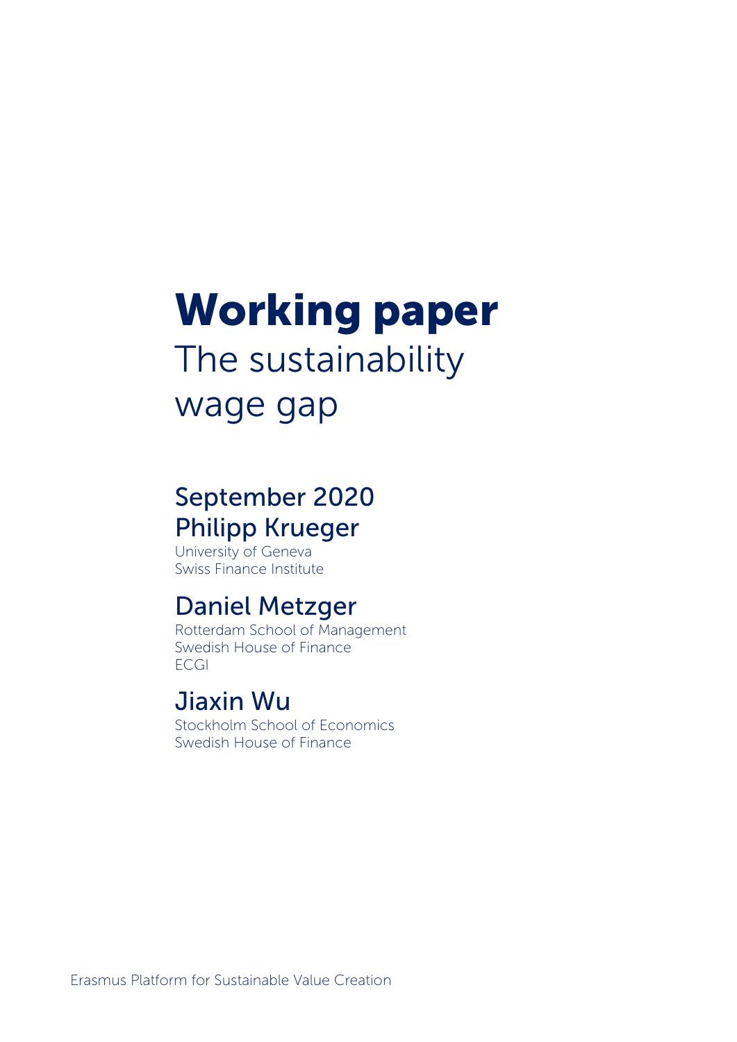# Working paper

## The sustainability wage gap

### September 2020

### Philipp Krueger

University of Geneva
Swiss Finance Institute

### Daniel Metzger

Rotterdam School of Management
Swedish House of Finance
ECGI

### Jiaxin Wu

Stockholm School of Economics
Swedish House of Finance

Erasmus Platform for Sustainable Value Creation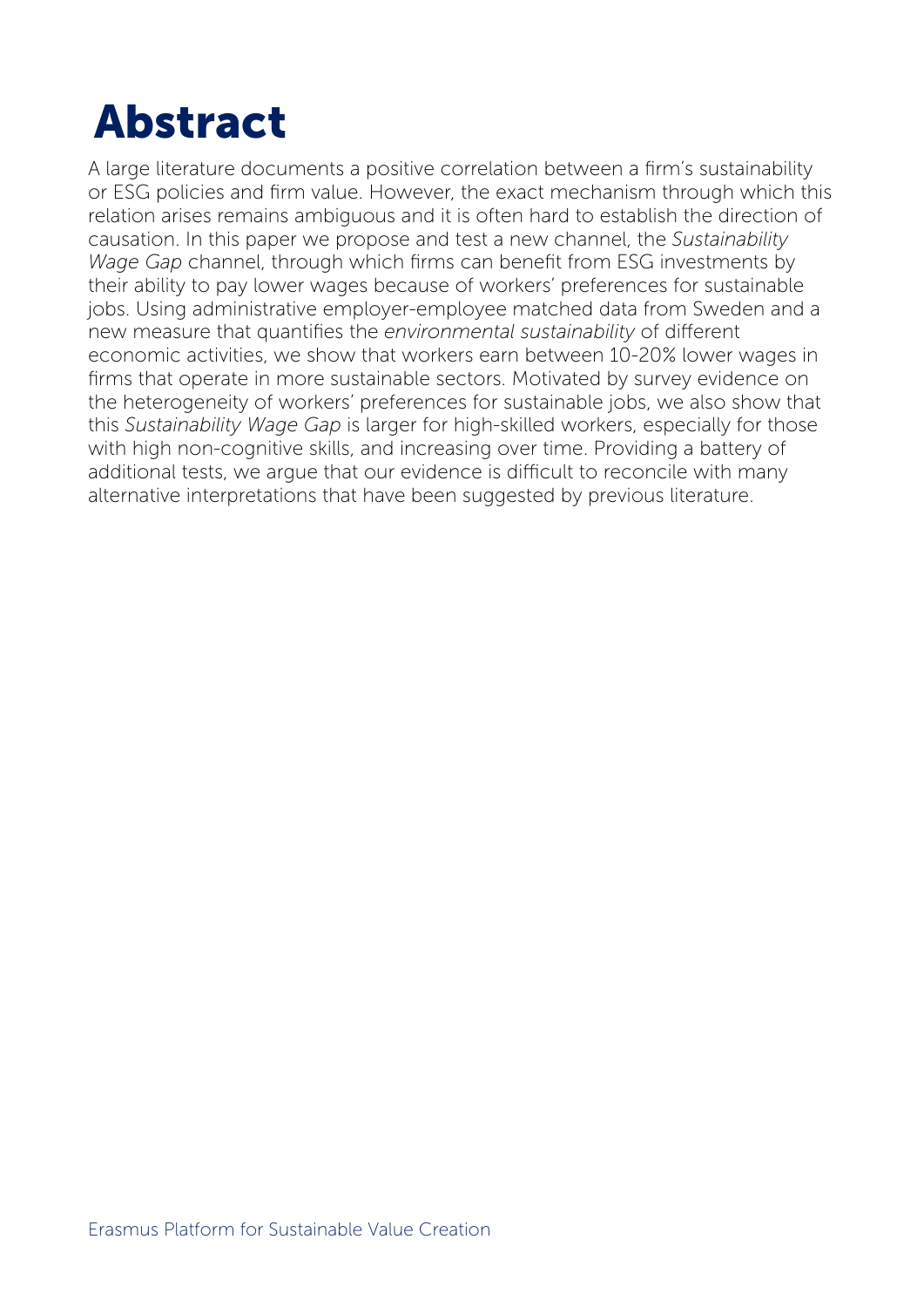# Abstract

A large literature documents a positive correlation between a firm's sustainability or ESG policies and firm value. However, the exact mechanism through which this relation arises remains ambiguous and it is often hard to establish the direction of causation. In this paper we propose and test a new channel, the *Sustainability Wage Gap* channel, through which firms can benefit from ESG investments by their ability to pay lower wages because of workers' preferences for sustainable jobs. Using administrative employer-employee matched data from Sweden and a new measure that quantifies the *environmental sustainability* of different economic activities, we show that workers earn between 10-20% lower wages in firms that operate in more sustainable sectors. Motivated by survey evidence on the heterogeneity of workers' preferences for sustainable jobs, we also show that this *Sustainability Wage Gap* is larger for high-skilled workers, especially for those with high non-cognitive skills, and increasing over time. Providing a battery of additional tests, we argue that our evidence is difficult to reconcile with many alternative interpretations that have been suggested by previous literature.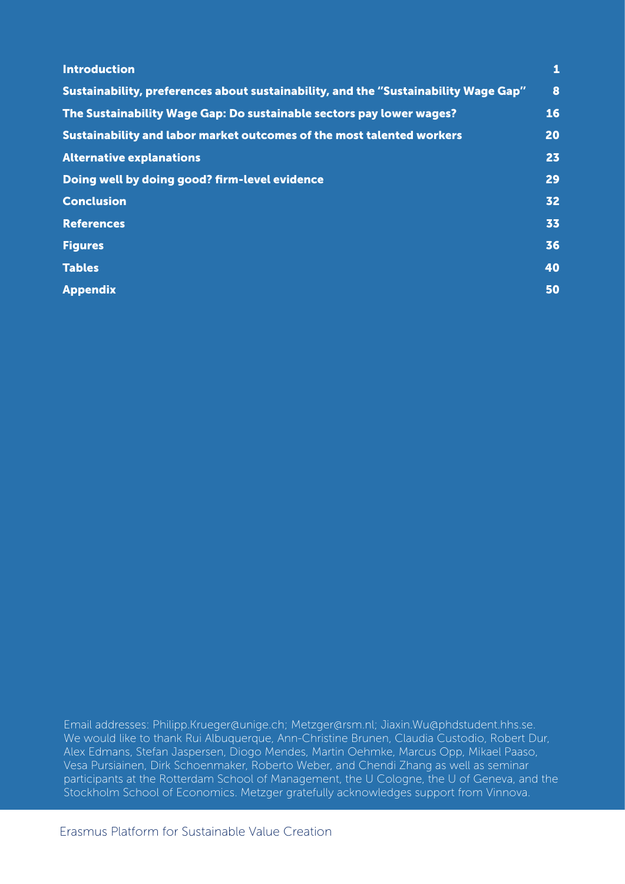| | |
|---|---|
| **Introduction** | **1** |
| **Sustainability, preferences about sustainability, and the "Sustainability Wage Gap"** | **8** |
| **The Sustainability Wage Gap: Do sustainable sectors pay lower wages?** | **16** |
| **Sustainability and labor market outcomes of the most talented workers** | **20** |
| **Alternative explanations** | **23** |
| **Doing well by doing good? firm-level evidence** | **29** |
| **Conclusion** | **32** |
| **References** | **33** |
| **Figures** | **36** |
| **Tables** | **40** |
| **Appendix** | **50** |

Email addresses: Philipp.Krueger@unige.ch; Metzger@rsm.nl; Jiaxin.Wu@phdstudent.hhs.se.
We would like to thank Rui Albuquerque, Ann-Christine Brunen, Claudia Custodio, Robert Dur, Alex Edmans, Stefan Jaspersen, Diogo Mendes, Martin Oehmke, Marcus Opp, Mikael Paaso, Vesa Pursiainen, Dirk Schoenmaker, Roberto Weber, and Chendi Zhang as well as seminar participants at the Rotterdam School of Management, the U Cologne, the U of Geneva, and the Stockholm School of Economics. Metzger gratefully acknowledges support from Vinnova.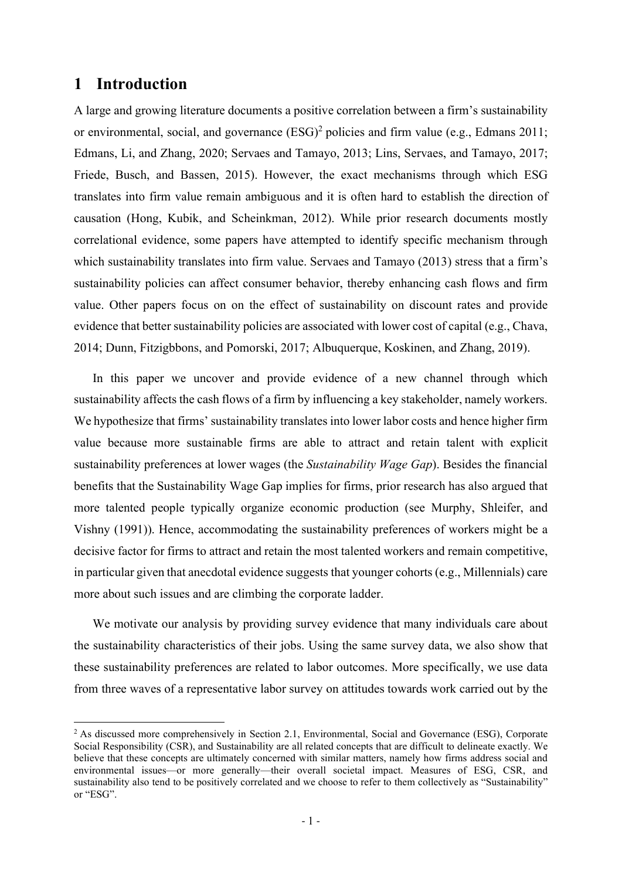# 1 Introduction

A large and growing literature documents a positive correlation between a firm's sustainability or environmental, social, and governance (ESG)[2] policies and firm value (e.g., Edmans 2011; Edmans, Li, and Zhang, 2020; Servaes and Tamayo, 2013; Lins, Servaes, and Tamayo, 2017; Friede, Busch, and Bassen, 2015). However, the exact mechanisms through which ESG translates into firm value remain ambiguous and it is often hard to establish the direction of causation (Hong, Kubik, and Scheinkman, 2012). While prior research documents mostly correlational evidence, some papers have attempted to identify specific mechanism through which sustainability translates into firm value. Servaes and Tamayo (2013) stress that a firm's sustainability policies can affect consumer behavior, thereby enhancing cash flows and firm value. Other papers focus on on the effect of sustainability on discount rates and provide evidence that better sustainability policies are associated with lower cost of capital (e.g., Chava, 2014; Dunn, Fitzigbbons, and Pomorski, 2017; Albuquerque, Koskinen, and Zhang, 2019).

In this paper we uncover and provide evidence of a new channel through which sustainability affects the cash flows of a firm by influencing a key stakeholder, namely workers. We hypothesize that firms' sustainability translates into lower labor costs and hence higher firm value because more sustainable firms are able to attract and retain talent with explicit sustainability preferences at lower wages (the *Sustainability Wage Gap*). Besides the financial benefits that the Sustainability Wage Gap implies for firms, prior research has also argued that more talented people typically organize economic production (see Murphy, Shleifer, and Vishny (1991)). Hence, accommodating the sustainability preferences of workers might be a decisive factor for firms to attract and retain the most talented workers and remain competitive, in particular given that anecdotal evidence suggests that younger cohorts (e.g., Millennials) care more about such issues and are climbing the corporate ladder.

We motivate our analysis by providing survey evidence that many individuals care about the sustainability characteristics of their jobs. Using the same survey data, we also show that these sustainability preferences are related to labor outcomes. More specifically, we use data from three waves of a representative labor survey on attitudes towards work carried out by the

[2] As discussed more comprehensively in Section 2.1, Environmental, Social and Governance (ESG), Corporate Social Responsibility (CSR), and Sustainability are all related concepts that are difficult to delineate exactly. We believe that these concepts are ultimately concerned with similar matters, namely how firms address social and environmental issues—or more generally—their overall societal impact. Measures of ESG, CSR, and sustainability also tend to be positively correlated and we choose to refer to them collectively as "Sustainability" or "ESG".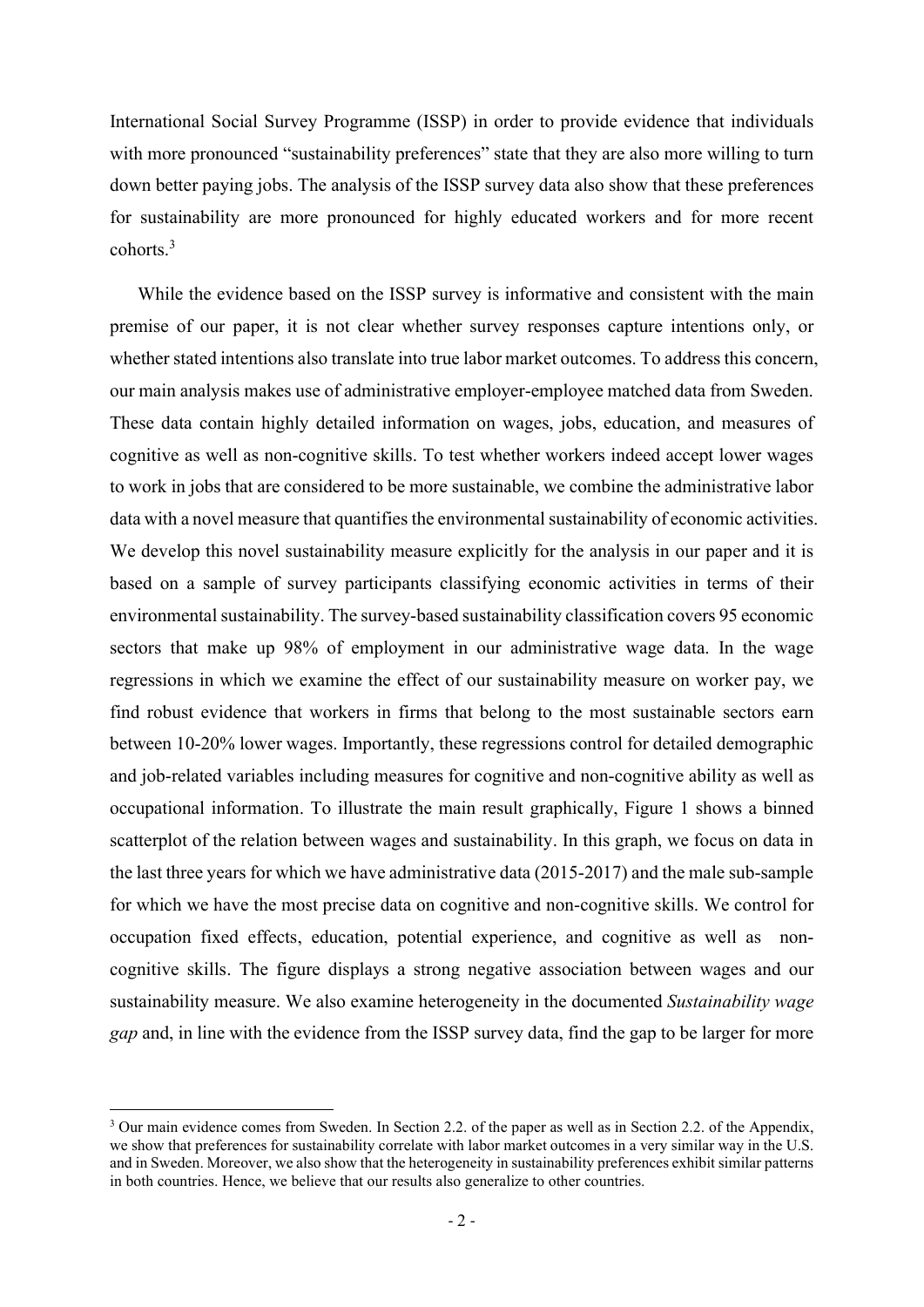International Social Survey Programme (ISSP) in order to provide evidence that individuals with more pronounced "sustainability preferences" state that they are also more willing to turn down better paying jobs. The analysis of the ISSP survey data also show that these preferences for sustainability are more pronounced for highly educated workers and for more recent cohorts.[3]

While the evidence based on the ISSP survey is informative and consistent with the main premise of our paper, it is not clear whether survey responses capture intentions only, or whether stated intentions also translate into true labor market outcomes. To address this concern, our main analysis makes use of administrative employer-employee matched data from Sweden. These data contain highly detailed information on wages, jobs, education, and measures of cognitive as well as non-cognitive skills. To test whether workers indeed accept lower wages to work in jobs that are considered to be more sustainable, we combine the administrative labor data with a novel measure that quantifies the environmental sustainability of economic activities. We develop this novel sustainability measure explicitly for the analysis in our paper and it is based on a sample of survey participants classifying economic activities in terms of their environmental sustainability. The survey-based sustainability classification covers 95 economic sectors that make up 98% of employment in our administrative wage data. In the wage regressions in which we examine the effect of our sustainability measure on worker pay, we find robust evidence that workers in firms that belong to the most sustainable sectors earn between 10-20% lower wages. Importantly, these regressions control for detailed demographic and job-related variables including measures for cognitive and non-cognitive ability as well as occupational information. To illustrate the main result graphically, Figure 1 shows a binned scatterplot of the relation between wages and sustainability. In this graph, we focus on data in the last three years for which we have administrative data (2015-2017) and the male sub-sample for which we have the most precise data on cognitive and non-cognitive skills. We control for occupation fixed effects, education, potential experience, and cognitive as well as non-cognitive skills. The figure displays a strong negative association between wages and our sustainability measure. We also examine heterogeneity in the documented *Sustainability wage gap* and, in line with the evidence from the ISSP survey data, find the gap to be larger for more

[3] Our main evidence comes from Sweden. In Section 2.2. of the paper as well as in Section 2.2. of the Appendix, we show that preferences for sustainability correlate with labor market outcomes in a very similar way in the U.S. and in Sweden. Moreover, we also show that the heterogeneity in sustainability preferences exhibit similar patterns in both countries. Hence, we believe that our results also generalize to other countries.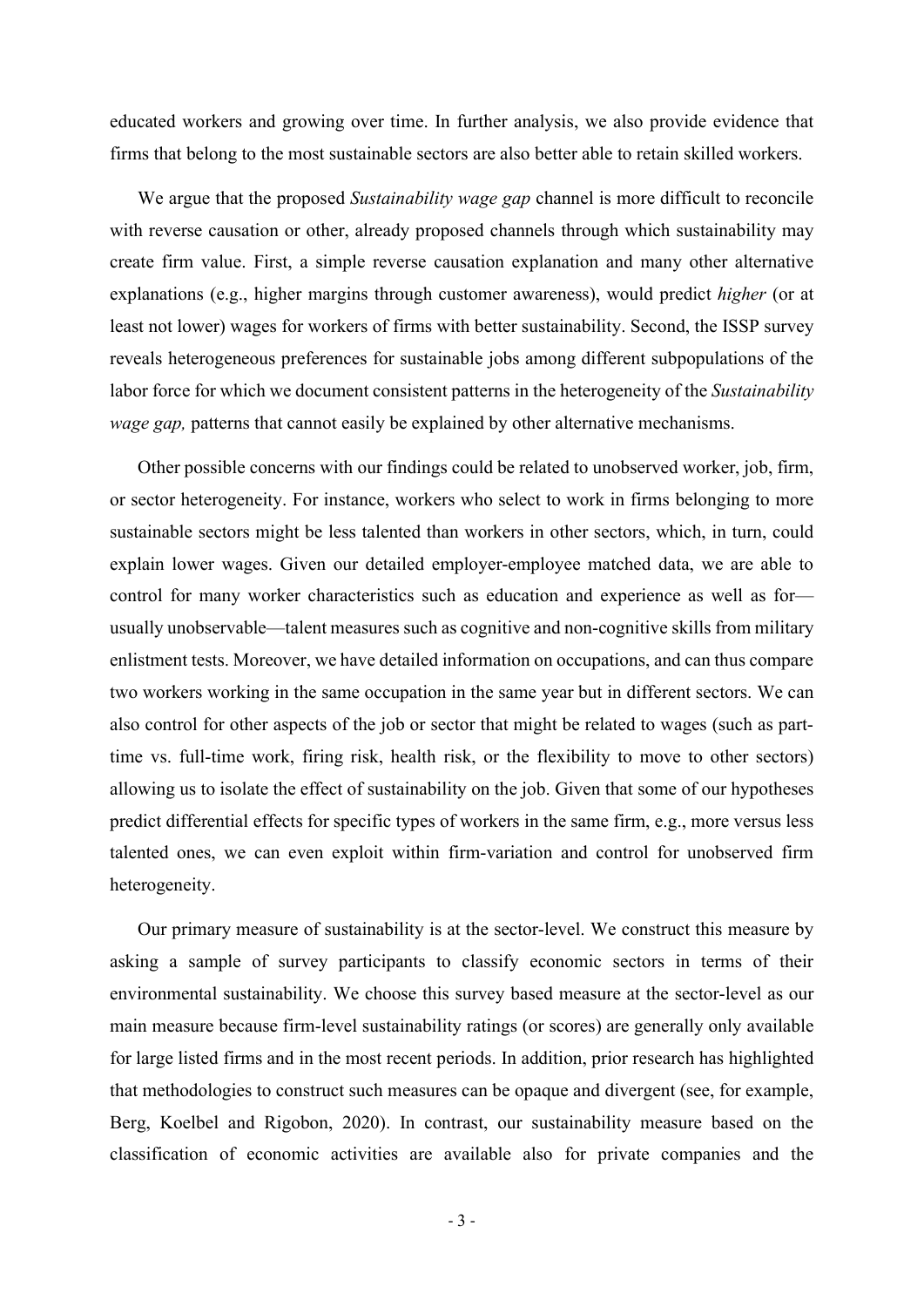educated workers and growing over time. In further analysis, we also provide evidence that firms that belong to the most sustainable sectors are also better able to retain skilled workers.

We argue that the proposed *Sustainability wage gap* channel is more difficult to reconcile with reverse causation or other, already proposed channels through which sustainability may create firm value. First, a simple reverse causation explanation and many other alternative explanations (e.g., higher margins through customer awareness), would predict *higher* (or at least not lower) wages for workers of firms with better sustainability. Second, the ISSP survey reveals heterogeneous preferences for sustainable jobs among different subpopulations of the labor force for which we document consistent patterns in the heterogeneity of the *Sustainability wage gap,* patterns that cannot easily be explained by other alternative mechanisms.

Other possible concerns with our findings could be related to unobserved worker, job, firm, or sector heterogeneity. For instance, workers who select to work in firms belonging to more sustainable sectors might be less talented than workers in other sectors, which, in turn, could explain lower wages. Given our detailed employer-employee matched data, we are able to control for many worker characteristics such as education and experience as well as for—usually unobservable—talent measures such as cognitive and non-cognitive skills from military enlistment tests. Moreover, we have detailed information on occupations, and can thus compare two workers working in the same occupation in the same year but in different sectors. We can also control for other aspects of the job or sector that might be related to wages (such as part-time vs. full-time work, firing risk, health risk, or the flexibility to move to other sectors) allowing us to isolate the effect of sustainability on the job. Given that some of our hypotheses predict differential effects for specific types of workers in the same firm, e.g., more versus less talented ones, we can even exploit within firm-variation and control for unobserved firm heterogeneity.

Our primary measure of sustainability is at the sector-level. We construct this measure by asking a sample of survey participants to classify economic sectors in terms of their environmental sustainability. We choose this survey based measure at the sector-level as our main measure because firm-level sustainability ratings (or scores) are generally only available for large listed firms and in the most recent periods. In addition, prior research has highlighted that methodologies to construct such measures can be opaque and divergent (see, for example, Berg, Koelbel and Rigobon, 2020). In contrast, our sustainability measure based on the classification of economic activities are available also for private companies and the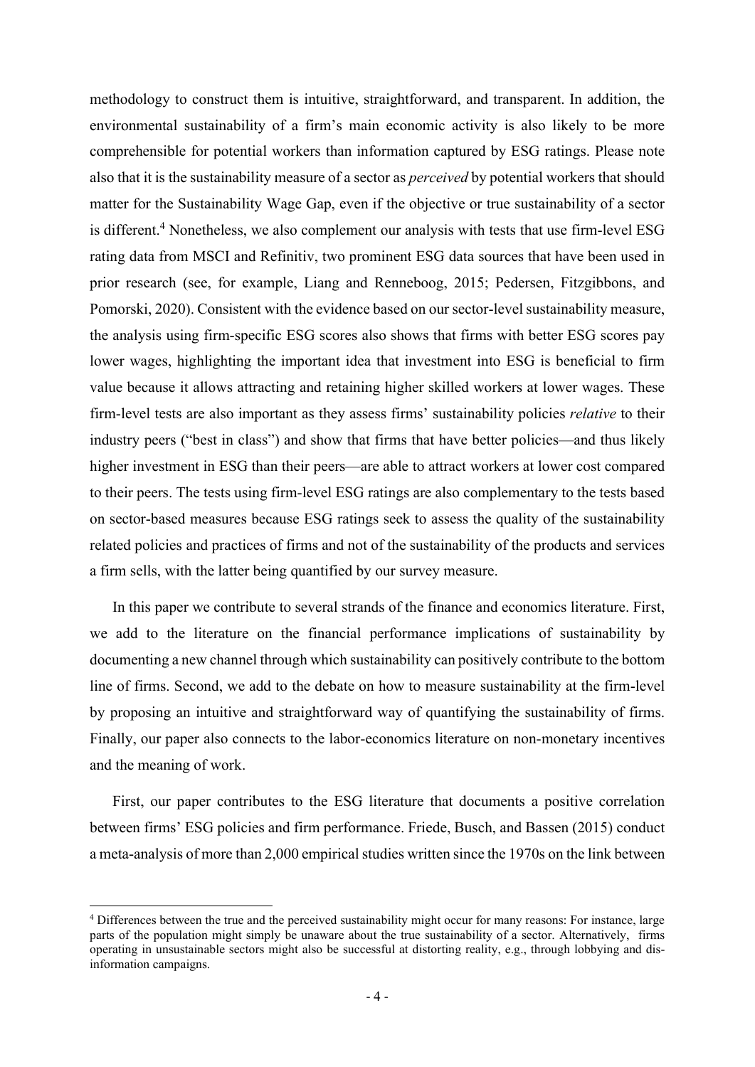methodology to construct them is intuitive, straightforward, and transparent. In addition, the environmental sustainability of a firm's main economic activity is also likely to be more comprehensible for potential workers than information captured by ESG ratings. Please note also that it is the sustainability measure of a sector as *perceived* by potential workers that should matter for the Sustainability Wage Gap, even if the objective or true sustainability of a sector is different.[4] Nonetheless, we also complement our analysis with tests that use firm-level ESG rating data from MSCI and Refinitiv, two prominent ESG data sources that have been used in prior research (see, for example, Liang and Renneboog, 2015; Pedersen, Fitzgibbons, and Pomorski, 2020). Consistent with the evidence based on our sector-level sustainability measure, the analysis using firm-specific ESG scores also shows that firms with better ESG scores pay lower wages, highlighting the important idea that investment into ESG is beneficial to firm value because it allows attracting and retaining higher skilled workers at lower wages. These firm-level tests are also important as they assess firms' sustainability policies *relative* to their industry peers ("best in class") and show that firms that have better policies—and thus likely higher investment in ESG than their peers—are able to attract workers at lower cost compared to their peers. The tests using firm-level ESG ratings are also complementary to the tests based on sector-based measures because ESG ratings seek to assess the quality of the sustainability related policies and practices of firms and not of the sustainability of the products and services a firm sells, with the latter being quantified by our survey measure.

In this paper we contribute to several strands of the finance and economics literature. First, we add to the literature on the financial performance implications of sustainability by documenting a new channel through which sustainability can positively contribute to the bottom line of firms. Second, we add to the debate on how to measure sustainability at the firm-level by proposing an intuitive and straightforward way of quantifying the sustainability of firms. Finally, our paper also connects to the labor-economics literature on non-monetary incentives and the meaning of work.

First, our paper contributes to the ESG literature that documents a positive correlation between firms' ESG policies and firm performance. Friede, Busch, and Bassen (2015) conduct a meta-analysis of more than 2,000 empirical studies written since the 1970s on the link between

[4] Differences between the true and the perceived sustainability might occur for many reasons: For instance, large parts of the population might simply be unaware about the true sustainability of a sector. Alternatively, firms operating in unsustainable sectors might also be successful at distorting reality, e.g., through lobbying and dis-information campaigns.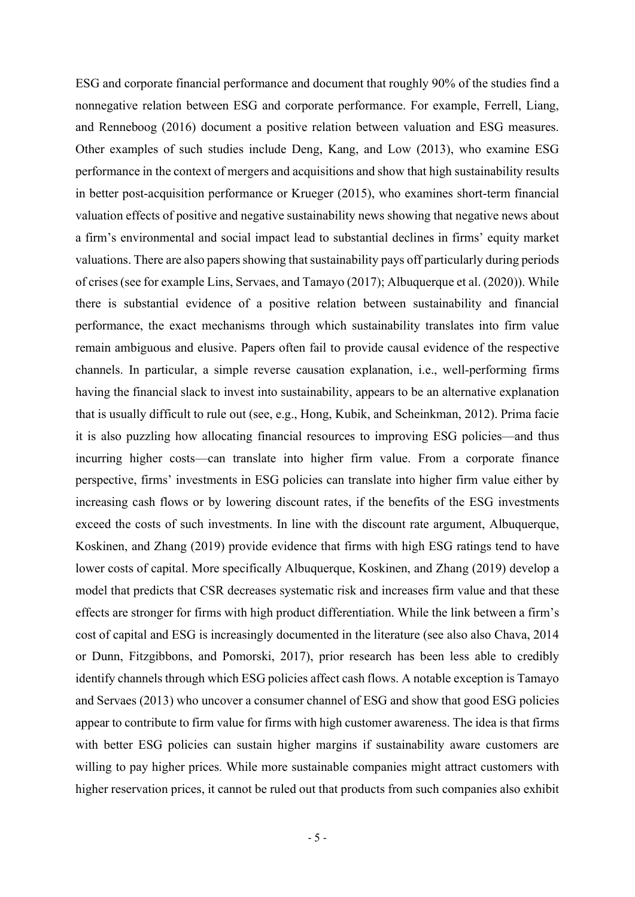ESG and corporate financial performance and document that roughly 90% of the studies find a nonnegative relation between ESG and corporate performance. For example, Ferrell, Liang, and Renneboog (2016) document a positive relation between valuation and ESG measures. Other examples of such studies include Deng, Kang, and Low (2013), who examine ESG performance in the context of mergers and acquisitions and show that high sustainability results in better post-acquisition performance or Krueger (2015), who examines short-term financial valuation effects of positive and negative sustainability news showing that negative news about a firm's environmental and social impact lead to substantial declines in firms' equity market valuations. There are also papers showing that sustainability pays off particularly during periods of crises (see for example Lins, Servaes, and Tamayo (2017); Albuquerque et al. (2020)). While there is substantial evidence of a positive relation between sustainability and financial performance, the exact mechanisms through which sustainability translates into firm value remain ambiguous and elusive. Papers often fail to provide causal evidence of the respective channels. In particular, a simple reverse causation explanation, i.e., well-performing firms having the financial slack to invest into sustainability, appears to be an alternative explanation that is usually difficult to rule out (see, e.g., Hong, Kubik, and Scheinkman, 2012). Prima facie it is also puzzling how allocating financial resources to improving ESG policies—and thus incurring higher costs—can translate into higher firm value. From a corporate finance perspective, firms' investments in ESG policies can translate into higher firm value either by increasing cash flows or by lowering discount rates, if the benefits of the ESG investments exceed the costs of such investments. In line with the discount rate argument, Albuquerque, Koskinen, and Zhang (2019) provide evidence that firms with high ESG ratings tend to have lower costs of capital. More specifically Albuquerque, Koskinen, and Zhang (2019) develop a model that predicts that CSR decreases systematic risk and increases firm value and that these effects are stronger for firms with high product differentiation. While the link between a firm's cost of capital and ESG is increasingly documented in the literature (see also also Chava, 2014 or Dunn, Fitzgibbons, and Pomorski, 2017), prior research has been less able to credibly identify channels through which ESG policies affect cash flows. A notable exception is Tamayo and Servaes (2013) who uncover a consumer channel of ESG and show that good ESG policies appear to contribute to firm value for firms with high customer awareness. The idea is that firms with better ESG policies can sustain higher margins if sustainability aware customers are willing to pay higher prices. While more sustainable companies might attract customers with higher reservation prices, it cannot be ruled out that products from such companies also exhibit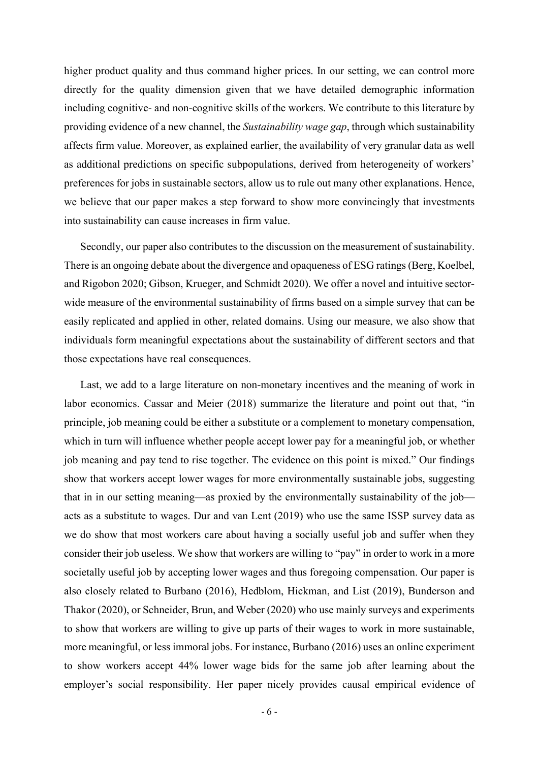higher product quality and thus command higher prices. In our setting, we can control more directly for the quality dimension given that we have detailed demographic information including cognitive- and non-cognitive skills of the workers. We contribute to this literature by providing evidence of a new channel, the *Sustainability wage gap*, through which sustainability affects firm value. Moreover, as explained earlier, the availability of very granular data as well as additional predictions on specific subpopulations, derived from heterogeneity of workers' preferences for jobs in sustainable sectors, allow us to rule out many other explanations. Hence, we believe that our paper makes a step forward to show more convincingly that investments into sustainability can cause increases in firm value.

Secondly, our paper also contributes to the discussion on the measurement of sustainability. There is an ongoing debate about the divergence and opaqueness of ESG ratings (Berg, Koelbel, and Rigobon 2020; Gibson, Krueger, and Schmidt 2020). We offer a novel and intuitive sector-wide measure of the environmental sustainability of firms based on a simple survey that can be easily replicated and applied in other, related domains. Using our measure, we also show that individuals form meaningful expectations about the sustainability of different sectors and that those expectations have real consequences.

Last, we add to a large literature on non-monetary incentives and the meaning of work in labor economics. Cassar and Meier (2018) summarize the literature and point out that, "in principle, job meaning could be either a substitute or a complement to monetary compensation, which in turn will influence whether people accept lower pay for a meaningful job, or whether job meaning and pay tend to rise together. The evidence on this point is mixed." Our findings show that workers accept lower wages for more environmentally sustainable jobs, suggesting that in in our setting meaning—as proxied by the environmentally sustainability of the job—acts as a substitute to wages. Dur and van Lent (2019) who use the same ISSP survey data as we do show that most workers care about having a socially useful job and suffer when they consider their job useless. We show that workers are willing to "pay" in order to work in a more societally useful job by accepting lower wages and thus foregoing compensation. Our paper is also closely related to Burbano (2016), Hedblom, Hickman, and List (2019), Bunderson and Thakor (2020), or Schneider, Brun, and Weber (2020) who use mainly surveys and experiments to show that workers are willing to give up parts of their wages to work in more sustainable, more meaningful, or less immoral jobs. For instance, Burbano (2016) uses an online experiment to show workers accept 44% lower wage bids for the same job after learning about the employer's social responsibility. Her paper nicely provides causal empirical evidence of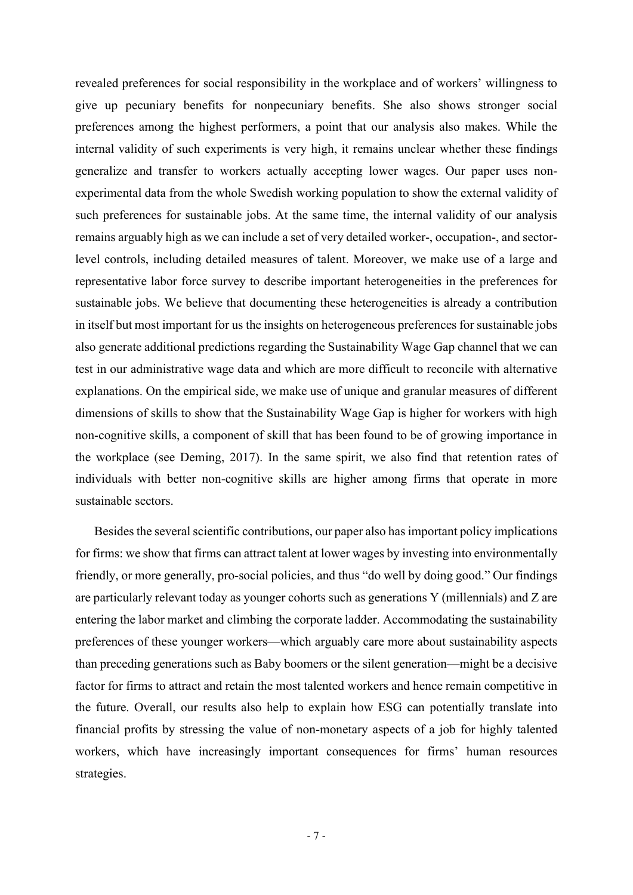revealed preferences for social responsibility in the workplace and of workers' willingness to give up pecuniary benefits for nonpecuniary benefits. She also shows stronger social preferences among the highest performers, a point that our analysis also makes. While the internal validity of such experiments is very high, it remains unclear whether these findings generalize and transfer to workers actually accepting lower wages. Our paper uses non-experimental data from the whole Swedish working population to show the external validity of such preferences for sustainable jobs. At the same time, the internal validity of our analysis remains arguably high as we can include a set of very detailed worker-, occupation-, and sector-level controls, including detailed measures of talent. Moreover, we make use of a large and representative labor force survey to describe important heterogeneities in the preferences for sustainable jobs. We believe that documenting these heterogeneities is already a contribution in itself but most important for us the insights on heterogeneous preferences for sustainable jobs also generate additional predictions regarding the Sustainability Wage Gap channel that we can test in our administrative wage data and which are more difficult to reconcile with alternative explanations. On the empirical side, we make use of unique and granular measures of different dimensions of skills to show that the Sustainability Wage Gap is higher for workers with high non-cognitive skills, a component of skill that has been found to be of growing importance in the workplace (see Deming, 2017). In the same spirit, we also find that retention rates of individuals with better non-cognitive skills are higher among firms that operate in more sustainable sectors.

Besides the several scientific contributions, our paper also has important policy implications for firms: we show that firms can attract talent at lower wages by investing into environmentally friendly, or more generally, pro-social policies, and thus "do well by doing good." Our findings are particularly relevant today as younger cohorts such as generations Y (millennials) and Z are entering the labor market and climbing the corporate ladder. Accommodating the sustainability preferences of these younger workers—which arguably care more about sustainability aspects than preceding generations such as Baby boomers or the silent generation—might be a decisive factor for firms to attract and retain the most talented workers and hence remain competitive in the future. Overall, our results also help to explain how ESG can potentially translate into financial profits by stressing the value of non-monetary aspects of a job for highly talented workers, which have increasingly important consequences for firms' human resources strategies.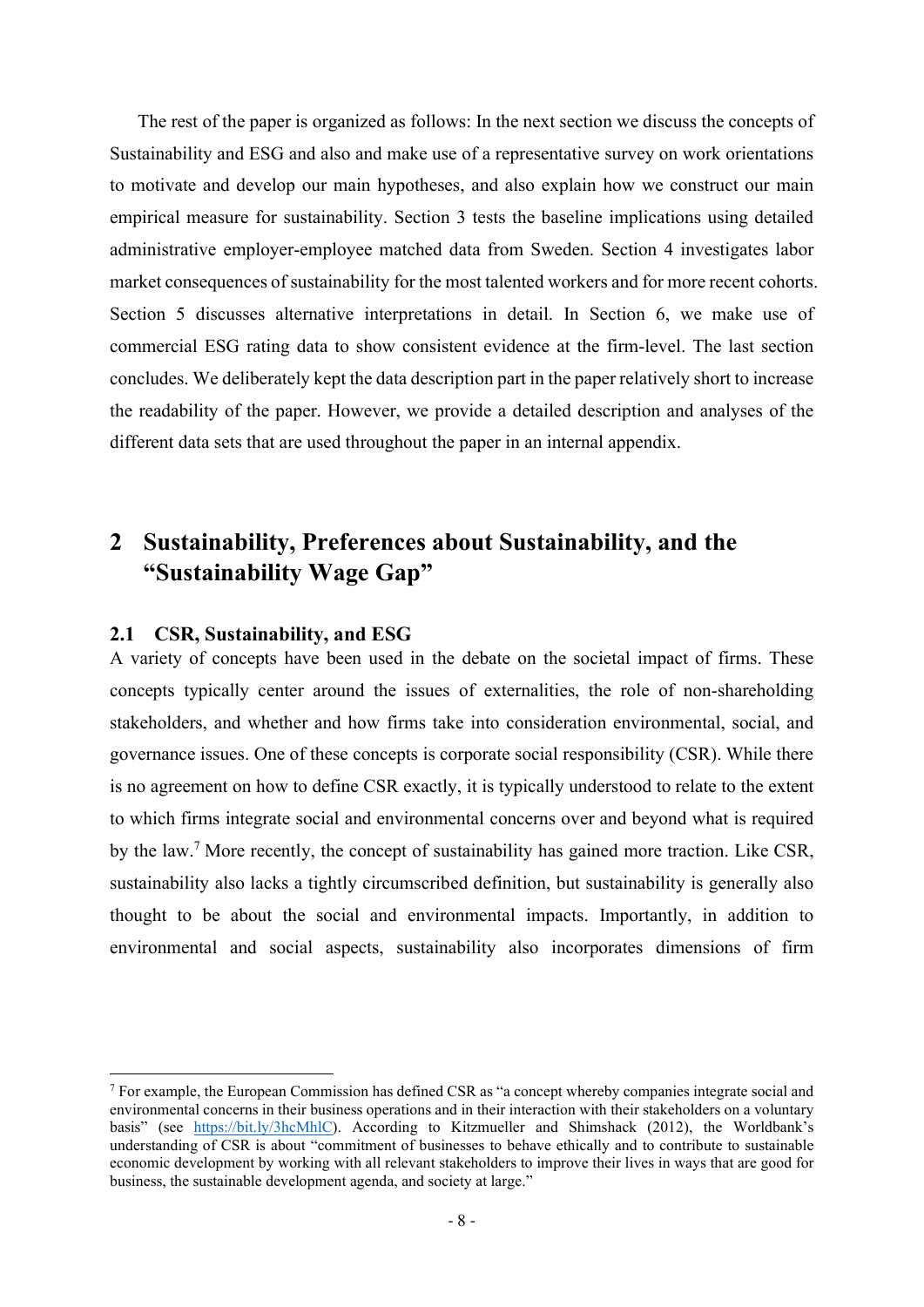The rest of the paper is organized as follows: In the next section we discuss the concepts of Sustainability and ESG and also and make use of a representative survey on work orientations to motivate and develop our main hypotheses, and also explain how we construct our main empirical measure for sustainability. Section 3 tests the baseline implications using detailed administrative employer-employee matched data from Sweden. Section 4 investigates labor market consequences of sustainability for the most talented workers and for more recent cohorts. Section 5 discusses alternative interpretations in detail. In Section 6, we make use of commercial ESG rating data to show consistent evidence at the firm-level. The last section concludes. We deliberately kept the data description part in the paper relatively short to increase the readability of the paper. However, we provide a detailed description and analyses of the different data sets that are used throughout the paper in an internal appendix.

# 2 Sustainability, Preferences about Sustainability, and the "Sustainability Wage Gap"

## 2.1 CSR, Sustainability, and ESG

A variety of concepts have been used in the debate on the societal impact of firms. These concepts typically center around the issues of externalities, the role of non-shareholding stakeholders, and whether and how firms take into consideration environmental, social, and governance issues. One of these concepts is corporate social responsibility (CSR). While there is no agreement on how to define CSR exactly, it is typically understood to relate to the extent to which firms integrate social and environmental concerns over and beyond what is required by the law.[7] More recently, the concept of sustainability has gained more traction. Like CSR, sustainability also lacks a tightly circumscribed definition, but sustainability is generally also thought to be about the social and environmental impacts. Importantly, in addition to environmental and social aspects, sustainability also incorporates dimensions of firm

[7] For example, the European Commission has defined CSR as "a concept whereby companies integrate social and environmental concerns in their business operations and in their interaction with their stakeholders on a voluntary basis" (see https://bit.ly/3hcMhlC). According to Kitzmueller and Shimshack (2012), the Worldbank's understanding of CSR is about "commitment of businesses to behave ethically and to contribute to sustainable economic development by working with all relevant stakeholders to improve their lives in ways that are good for business, the sustainable development agenda, and society at large."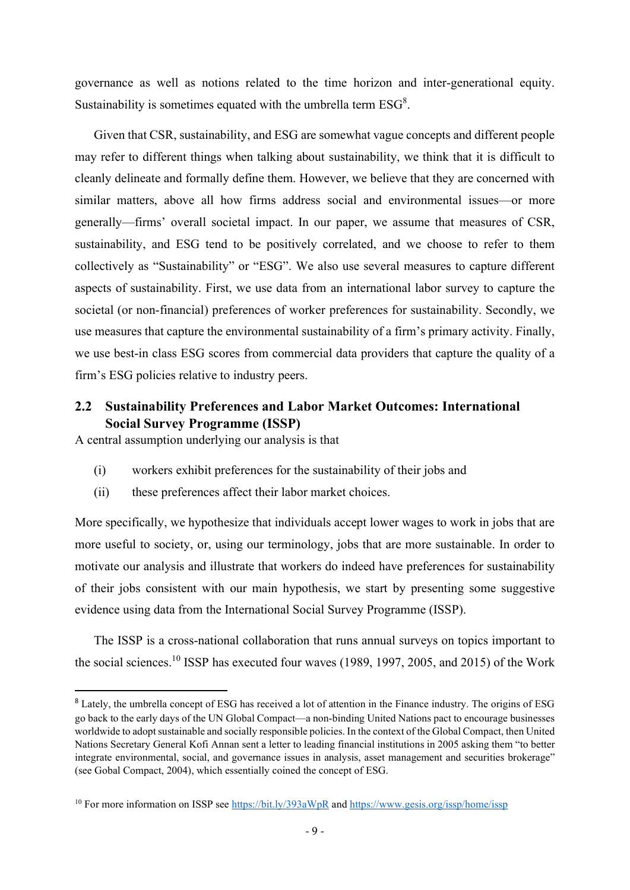governance as well as notions related to the time horizon and inter-generational equity. Sustainability is sometimes equated with the umbrella term ESG[8].

Given that CSR, sustainability, and ESG are somewhat vague concepts and different people may refer to different things when talking about sustainability, we think that it is difficult to cleanly delineate and formally define them. However, we believe that they are concerned with similar matters, above all how firms address social and environmental issues—or more generally—firms' overall societal impact. In our paper, we assume that measures of CSR, sustainability, and ESG tend to be positively correlated, and we choose to refer to them collectively as "Sustainability" or "ESG". We also use several measures to capture different aspects of sustainability. First, we use data from an international labor survey to capture the societal (or non-financial) preferences of worker preferences for sustainability. Secondly, we use measures that capture the environmental sustainability of a firm's primary activity. Finally, we use best-in class ESG scores from commercial data providers that capture the quality of a firm's ESG policies relative to industry peers.

## 2.2 Sustainability Preferences and Labor Market Outcomes: International Social Survey Programme (ISSP)

A central assumption underlying our analysis is that

(i) workers exhibit preferences for the sustainability of their jobs and

(ii) these preferences affect their labor market choices.

More specifically, we hypothesize that individuals accept lower wages to work in jobs that are more useful to society, or, using our terminology, jobs that are more sustainable. In order to motivate our analysis and illustrate that workers do indeed have preferences for sustainability of their jobs consistent with our main hypothesis, we start by presenting some suggestive evidence using data from the International Social Survey Programme (ISSP).

The ISSP is a cross-national collaboration that runs annual surveys on topics important to the social sciences.[10] ISSP has executed four waves (1989, 1997, 2005, and 2015) of the Work

---

[8] Lately, the umbrella concept of ESG has received a lot of attention in the Finance industry. The origins of ESG go back to the early days of the UN Global Compact—a non-binding United Nations pact to encourage businesses worldwide to adopt sustainable and socially responsible policies. In the context of the Global Compact, then United Nations Secretary General Kofi Annan sent a letter to leading financial institutions in 2005 asking them "to better integrate environmental, social, and governance issues in analysis, asset management and securities brokerage" (see Gobal Compact, 2004), which essentially coined the concept of ESG.

[10] For more information on ISSP see https://bit.ly/393aWpR and https://www.gesis.org/issp/home/issp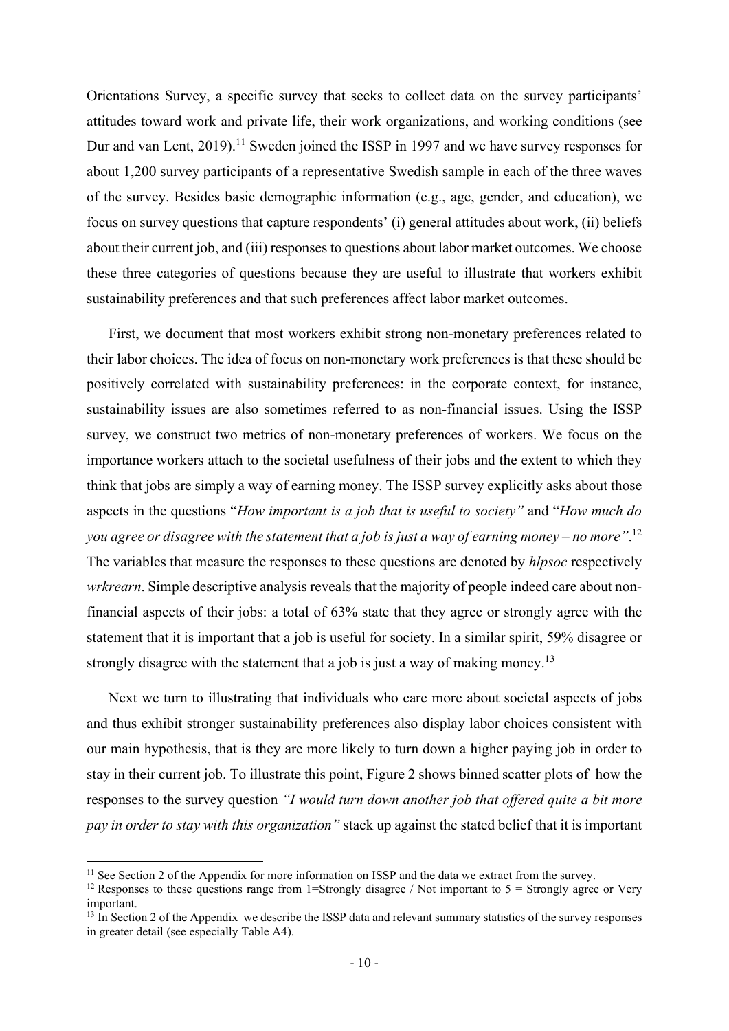Orientations Survey, a specific survey that seeks to collect data on the survey participants' attitudes toward work and private life, their work organizations, and working conditions (see Dur and van Lent, 2019).[11] Sweden joined the ISSP in 1997 and we have survey responses for about 1,200 survey participants of a representative Swedish sample in each of the three waves of the survey. Besides basic demographic information (e.g., age, gender, and education), we focus on survey questions that capture respondents' (i) general attitudes about work, (ii) beliefs about their current job, and (iii) responses to questions about labor market outcomes. We choose these three categories of questions because they are useful to illustrate that workers exhibit sustainability preferences and that such preferences affect labor market outcomes.

First, we document that most workers exhibit strong non-monetary preferences related to their labor choices. The idea of focus on non-monetary work preferences is that these should be positively correlated with sustainability preferences: in the corporate context, for instance, sustainability issues are also sometimes referred to as non-financial issues. Using the ISSP survey, we construct two metrics of non-monetary preferences of workers. We focus on the importance workers attach to the societal usefulness of their jobs and the extent to which they think that jobs are simply a way of earning money. The ISSP survey explicitly asks about those aspects in the questions "*How important is a job that is useful to society"* and "*How much do you agree or disagree with the statement that a job is just a way of earning money – no more"*.[12] The variables that measure the responses to these questions are denoted by *hlpsoc* respectively *wrkrearn*. Simple descriptive analysis reveals that the majority of people indeed care about non-financial aspects of their jobs: a total of 63% state that they agree or strongly agree with the statement that it is important that a job is useful for society. In a similar spirit, 59% disagree or strongly disagree with the statement that a job is just a way of making money.[13]

Next we turn to illustrating that individuals who care more about societal aspects of jobs and thus exhibit stronger sustainability preferences also display labor choices consistent with our main hypothesis, that is they are more likely to turn down a higher paying job in order to stay in their current job. To illustrate this point, Figure 2 shows binned scatter plots of how the responses to the survey question *"I would turn down another job that offered quite a bit more pay in order to stay with this organization"* stack up against the stated belief that it is important

---

[11] See Section 2 of the Appendix for more information on ISSP and the data we extract from the survey.

[12] Responses to these questions range from 1=Strongly disagree / Not important to 5 = Strongly agree or Very important.

[13] In Section 2 of the Appendix we describe the ISSP data and relevant summary statistics of the survey responses in greater detail (see especially Table A4).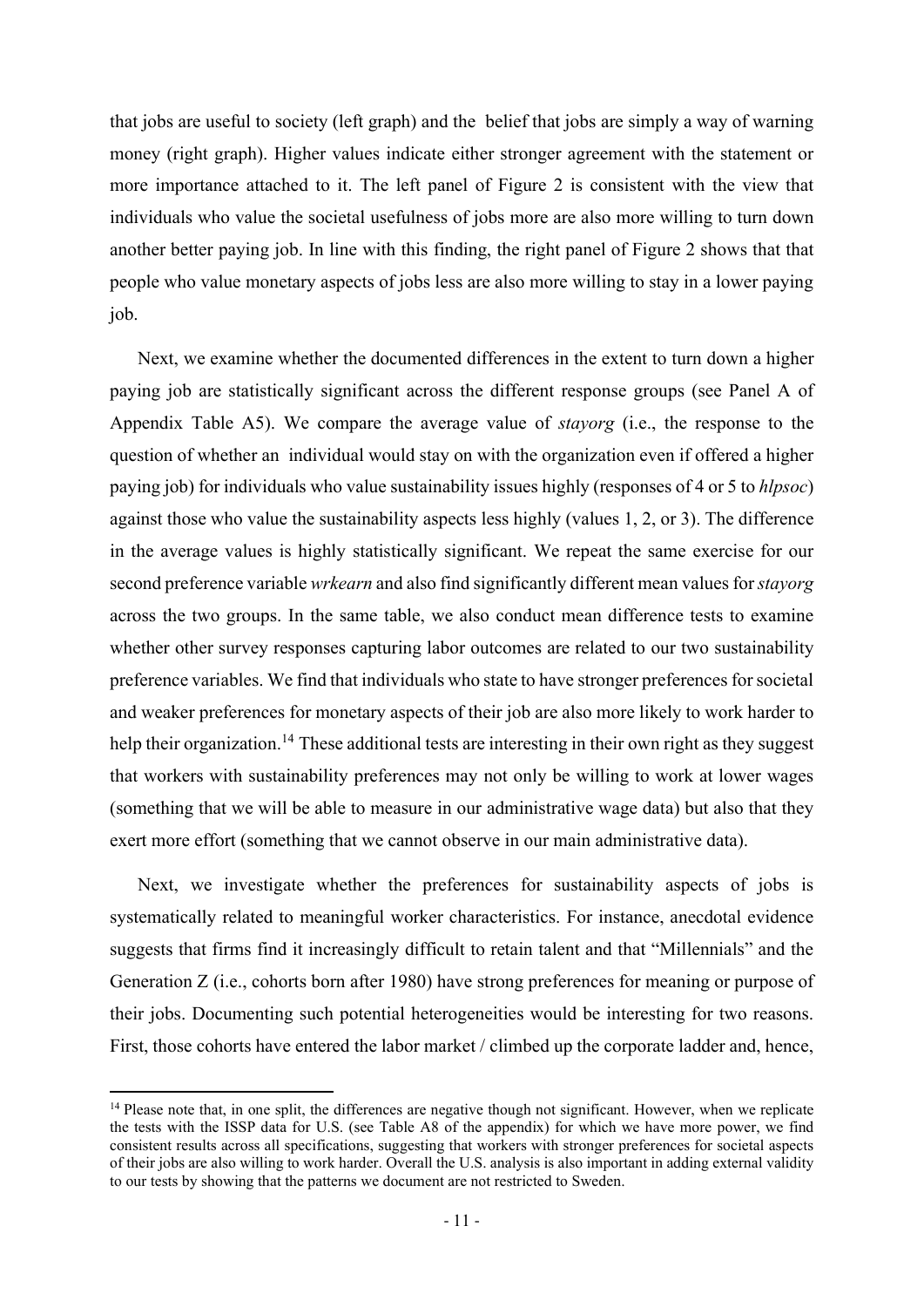that jobs are useful to society (left graph) and the  belief that jobs are simply a way of warning money (right graph). Higher values indicate either stronger agreement with the statement or more importance attached to it. The left panel of Figure 2 is consistent with the view that individuals who value the societal usefulness of jobs more are also more willing to turn down another better paying job. In line with this finding, the right panel of Figure 2 shows that that people who value monetary aspects of jobs less are also more willing to stay in a lower paying job.

Next, we examine whether the documented differences in the extent to turn down a higher paying job are statistically significant across the different response groups (see Panel A of Appendix Table A5). We compare the average value of *stayorg* (i.e., the response to the question of whether an  individual would stay on with the organization even if offered a higher paying job) for individuals who value sustainability issues highly (responses of 4 or 5 to *hlpsoc*) against those who value the sustainability aspects less highly (values 1, 2, or 3). The difference in the average values is highly statistically significant. We repeat the same exercise for our second preference variable *wrkearn* and also find significantly different mean values for *stayorg* across the two groups. In the same table, we also conduct mean difference tests to examine whether other survey responses capturing labor outcomes are related to our two sustainability preference variables. We find that individuals who state to have stronger preferences for societal and weaker preferences for monetary aspects of their job are also more likely to work harder to help their organization.[14] These additional tests are interesting in their own right as they suggest that workers with sustainability preferences may not only be willing to work at lower wages (something that we will be able to measure in our administrative wage data) but also that they exert more effort (something that we cannot observe in our main administrative data).

Next, we investigate whether the preferences for sustainability aspects of jobs is systematically related to meaningful worker characteristics. For instance, anecdotal evidence suggests that firms find it increasingly difficult to retain talent and that "Millennials" and the Generation Z (i.e., cohorts born after 1980) have strong preferences for meaning or purpose of their jobs. Documenting such potential heterogeneities would be interesting for two reasons. First, those cohorts have entered the labor market / climbed up the corporate ladder and, hence,

[14] Please note that, in one split, the differences are negative though not significant. However, when we replicate the tests with the ISSP data for U.S. (see Table A8 of the appendix) for which we have more power, we find consistent results across all specifications, suggesting that workers with stronger preferences for societal aspects of their jobs are also willing to work harder. Overall the U.S. analysis is also important in adding external validity to our tests by showing that the patterns we document are not restricted to Sweden.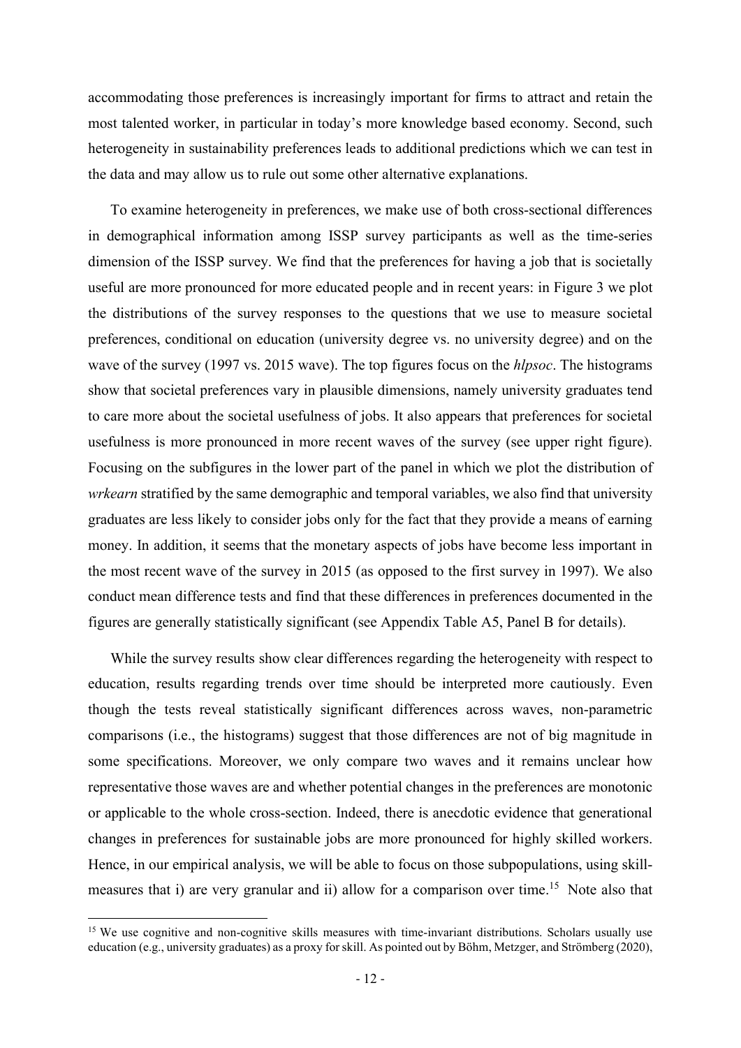accommodating those preferences is increasingly important for firms to attract and retain the most talented worker, in particular in today's more knowledge based economy. Second, such heterogeneity in sustainability preferences leads to additional predictions which we can test in the data and may allow us to rule out some other alternative explanations.

To examine heterogeneity in preferences, we make use of both cross-sectional differences in demographical information among ISSP survey participants as well as the time-series dimension of the ISSP survey. We find that the preferences for having a job that is societally useful are more pronounced for more educated people and in recent years: in Figure 3 we plot the distributions of the survey responses to the questions that we use to measure societal preferences, conditional on education (university degree vs. no university degree) and on the wave of the survey (1997 vs. 2015 wave). The top figures focus on the *hlpsoc*. The histograms show that societal preferences vary in plausible dimensions, namely university graduates tend to care more about the societal usefulness of jobs. It also appears that preferences for societal usefulness is more pronounced in more recent waves of the survey (see upper right figure). Focusing on the subfigures in the lower part of the panel in which we plot the distribution of *wrkearn* stratified by the same demographic and temporal variables, we also find that university graduates are less likely to consider jobs only for the fact that they provide a means of earning money. In addition, it seems that the monetary aspects of jobs have become less important in the most recent wave of the survey in 2015 (as opposed to the first survey in 1997). We also conduct mean difference tests and find that these differences in preferences documented in the figures are generally statistically significant (see Appendix Table A5, Panel B for details).

While the survey results show clear differences regarding the heterogeneity with respect to education, results regarding trends over time should be interpreted more cautiously. Even though the tests reveal statistically significant differences across waves, non-parametric comparisons (i.e., the histograms) suggest that those differences are not of big magnitude in some specifications. Moreover, we only compare two waves and it remains unclear how representative those waves are and whether potential changes in the preferences are monotonic or applicable to the whole cross-section. Indeed, there is anecdotic evidence that generational changes in preferences for sustainable jobs are more pronounced for highly skilled workers. Hence, in our empirical analysis, we will be able to focus on those subpopulations, using skill-measures that i) are very granular and ii) allow for a comparison over time.[15] Note also that

[15] We use cognitive and non-cognitive skills measures with time-invariant distributions. Scholars usually use education (e.g., university graduates) as a proxy for skill. As pointed out by Böhm, Metzger, and Strömberg (2020),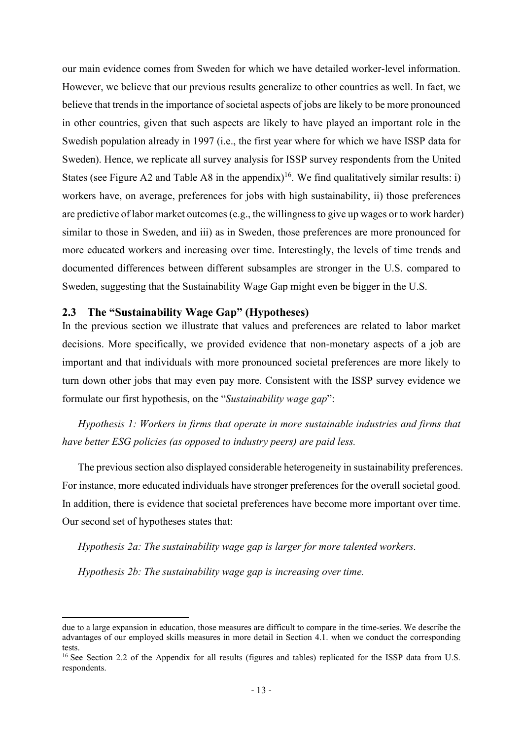our main evidence comes from Sweden for which we have detailed worker-level information. However, we believe that our previous results generalize to other countries as well. In fact, we believe that trends in the importance of societal aspects of jobs are likely to be more pronounced in other countries, given that such aspects are likely to have played an important role in the Swedish population already in 1997 (i.e., the first year where for which we have ISSP data for Sweden). Hence, we replicate all survey analysis for ISSP survey respondents from the United States (see Figure A2 and Table A8 in the appendix)[16]. We find qualitatively similar results: i) workers have, on average, preferences for jobs with high sustainability, ii) those preferences are predictive of labor market outcomes (e.g., the willingness to give up wages or to work harder) similar to those in Sweden, and iii) as in Sweden, those preferences are more pronounced for more educated workers and increasing over time. Interestingly, the levels of time trends and documented differences between different subsamples are stronger in the U.S. compared to Sweden, suggesting that the Sustainability Wage Gap might even be bigger in the U.S.

## 2.3 The "Sustainability Wage Gap" (Hypotheses)

In the previous section we illustrate that values and preferences are related to labor market decisions. More specifically, we provided evidence that non-monetary aspects of a job are important and that individuals with more pronounced societal preferences are more likely to turn down other jobs that may even pay more. Consistent with the ISSP survey evidence we formulate our first hypothesis, on the "*Sustainability wage gap*":

*Hypothesis 1: Workers in firms that operate in more sustainable industries and firms that have better ESG policies (as opposed to industry peers) are paid less.*

The previous section also displayed considerable heterogeneity in sustainability preferences. For instance, more educated individuals have stronger preferences for the overall societal good. In addition, there is evidence that societal preferences have become more important over time. Our second set of hypotheses states that:

*Hypothesis 2a: The sustainability wage gap is larger for more talented workers.*

*Hypothesis 2b: The sustainability wage gap is increasing over time.*

---

due to a large expansion in education, those measures are difficult to compare in the time-series. We describe the advantages of our employed skills measures in more detail in Section 4.1. when we conduct the corresponding tests.

[16] See Section 2.2 of the Appendix for all results (figures and tables) replicated for the ISSP data from U.S. respondents.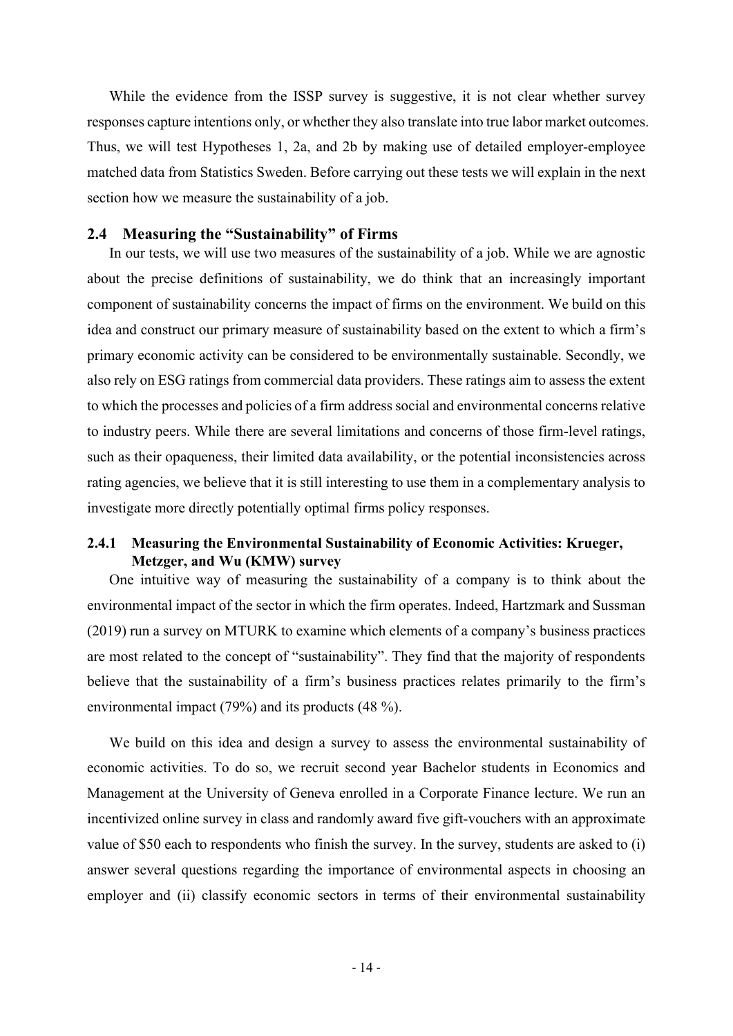While the evidence from the ISSP survey is suggestive, it is not clear whether survey responses capture intentions only, or whether they also translate into true labor market outcomes. Thus, we will test Hypotheses 1, 2a, and 2b by making use of detailed employer-employee matched data from Statistics Sweden. Before carrying out these tests we will explain in the next section how we measure the sustainability of a job.

## 2.4 Measuring the "Sustainability" of Firms

In our tests, we will use two measures of the sustainability of a job. While we are agnostic about the precise definitions of sustainability, we do think that an increasingly important component of sustainability concerns the impact of firms on the environment. We build on this idea and construct our primary measure of sustainability based on the extent to which a firm's primary economic activity can be considered to be environmentally sustainable. Secondly, we also rely on ESG ratings from commercial data providers. These ratings aim to assess the extent to which the processes and policies of a firm address social and environmental concerns relative to industry peers. While there are several limitations and concerns of those firm-level ratings, such as their opaqueness, their limited data availability, or the potential inconsistencies across rating agencies, we believe that it is still interesting to use them in a complementary analysis to investigate more directly potentially optimal firms policy responses.

### 2.4.1 Measuring the Environmental Sustainability of Economic Activities: Krueger, Metzger, and Wu (KMW) survey

One intuitive way of measuring the sustainability of a company is to think about the environmental impact of the sector in which the firm operates. Indeed, Hartzmark and Sussman (2019) run a survey on MTURK to examine which elements of a company's business practices are most related to the concept of "sustainability". They find that the majority of respondents believe that the sustainability of a firm's business practices relates primarily to the firm's environmental impact (79%) and its products (48 %).

We build on this idea and design a survey to assess the environmental sustainability of economic activities. To do so, we recruit second year Bachelor students in Economics and Management at the University of Geneva enrolled in a Corporate Finance lecture. We run an incentivized online survey in class and randomly award five gift-vouchers with an approximate value of $50 each to respondents who finish the survey. In the survey, students are asked to (i) answer several questions regarding the importance of environmental aspects in choosing an employer and (ii) classify economic sectors in terms of their environmental sustainability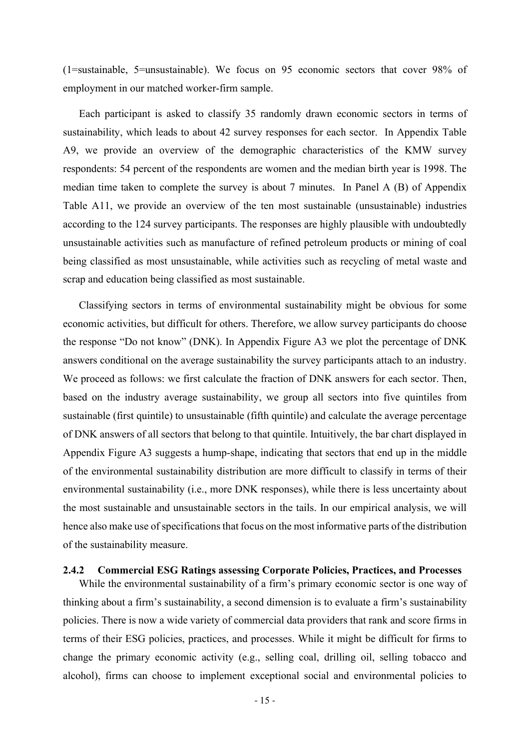(1=sustainable, 5=unsustainable). We focus on 95 economic sectors that cover 98% of employment in our matched worker-firm sample.

Each participant is asked to classify 35 randomly drawn economic sectors in terms of sustainability, which leads to about 42 survey responses for each sector. In Appendix Table A9, we provide an overview of the demographic characteristics of the KMW survey respondents: 54 percent of the respondents are women and the median birth year is 1998. The median time taken to complete the survey is about 7 minutes. In Panel A (B) of Appendix Table A11, we provide an overview of the ten most sustainable (unsustainable) industries according to the 124 survey participants. The responses are highly plausible with undoubtedly unsustainable activities such as manufacture of refined petroleum products or mining of coal being classified as most unsustainable, while activities such as recycling of metal waste and scrap and education being classified as most sustainable.

Classifying sectors in terms of environmental sustainability might be obvious for some economic activities, but difficult for others. Therefore, we allow survey participants do choose the response "Do not know" (DNK). In Appendix Figure A3 we plot the percentage of DNK answers conditional on the average sustainability the survey participants attach to an industry. We proceed as follows: we first calculate the fraction of DNK answers for each sector. Then, based on the industry average sustainability, we group all sectors into five quintiles from sustainable (first quintile) to unsustainable (fifth quintile) and calculate the average percentage of DNK answers of all sectors that belong to that quintile. Intuitively, the bar chart displayed in Appendix Figure A3 suggests a hump-shape, indicating that sectors that end up in the middle of the environmental sustainability distribution are more difficult to classify in terms of their environmental sustainability (i.e., more DNK responses), while there is less uncertainty about the most sustainable and unsustainable sectors in the tails. In our empirical analysis, we will hence also make use of specifications that focus on the most informative parts of the distribution of the sustainability measure.

### 2.4.2 Commercial ESG Ratings assessing Corporate Policies, Practices, and Processes

While the environmental sustainability of a firm's primary economic sector is one way of thinking about a firm's sustainability, a second dimension is to evaluate a firm's sustainability policies. There is now a wide variety of commercial data providers that rank and score firms in terms of their ESG policies, practices, and processes. While it might be difficult for firms to change the primary economic activity (e.g., selling coal, drilling oil, selling tobacco and alcohol), firms can choose to implement exceptional social and environmental policies to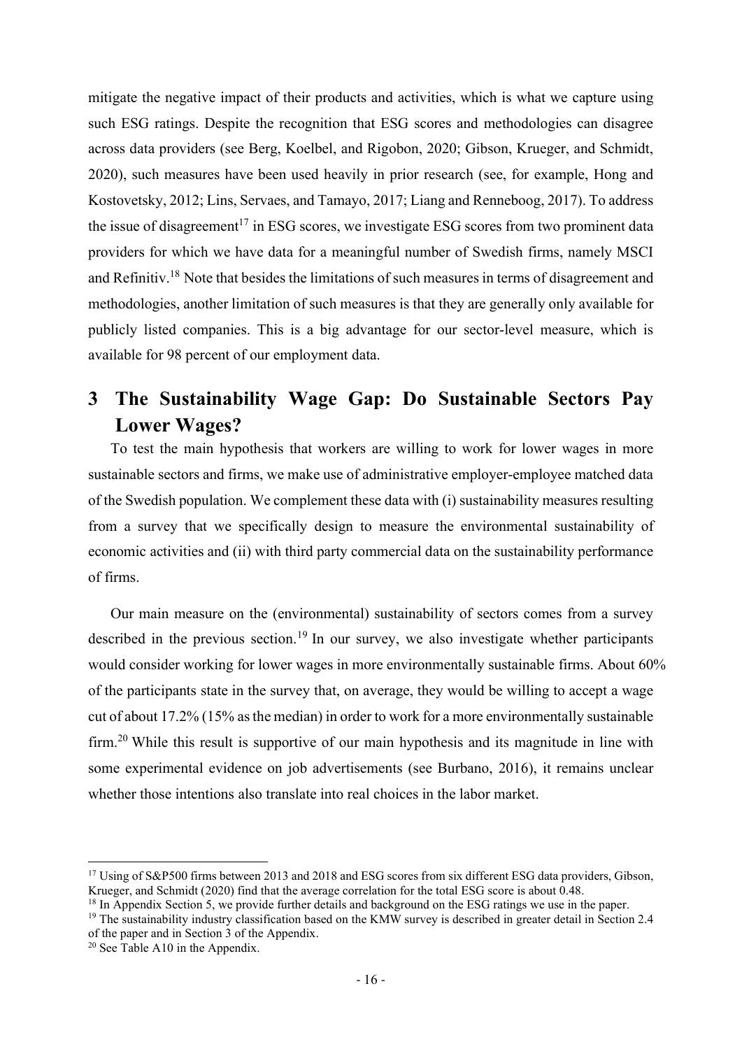mitigate the negative impact of their products and activities, which is what we capture using such ESG ratings. Despite the recognition that ESG scores and methodologies can disagree across data providers (see Berg, Koelbel, and Rigobon, 2020; Gibson, Krueger, and Schmidt, 2020), such measures have been used heavily in prior research (see, for example, Hong and Kostovetsky, 2012; Lins, Servaes, and Tamayo, 2017; Liang and Renneboog, 2017). To address the issue of disagreement[17] in ESG scores, we investigate ESG scores from two prominent data providers for which we have data for a meaningful number of Swedish firms, namely MSCI and Refinitiv.[18] Note that besides the limitations of such measures in terms of disagreement and methodologies, another limitation of such measures is that they are generally only available for publicly listed companies. This is a big advantage for our sector-level measure, which is available for 98 percent of our employment data.

# 3 The Sustainability Wage Gap: Do Sustainable Sectors Pay Lower Wages?

To test the main hypothesis that workers are willing to work for lower wages in more sustainable sectors and firms, we make use of administrative employer-employee matched data of the Swedish population. We complement these data with (i) sustainability measures resulting from a survey that we specifically design to measure the environmental sustainability of economic activities and (ii) with third party commercial data on the sustainability performance of firms.

Our main measure on the (environmental) sustainability of sectors comes from a survey described in the previous section.[19] In our survey, we also investigate whether participants would consider working for lower wages in more environmentally sustainable firms. About 60% of the participants state in the survey that, on average, they would be willing to accept a wage cut of about 17.2% (15% as the median) in order to work for a more environmentally sustainable firm.[20] While this result is supportive of our main hypothesis and its magnitude in line with some experimental evidence on job advertisements (see Burbano, 2016), it remains unclear whether those intentions also translate into real choices in the labor market.

---

[17] Using of S&P500 firms between 2013 and 2018 and ESG scores from six different ESG data providers, Gibson, Krueger, and Schmidt (2020) find that the average correlation for the total ESG score is about 0.48.

[18] In Appendix Section 5, we provide further details and background on the ESG ratings we use in the paper.

[19] The sustainability industry classification based on the KMW survey is described in greater detail in Section 2.4 of the paper and in Section 3 of the Appendix.

[20] See Table A10 in the Appendix.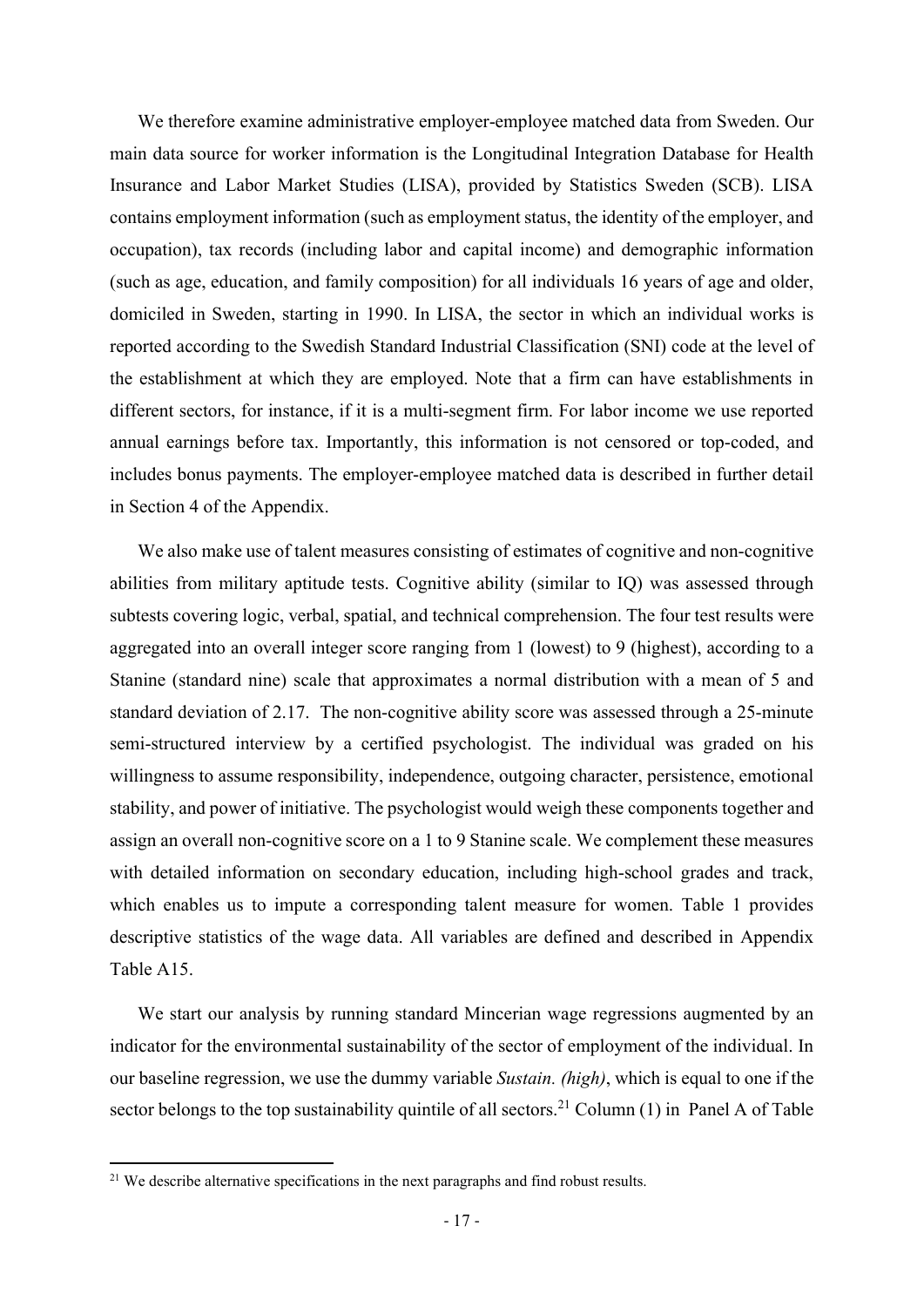We therefore examine administrative employer-employee matched data from Sweden. Our main data source for worker information is the Longitudinal Integration Database for Health Insurance and Labor Market Studies (LISA), provided by Statistics Sweden (SCB). LISA contains employment information (such as employment status, the identity of the employer, and occupation), tax records (including labor and capital income) and demographic information (such as age, education, and family composition) for all individuals 16 years of age and older, domiciled in Sweden, starting in 1990. In LISA, the sector in which an individual works is reported according to the Swedish Standard Industrial Classification (SNI) code at the level of the establishment at which they are employed. Note that a firm can have establishments in different sectors, for instance, if it is a multi-segment firm. For labor income we use reported annual earnings before tax. Importantly, this information is not censored or top-coded, and includes bonus payments. The employer-employee matched data is described in further detail in Section 4 of the Appendix.

We also make use of talent measures consisting of estimates of cognitive and non-cognitive abilities from military aptitude tests. Cognitive ability (similar to IQ) was assessed through subtests covering logic, verbal, spatial, and technical comprehension. The four test results were aggregated into an overall integer score ranging from 1 (lowest) to 9 (highest), according to a Stanine (standard nine) scale that approximates a normal distribution with a mean of 5 and standard deviation of 2.17. The non-cognitive ability score was assessed through a 25-minute semi-structured interview by a certified psychologist. The individual was graded on his willingness to assume responsibility, independence, outgoing character, persistence, emotional stability, and power of initiative. The psychologist would weigh these components together and assign an overall non-cognitive score on a 1 to 9 Stanine scale. We complement these measures with detailed information on secondary education, including high-school grades and track, which enables us to impute a corresponding talent measure for women. Table 1 provides descriptive statistics of the wage data. All variables are defined and described in Appendix Table A15.

We start our analysis by running standard Mincerian wage regressions augmented by an indicator for the environmental sustainability of the sector of employment of the individual. In our baseline regression, we use the dummy variable *Sustain. (high)*, which is equal to one if the sector belongs to the top sustainability quintile of all sectors.[21] Column (1) in Panel A of Table

[21] We describe alternative specifications in the next paragraphs and find robust results.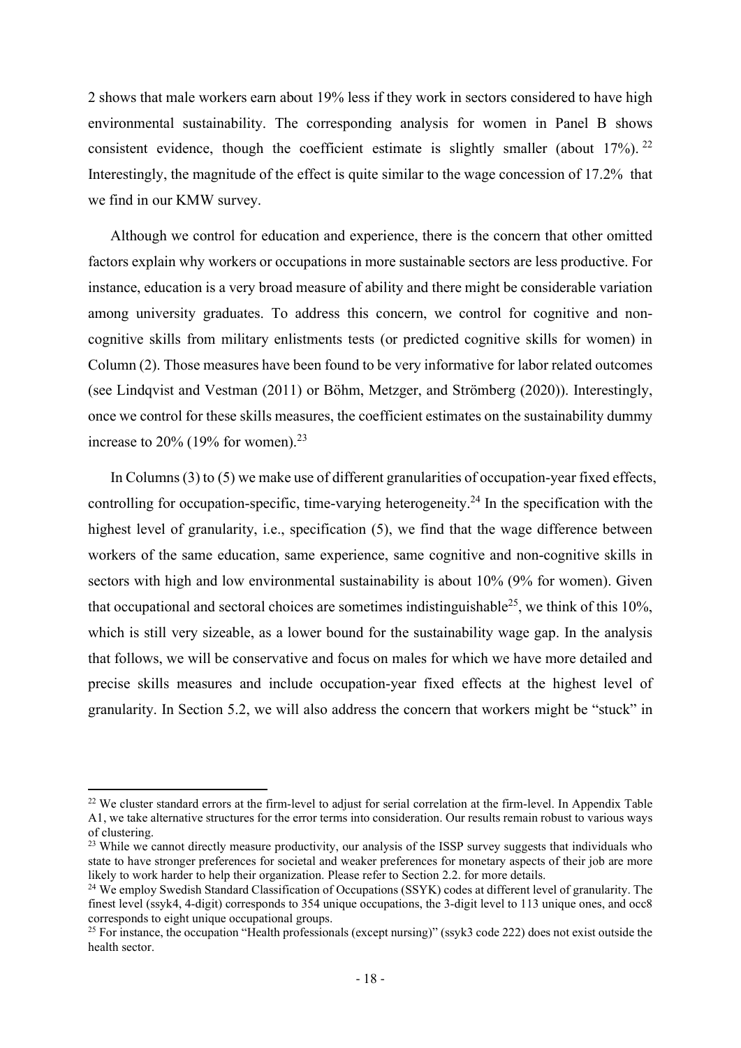2 shows that male workers earn about 19% less if they work in sectors considered to have high environmental sustainability. The corresponding analysis for women in Panel B shows consistent evidence, though the coefficient estimate is slightly smaller (about 17%).[22] Interestingly, the magnitude of the effect is quite similar to the wage concession of 17.2% that we find in our KMW survey.

Although we control for education and experience, there is the concern that other omitted factors explain why workers or occupations in more sustainable sectors are less productive. For instance, education is a very broad measure of ability and there might be considerable variation among university graduates. To address this concern, we control for cognitive and non-cognitive skills from military enlistments tests (or predicted cognitive skills for women) in Column (2). Those measures have been found to be very informative for labor related outcomes (see Lindqvist and Vestman (2011) or Böhm, Metzger, and Strömberg (2020)). Interestingly, once we control for these skills measures, the coefficient estimates on the sustainability dummy increase to 20% (19% for women).[23]

In Columns (3) to (5) we make use of different granularities of occupation-year fixed effects, controlling for occupation-specific, time-varying heterogeneity.[24] In the specification with the highest level of granularity, i.e., specification (5), we find that the wage difference between workers of the same education, same experience, same cognitive and non-cognitive skills in sectors with high and low environmental sustainability is about 10% (9% for women). Given that occupational and sectoral choices are sometimes indistinguishable[25], we think of this 10%, which is still very sizeable, as a lower bound for the sustainability wage gap. In the analysis that follows, we will be conservative and focus on males for which we have more detailed and precise skills measures and include occupation-year fixed effects at the highest level of granularity. In Section 5.2, we will also address the concern that workers might be "stuck" in

---

[22] We cluster standard errors at the firm-level to adjust for serial correlation at the firm-level. In Appendix Table A1, we take alternative structures for the error terms into consideration. Our results remain robust to various ways of clustering.

[23] While we cannot directly measure productivity, our analysis of the ISSP survey suggests that individuals who state to have stronger preferences for societal and weaker preferences for monetary aspects of their job are more likely to work harder to help their organization. Please refer to Section 2.2. for more details.

[24] We employ Swedish Standard Classification of Occupations (SSYK) codes at different level of granularity. The finest level (ssyk4, 4-digit) corresponds to 354 unique occupations, the 3-digit level to 113 unique ones, and occ8 corresponds to eight unique occupational groups.

[25] For instance, the occupation "Health professionals (except nursing)" (ssyk3 code 222) does not exist outside the health sector.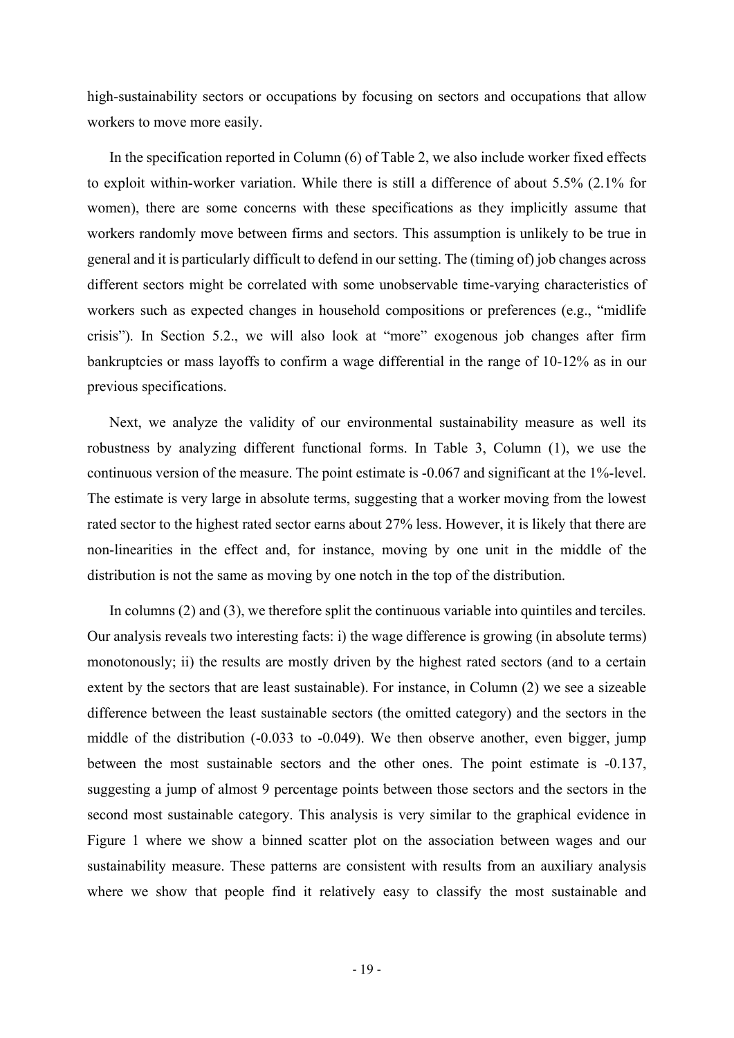high-sustainability sectors or occupations by focusing on sectors and occupations that allow workers to move more easily.

In the specification reported in Column (6) of Table 2, we also include worker fixed effects to exploit within-worker variation. While there is still a difference of about 5.5% (2.1% for women), there are some concerns with these specifications as they implicitly assume that workers randomly move between firms and sectors. This assumption is unlikely to be true in general and it is particularly difficult to defend in our setting. The (timing of) job changes across different sectors might be correlated with some unobservable time-varying characteristics of workers such as expected changes in household compositions or preferences (e.g., "midlife crisis"). In Section 5.2., we will also look at "more" exogenous job changes after firm bankruptcies or mass layoffs to confirm a wage differential in the range of 10-12% as in our previous specifications.

Next, we analyze the validity of our environmental sustainability measure as well its robustness by analyzing different functional forms. In Table 3, Column (1), we use the continuous version of the measure. The point estimate is -0.067 and significant at the 1%-level. The estimate is very large in absolute terms, suggesting that a worker moving from the lowest rated sector to the highest rated sector earns about 27% less. However, it is likely that there are non-linearities in the effect and, for instance, moving by one unit in the middle of the distribution is not the same as moving by one notch in the top of the distribution.

In columns (2) and (3), we therefore split the continuous variable into quintiles and terciles. Our analysis reveals two interesting facts: i) the wage difference is growing (in absolute terms) monotonously; ii) the results are mostly driven by the highest rated sectors (and to a certain extent by the sectors that are least sustainable). For instance, in Column (2) we see a sizeable difference between the least sustainable sectors (the omitted category) and the sectors in the middle of the distribution (-0.033 to -0.049). We then observe another, even bigger, jump between the most sustainable sectors and the other ones. The point estimate is -0.137, suggesting a jump of almost 9 percentage points between those sectors and the sectors in the second most sustainable category. This analysis is very similar to the graphical evidence in Figure 1 where we show a binned scatter plot on the association between wages and our sustainability measure. These patterns are consistent with results from an auxiliary analysis where we show that people find it relatively easy to classify the most sustainable and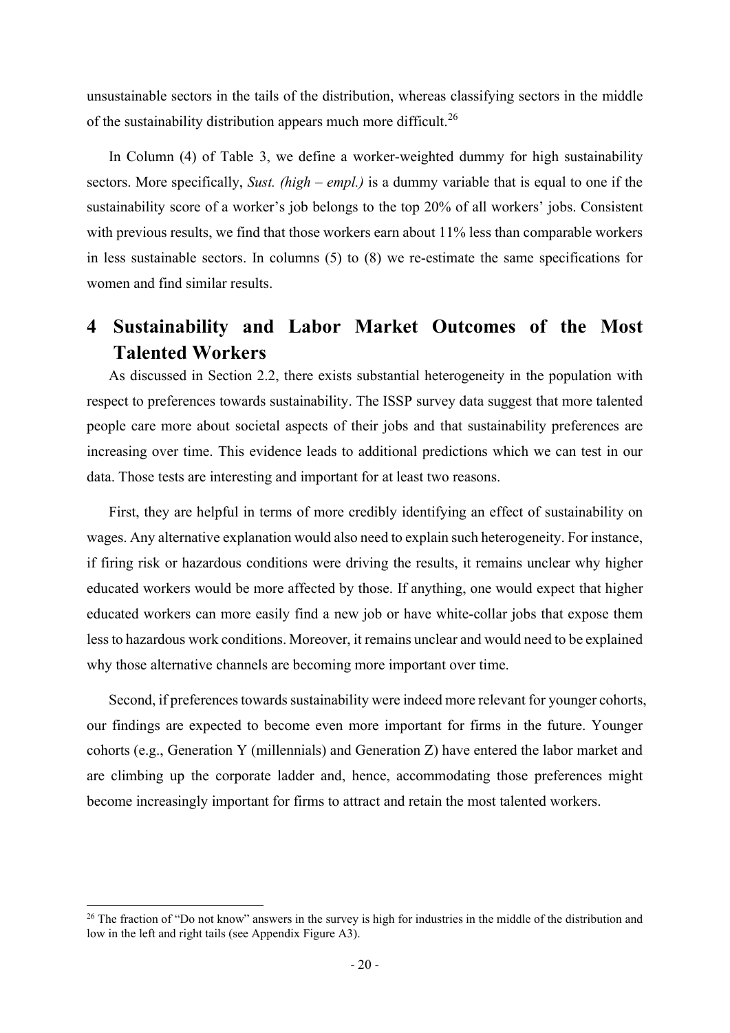unsustainable sectors in the tails of the distribution, whereas classifying sectors in the middle of the sustainability distribution appears much more difficult.[26]

In Column (4) of Table 3, we define a worker-weighted dummy for high sustainability sectors. More specifically, *Sust. (high – empl.)* is a dummy variable that is equal to one if the sustainability score of a worker's job belongs to the top 20% of all workers' jobs. Consistent with previous results, we find that those workers earn about 11% less than comparable workers in less sustainable sectors. In columns (5) to (8) we re-estimate the same specifications for women and find similar results.

# 4 Sustainability and Labor Market Outcomes of the Most Talented Workers

As discussed in Section 2.2, there exists substantial heterogeneity in the population with respect to preferences towards sustainability. The ISSP survey data suggest that more talented people care more about societal aspects of their jobs and that sustainability preferences are increasing over time. This evidence leads to additional predictions which we can test in our data. Those tests are interesting and important for at least two reasons.

First, they are helpful in terms of more credibly identifying an effect of sustainability on wages. Any alternative explanation would also need to explain such heterogeneity. For instance, if firing risk or hazardous conditions were driving the results, it remains unclear why higher educated workers would be more affected by those. If anything, one would expect that higher educated workers can more easily find a new job or have white-collar jobs that expose them less to hazardous work conditions. Moreover, it remains unclear and would need to be explained why those alternative channels are becoming more important over time.

Second, if preferences towards sustainability were indeed more relevant for younger cohorts, our findings are expected to become even more important for firms in the future. Younger cohorts (e.g., Generation Y (millennials) and Generation Z) have entered the labor market and are climbing up the corporate ladder and, hence, accommodating those preferences might become increasingly important for firms to attract and retain the most talented workers.

[26] The fraction of "Do not know" answers in the survey is high for industries in the middle of the distribution and low in the left and right tails (see Appendix Figure A3).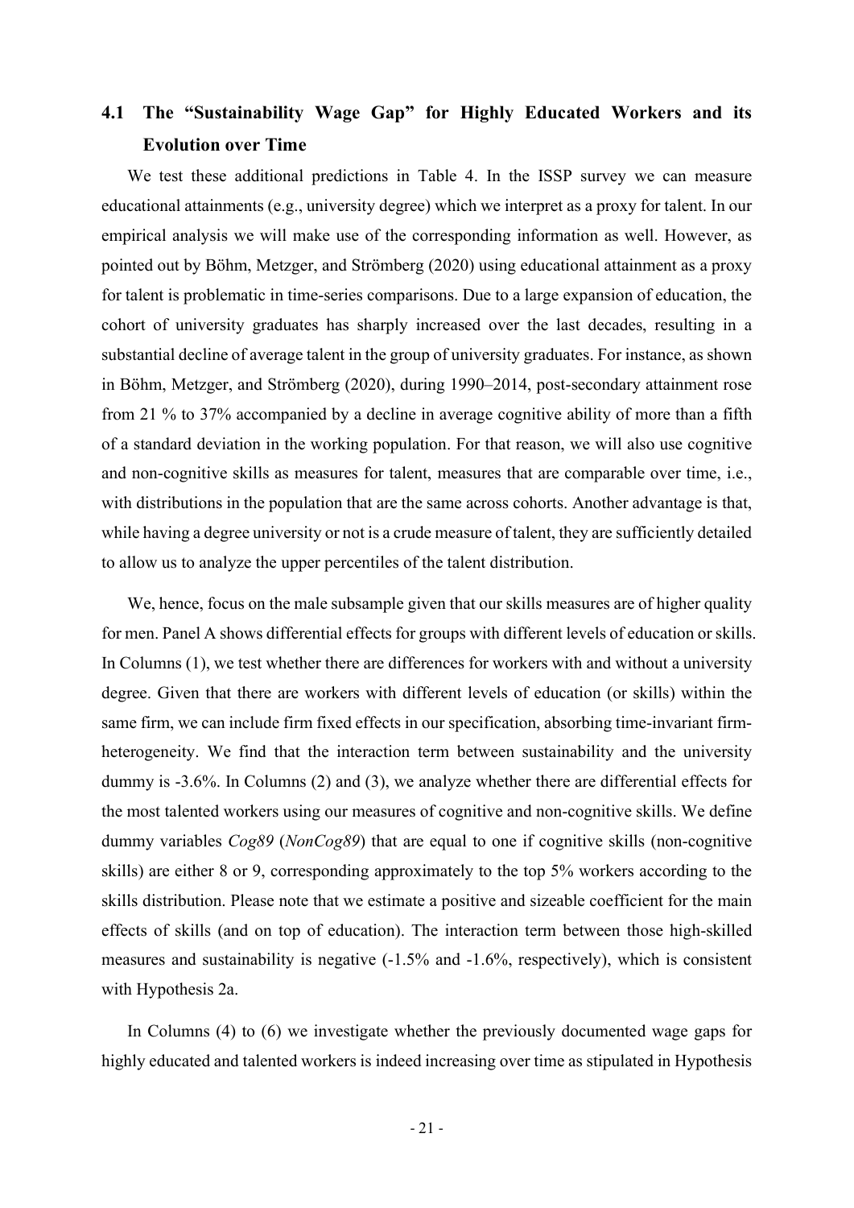## 4.1 The "Sustainability Wage Gap" for Highly Educated Workers and its Evolution over Time

We test these additional predictions in Table 4. In the ISSP survey we can measure educational attainments (e.g., university degree) which we interpret as a proxy for talent. In our empirical analysis we will make use of the corresponding information as well. However, as pointed out by Böhm, Metzger, and Strömberg (2020) using educational attainment as a proxy for talent is problematic in time-series comparisons. Due to a large expansion of education, the cohort of university graduates has sharply increased over the last decades, resulting in a substantial decline of average talent in the group of university graduates. For instance, as shown in Böhm, Metzger, and Strömberg (2020), during 1990–2014, post-secondary attainment rose from 21 % to 37% accompanied by a decline in average cognitive ability of more than a fifth of a standard deviation in the working population. For that reason, we will also use cognitive and non-cognitive skills as measures for talent, measures that are comparable over time, i.e., with distributions in the population that are the same across cohorts. Another advantage is that, while having a degree university or not is a crude measure of talent, they are sufficiently detailed to allow us to analyze the upper percentiles of the talent distribution.

We, hence, focus on the male subsample given that our skills measures are of higher quality for men. Panel A shows differential effects for groups with different levels of education or skills. In Columns (1), we test whether there are differences for workers with and without a university degree. Given that there are workers with different levels of education (or skills) within the same firm, we can include firm fixed effects in our specification, absorbing time-invariant firm-heterogeneity. We find that the interaction term between sustainability and the university dummy is -3.6%. In Columns (2) and (3), we analyze whether there are differential effects for the most talented workers using our measures of cognitive and non-cognitive skills. We define dummy variables *Cog89* (*NonCog89*) that are equal to one if cognitive skills (non-cognitive skills) are either 8 or 9, corresponding approximately to the top 5% workers according to the skills distribution. Please note that we estimate a positive and sizeable coefficient for the main effects of skills (and on top of education). The interaction term between those high-skilled measures and sustainability is negative (-1.5% and -1.6%, respectively), which is consistent with Hypothesis 2a.

In Columns (4) to (6) we investigate whether the previously documented wage gaps for highly educated and talented workers is indeed increasing over time as stipulated in Hypothesis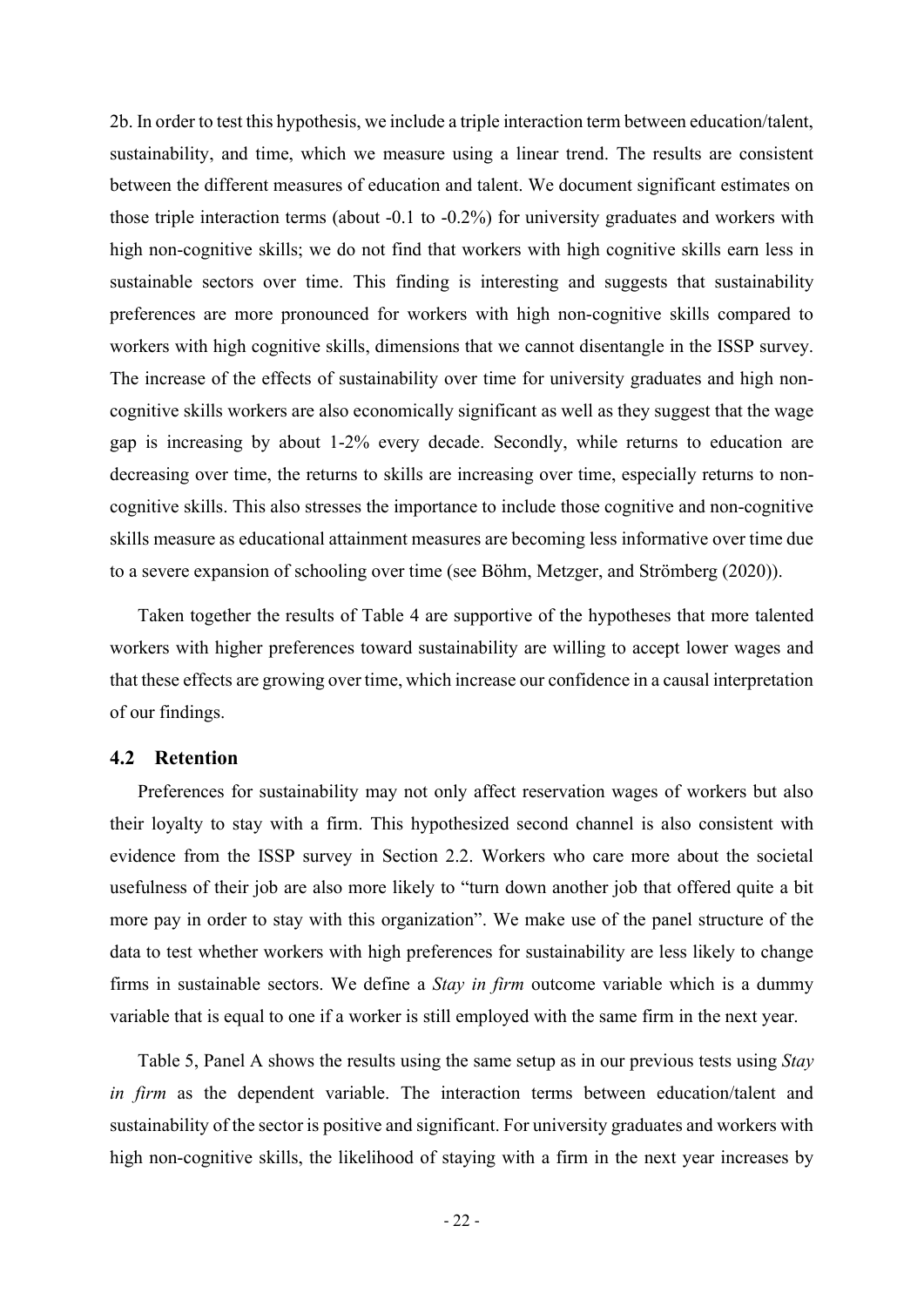2b. In order to test this hypothesis, we include a triple interaction term between education/talent, sustainability, and time, which we measure using a linear trend. The results are consistent between the different measures of education and talent. We document significant estimates on those triple interaction terms (about -0.1 to -0.2%) for university graduates and workers with high non-cognitive skills; we do not find that workers with high cognitive skills earn less in sustainable sectors over time. This finding is interesting and suggests that sustainability preferences are more pronounced for workers with high non-cognitive skills compared to workers with high cognitive skills, dimensions that we cannot disentangle in the ISSP survey. The increase of the effects of sustainability over time for university graduates and high non-cognitive skills workers are also economically significant as well as they suggest that the wage gap is increasing by about 1-2% every decade. Secondly, while returns to education are decreasing over time, the returns to skills are increasing over time, especially returns to non-cognitive skills. This also stresses the importance to include those cognitive and non-cognitive skills measure as educational attainment measures are becoming less informative over time due to a severe expansion of schooling over time (see Böhm, Metzger, and Strömberg (2020)).

Taken together the results of Table 4 are supportive of the hypotheses that more talented workers with higher preferences toward sustainability are willing to accept lower wages and that these effects are growing over time, which increase our confidence in a causal interpretation of our findings.

## 4.2 Retention

Preferences for sustainability may not only affect reservation wages of workers but also their loyalty to stay with a firm. This hypothesized second channel is also consistent with evidence from the ISSP survey in Section 2.2. Workers who care more about the societal usefulness of their job are also more likely to "turn down another job that offered quite a bit more pay in order to stay with this organization". We make use of the panel structure of the data to test whether workers with high preferences for sustainability are less likely to change firms in sustainable sectors. We define a *Stay in firm* outcome variable which is a dummy variable that is equal to one if a worker is still employed with the same firm in the next year.

Table 5, Panel A shows the results using the same setup as in our previous tests using *Stay in firm* as the dependent variable. The interaction terms between education/talent and sustainability of the sector is positive and significant. For university graduates and workers with high non-cognitive skills, the likelihood of staying with a firm in the next year increases by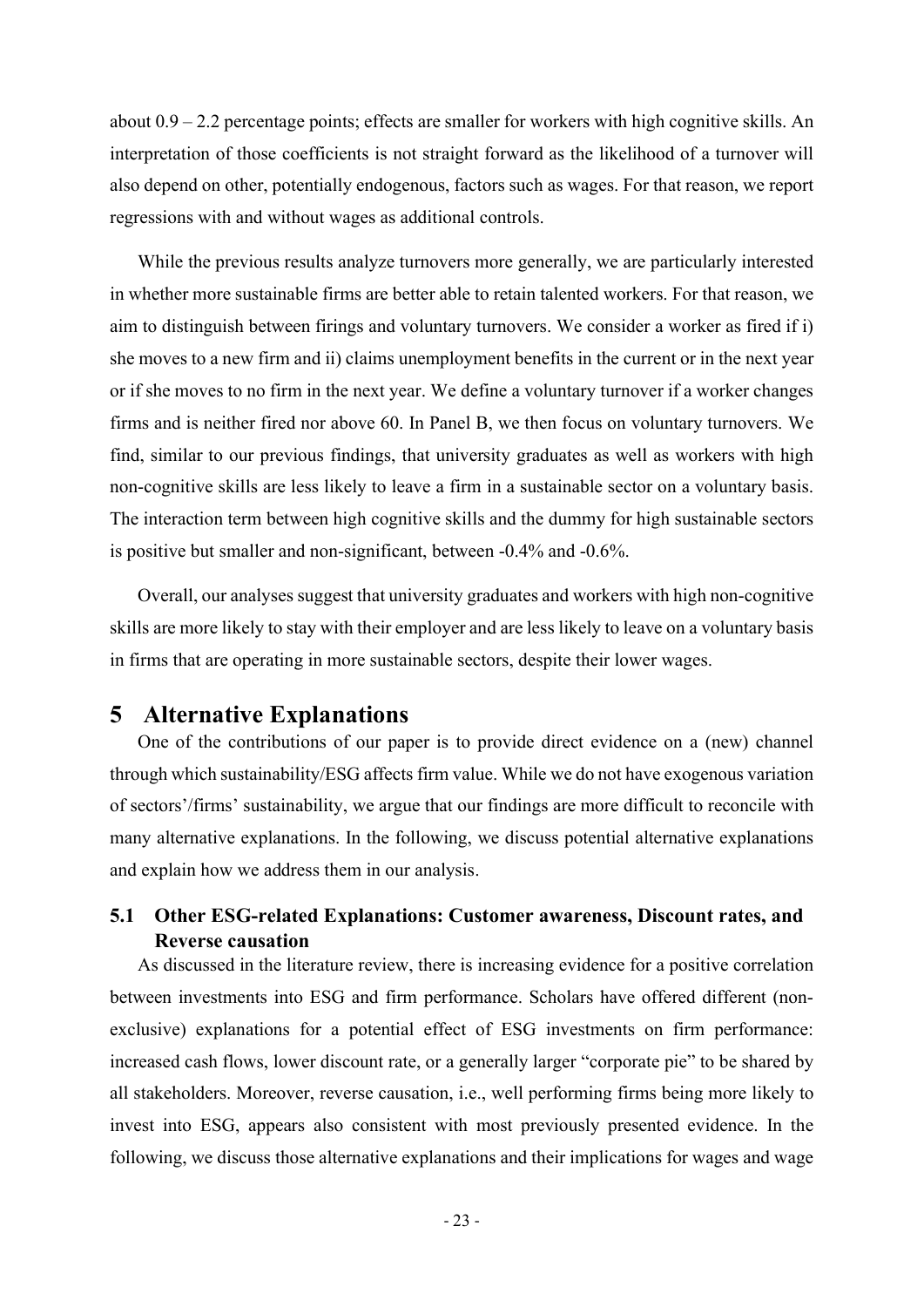about 0.9 – 2.2 percentage points; effects are smaller for workers with high cognitive skills. An interpretation of those coefficients is not straight forward as the likelihood of a turnover will also depend on other, potentially endogenous, factors such as wages. For that reason, we report regressions with and without wages as additional controls.

While the previous results analyze turnovers more generally, we are particularly interested in whether more sustainable firms are better able to retain talented workers. For that reason, we aim to distinguish between firings and voluntary turnovers. We consider a worker as fired if i) she moves to a new firm and ii) claims unemployment benefits in the current or in the next year or if she moves to no firm in the next year. We define a voluntary turnover if a worker changes firms and is neither fired nor above 60. In Panel B, we then focus on voluntary turnovers. We find, similar to our previous findings, that university graduates as well as workers with high non-cognitive skills are less likely to leave a firm in a sustainable sector on a voluntary basis. The interaction term between high cognitive skills and the dummy for high sustainable sectors is positive but smaller and non-significant, between -0.4% and -0.6%.

Overall, our analyses suggest that university graduates and workers with high non-cognitive skills are more likely to stay with their employer and are less likely to leave on a voluntary basis in firms that are operating in more sustainable sectors, despite their lower wages.

# 5 Alternative Explanations

One of the contributions of our paper is to provide direct evidence on a (new) channel through which sustainability/ESG affects firm value. While we do not have exogenous variation of sectors'/firms' sustainability, we argue that our findings are more difficult to reconcile with many alternative explanations. In the following, we discuss potential alternative explanations and explain how we address them in our analysis.

## 5.1 Other ESG-related Explanations: Customer awareness, Discount rates, and Reverse causation

As discussed in the literature review, there is increasing evidence for a positive correlation between investments into ESG and firm performance. Scholars have offered different (non-exclusive) explanations for a potential effect of ESG investments on firm performance: increased cash flows, lower discount rate, or a generally larger "corporate pie" to be shared by all stakeholders. Moreover, reverse causation, i.e., well performing firms being more likely to invest into ESG, appears also consistent with most previously presented evidence. In the following, we discuss those alternative explanations and their implications for wages and wage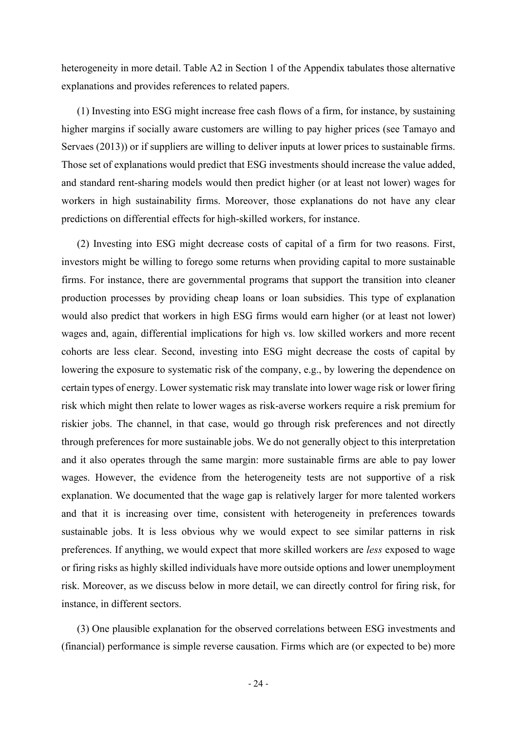heterogeneity in more detail. Table A2 in Section 1 of the Appendix tabulates those alternative explanations and provides references to related papers.

(1) Investing into ESG might increase free cash flows of a firm, for instance, by sustaining higher margins if socially aware customers are willing to pay higher prices (see Tamayo and Servaes (2013)) or if suppliers are willing to deliver inputs at lower prices to sustainable firms. Those set of explanations would predict that ESG investments should increase the value added, and standard rent-sharing models would then predict higher (or at least not lower) wages for workers in high sustainability firms. Moreover, those explanations do not have any clear predictions on differential effects for high-skilled workers, for instance.

(2) Investing into ESG might decrease costs of capital of a firm for two reasons. First, investors might be willing to forego some returns when providing capital to more sustainable firms. For instance, there are governmental programs that support the transition into cleaner production processes by providing cheap loans or loan subsidies. This type of explanation would also predict that workers in high ESG firms would earn higher (or at least not lower) wages and, again, differential implications for high vs. low skilled workers and more recent cohorts are less clear. Second, investing into ESG might decrease the costs of capital by lowering the exposure to systematic risk of the company, e.g., by lowering the dependence on certain types of energy. Lower systematic risk may translate into lower wage risk or lower firing risk which might then relate to lower wages as risk-averse workers require a risk premium for riskier jobs. The channel, in that case, would go through risk preferences and not directly through preferences for more sustainable jobs. We do not generally object to this interpretation and it also operates through the same margin: more sustainable firms are able to pay lower wages. However, the evidence from the heterogeneity tests are not supportive of a risk explanation. We documented that the wage gap is relatively larger for more talented workers and that it is increasing over time, consistent with heterogeneity in preferences towards sustainable jobs. It is less obvious why we would expect to see similar patterns in risk preferences. If anything, we would expect that more skilled workers are *less* exposed to wage or firing risks as highly skilled individuals have more outside options and lower unemployment risk. Moreover, as we discuss below in more detail, we can directly control for firing risk, for instance, in different sectors.

(3) One plausible explanation for the observed correlations between ESG investments and (financial) performance is simple reverse causation. Firms which are (or expected to be) more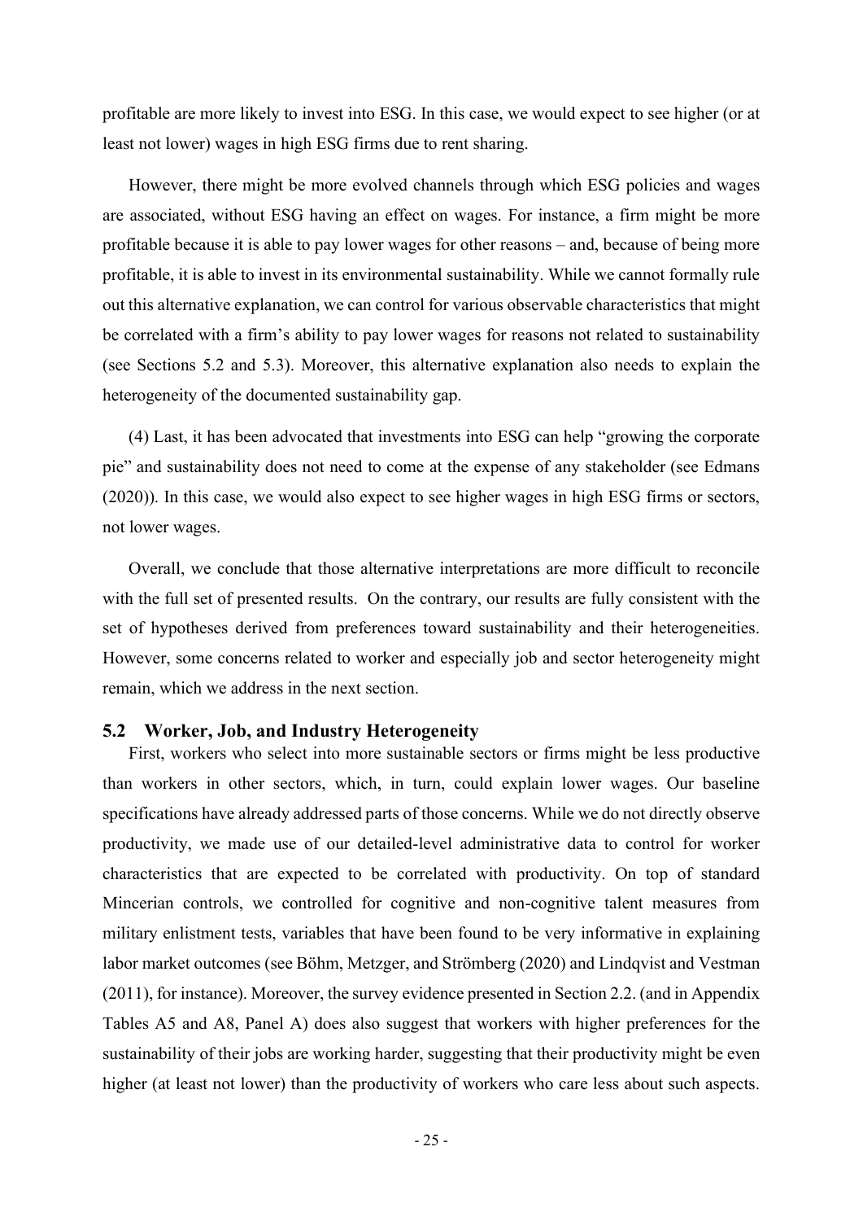profitable are more likely to invest into ESG. In this case, we would expect to see higher (or at least not lower) wages in high ESG firms due to rent sharing.

However, there might be more evolved channels through which ESG policies and wages are associated, without ESG having an effect on wages. For instance, a firm might be more profitable because it is able to pay lower wages for other reasons – and, because of being more profitable, it is able to invest in its environmental sustainability. While we cannot formally rule out this alternative explanation, we can control for various observable characteristics that might be correlated with a firm's ability to pay lower wages for reasons not related to sustainability (see Sections 5.2 and 5.3). Moreover, this alternative explanation also needs to explain the heterogeneity of the documented sustainability gap.

(4) Last, it has been advocated that investments into ESG can help "growing the corporate pie" and sustainability does not need to come at the expense of any stakeholder (see Edmans (2020)). In this case, we would also expect to see higher wages in high ESG firms or sectors, not lower wages.

Overall, we conclude that those alternative interpretations are more difficult to reconcile with the full set of presented results. On the contrary, our results are fully consistent with the set of hypotheses derived from preferences toward sustainability and their heterogeneities. However, some concerns related to worker and especially job and sector heterogeneity might remain, which we address in the next section.

## 5.2 Worker, Job, and Industry Heterogeneity

First, workers who select into more sustainable sectors or firms might be less productive than workers in other sectors, which, in turn, could explain lower wages. Our baseline specifications have already addressed parts of those concerns. While we do not directly observe productivity, we made use of our detailed-level administrative data to control for worker characteristics that are expected to be correlated with productivity. On top of standard Mincerian controls, we controlled for cognitive and non-cognitive talent measures from military enlistment tests, variables that have been found to be very informative in explaining labor market outcomes (see Böhm, Metzger, and Strömberg (2020) and Lindqvist and Vestman (2011), for instance). Moreover, the survey evidence presented in Section 2.2. (and in Appendix Tables A5 and A8, Panel A) does also suggest that workers with higher preferences for the sustainability of their jobs are working harder, suggesting that their productivity might be even higher (at least not lower) than the productivity of workers who care less about such aspects.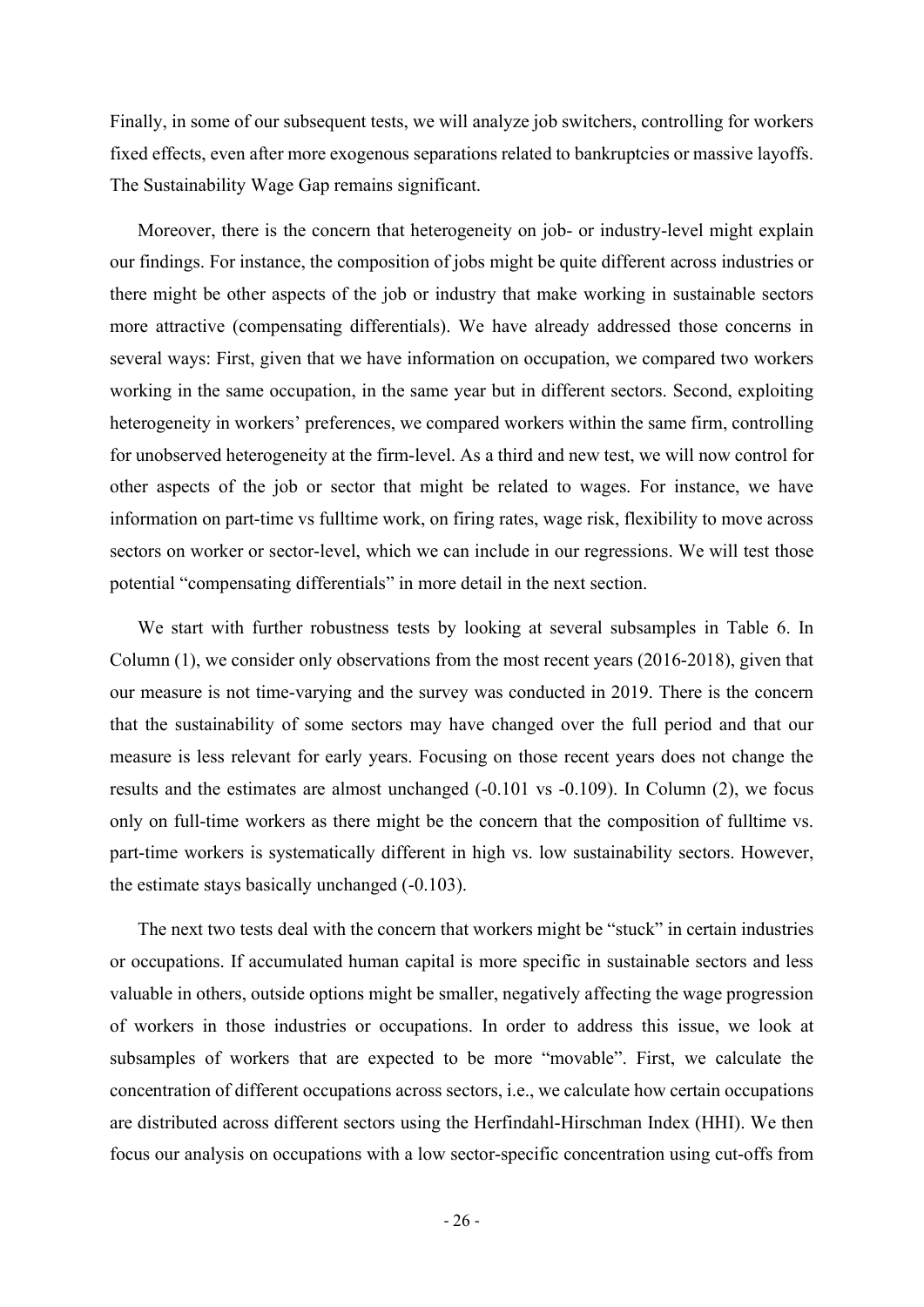Finally, in some of our subsequent tests, we will analyze job switchers, controlling for workers fixed effects, even after more exogenous separations related to bankruptcies or massive layoffs. The Sustainability Wage Gap remains significant.

Moreover, there is the concern that heterogeneity on job- or industry-level might explain our findings. For instance, the composition of jobs might be quite different across industries or there might be other aspects of the job or industry that make working in sustainable sectors more attractive (compensating differentials). We have already addressed those concerns in several ways: First, given that we have information on occupation, we compared two workers working in the same occupation, in the same year but in different sectors. Second, exploiting heterogeneity in workers' preferences, we compared workers within the same firm, controlling for unobserved heterogeneity at the firm-level. As a third and new test, we will now control for other aspects of the job or sector that might be related to wages. For instance, we have information on part-time vs fulltime work, on firing rates, wage risk, flexibility to move across sectors on worker or sector-level, which we can include in our regressions. We will test those potential "compensating differentials" in more detail in the next section.

We start with further robustness tests by looking at several subsamples in Table 6. In Column (1), we consider only observations from the most recent years (2016-2018), given that our measure is not time-varying and the survey was conducted in 2019. There is the concern that the sustainability of some sectors may have changed over the full period and that our measure is less relevant for early years. Focusing on those recent years does not change the results and the estimates are almost unchanged (-0.101 vs -0.109). In Column (2), we focus only on full-time workers as there might be the concern that the composition of fulltime vs. part-time workers is systematically different in high vs. low sustainability sectors. However, the estimate stays basically unchanged (-0.103).

The next two tests deal with the concern that workers might be "stuck" in certain industries or occupations. If accumulated human capital is more specific in sustainable sectors and less valuable in others, outside options might be smaller, negatively affecting the wage progression of workers in those industries or occupations. In order to address this issue, we look at subsamples of workers that are expected to be more "movable". First, we calculate the concentration of different occupations across sectors, i.e., we calculate how certain occupations are distributed across different sectors using the Herfindahl-Hirschman Index (HHI). We then focus our analysis on occupations with a low sector-specific concentration using cut-offs from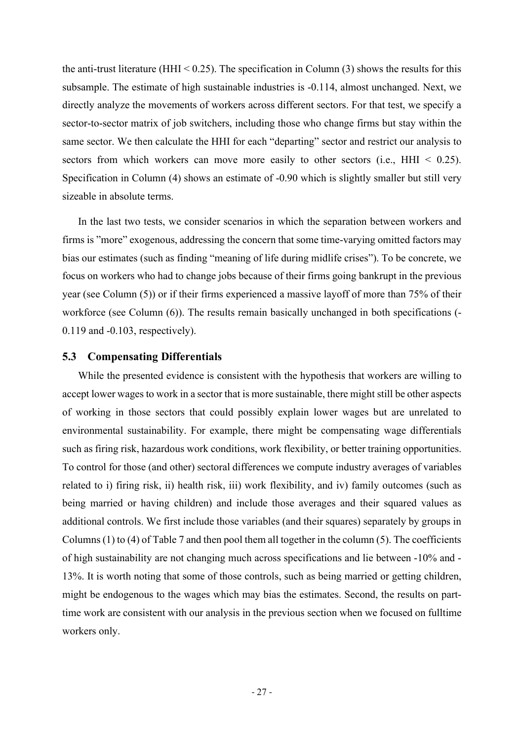the anti-trust literature (HHI < 0.25). The specification in Column (3) shows the results for this subsample. The estimate of high sustainable industries is -0.114, almost unchanged. Next, we directly analyze the movements of workers across different sectors. For that test, we specify a sector-to-sector matrix of job switchers, including those who change firms but stay within the same sector. We then calculate the HHI for each "departing" sector and restrict our analysis to sectors from which workers can move more easily to other sectors (i.e., HHI < 0.25). Specification in Column (4) shows an estimate of -0.90 which is slightly smaller but still very sizeable in absolute terms.

In the last two tests, we consider scenarios in which the separation between workers and firms is "more" exogenous, addressing the concern that some time-varying omitted factors may bias our estimates (such as finding "meaning of life during midlife crises"). To be concrete, we focus on workers who had to change jobs because of their firms going bankrupt in the previous year (see Column (5)) or if their firms experienced a massive layoff of more than 75% of their workforce (see Column (6)). The results remain basically unchanged in both specifications (-0.119 and -0.103, respectively).

### 5.3 Compensating Differentials

While the presented evidence is consistent with the hypothesis that workers are willing to accept lower wages to work in a sector that is more sustainable, there might still be other aspects of working in those sectors that could possibly explain lower wages but are unrelated to environmental sustainability. For example, there might be compensating wage differentials such as firing risk, hazardous work conditions, work flexibility, or better training opportunities. To control for those (and other) sectoral differences we compute industry averages of variables related to i) firing risk, ii) health risk, iii) work flexibility, and iv) family outcomes (such as being married or having children) and include those averages and their squared values as additional controls. We first include those variables (and their squares) separately by groups in Columns (1) to (4) of Table 7 and then pool them all together in the column (5). The coefficients of high sustainability are not changing much across specifications and lie between -10% and -13%. It is worth noting that some of those controls, such as being married or getting children, might be endogenous to the wages which may bias the estimates. Second, the results on part-time work are consistent with our analysis in the previous section when we focused on fulltime workers only.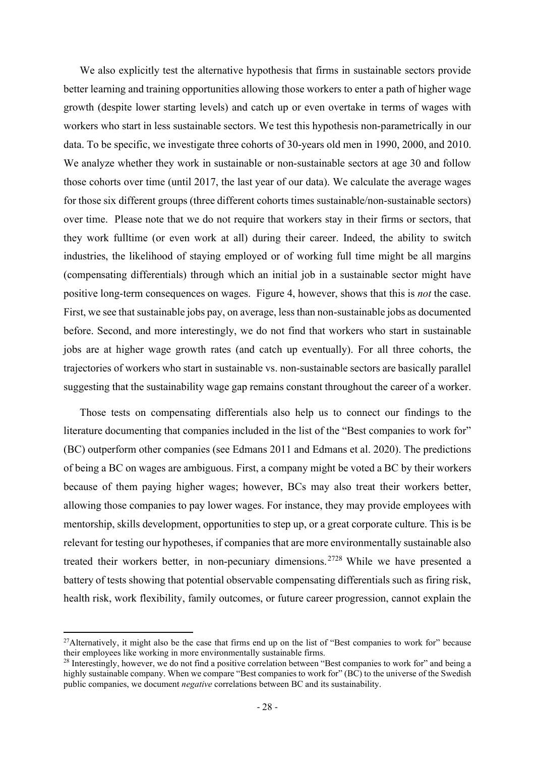We also explicitly test the alternative hypothesis that firms in sustainable sectors provide better learning and training opportunities allowing those workers to enter a path of higher wage growth (despite lower starting levels) and catch up or even overtake in terms of wages with workers who start in less sustainable sectors. We test this hypothesis non-parametrically in our data. To be specific, we investigate three cohorts of 30-years old men in 1990, 2000, and 2010. We analyze whether they work in sustainable or non-sustainable sectors at age 30 and follow those cohorts over time (until 2017, the last year of our data). We calculate the average wages for those six different groups (three different cohorts times sustainable/non-sustainable sectors) over time. Please note that we do not require that workers stay in their firms or sectors, that they work fulltime (or even work at all) during their career. Indeed, the ability to switch industries, the likelihood of staying employed or of working full time might be all margins (compensating differentials) through which an initial job in a sustainable sector might have positive long-term consequences on wages. Figure 4, however, shows that this is *not* the case. First, we see that sustainable jobs pay, on average, less than non-sustainable jobs as documented before. Second, and more interestingly, we do not find that workers who start in sustainable jobs are at higher wage growth rates (and catch up eventually). For all three cohorts, the trajectories of workers who start in sustainable vs. non-sustainable sectors are basically parallel suggesting that the sustainability wage gap remains constant throughout the career of a worker.

Those tests on compensating differentials also help us to connect our findings to the literature documenting that companies included in the list of the "Best companies to work for" (BC) outperform other companies (see Edmans 2011 and Edmans et al. 2020). The predictions of being a BC on wages are ambiguous. First, a company might be voted a BC by their workers because of them paying higher wages; however, BCs may also treat their workers better, allowing those companies to pay lower wages. For instance, they may provide employees with mentorship, skills development, opportunities to step up, or a great corporate culture. This is be relevant for testing our hypotheses, if companies that are more environmentally sustainable also treated their workers better, in non-pecuniary dimensions.[27][28] While we have presented a battery of tests showing that potential observable compensating differentials such as firing risk, health risk, work flexibility, family outcomes, or future career progression, cannot explain the

---

[27]Alternatively, it might also be the case that firms end up on the list of "Best companies to work for" because their employees like working in more environmentally sustainable firms.

[28] Interestingly, however, we do not find a positive correlation between "Best companies to work for" and being a highly sustainable company. When we compare "Best companies to work for" (BC) to the universe of the Swedish public companies, we document *negative* correlations between BC and its sustainability.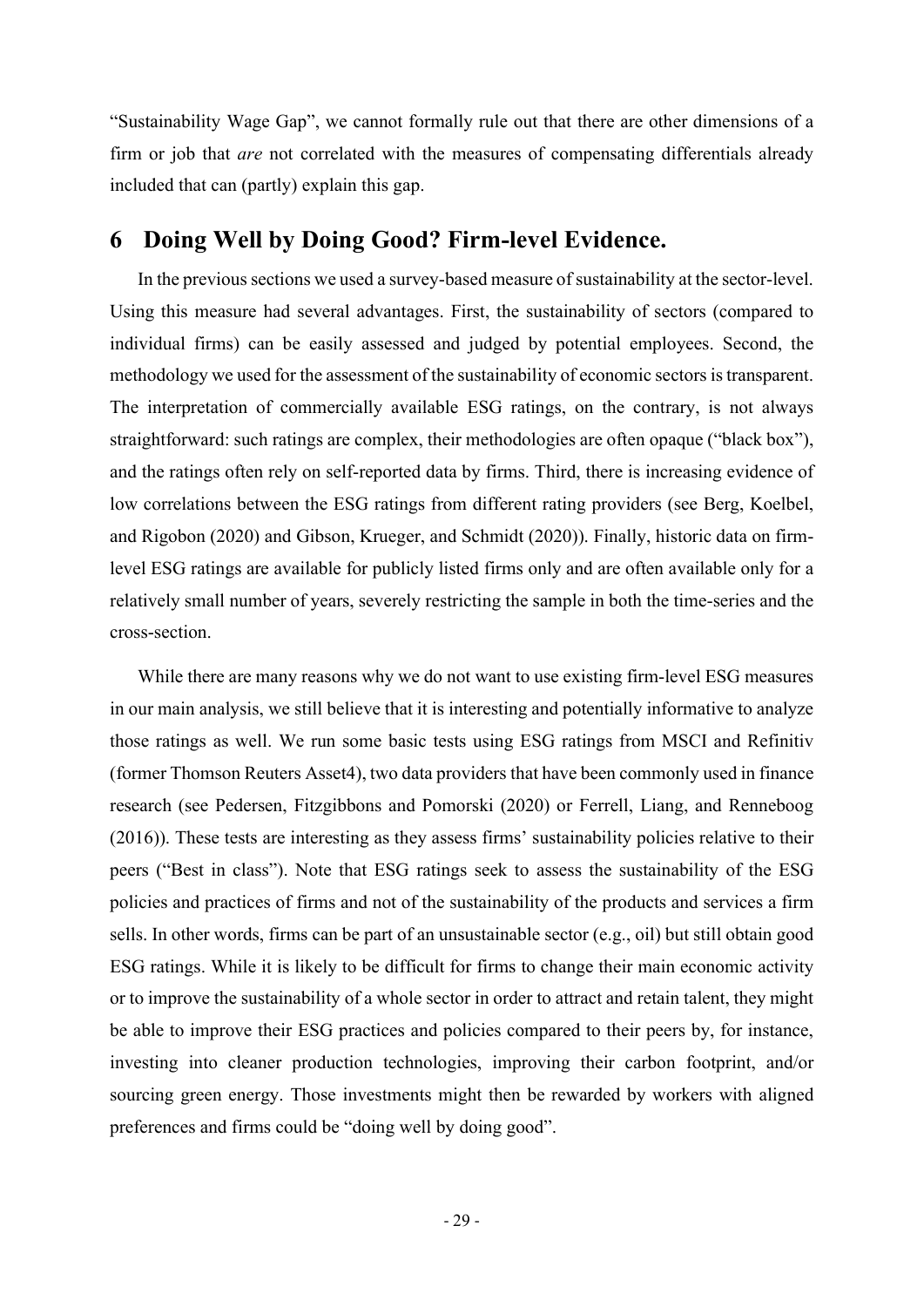"Sustainability Wage Gap", we cannot formally rule out that there are other dimensions of a firm or job that *are* not correlated with the measures of compensating differentials already included that can (partly) explain this gap.

## 6 Doing Well by Doing Good? Firm-level Evidence.

In the previous sections we used a survey-based measure of sustainability at the sector-level. Using this measure had several advantages. First, the sustainability of sectors (compared to individual firms) can be easily assessed and judged by potential employees. Second, the methodology we used for the assessment of the sustainability of economic sectors is transparent. The interpretation of commercially available ESG ratings, on the contrary, is not always straightforward: such ratings are complex, their methodologies are often opaque ("black box"), and the ratings often rely on self-reported data by firms. Third, there is increasing evidence of low correlations between the ESG ratings from different rating providers (see Berg, Koelbel, and Rigobon (2020) and Gibson, Krueger, and Schmidt (2020)). Finally, historic data on firm-level ESG ratings are available for publicly listed firms only and are often available only for a relatively small number of years, severely restricting the sample in both the time-series and the cross-section.

While there are many reasons why we do not want to use existing firm-level ESG measures in our main analysis, we still believe that it is interesting and potentially informative to analyze those ratings as well. We run some basic tests using ESG ratings from MSCI and Refinitiv (former Thomson Reuters Asset4), two data providers that have been commonly used in finance research (see Pedersen, Fitzgibbons and Pomorski (2020) or Ferrell, Liang, and Renneboog (2016)). These tests are interesting as they assess firms' sustainability policies relative to their peers ("Best in class"). Note that ESG ratings seek to assess the sustainability of the ESG policies and practices of firms and not of the sustainability of the products and services a firm sells. In other words, firms can be part of an unsustainable sector (e.g., oil) but still obtain good ESG ratings. While it is likely to be difficult for firms to change their main economic activity or to improve the sustainability of a whole sector in order to attract and retain talent, they might be able to improve their ESG practices and policies compared to their peers by, for instance, investing into cleaner production technologies, improving their carbon footprint, and/or sourcing green energy. Those investments might then be rewarded by workers with aligned preferences and firms could be "doing well by doing good".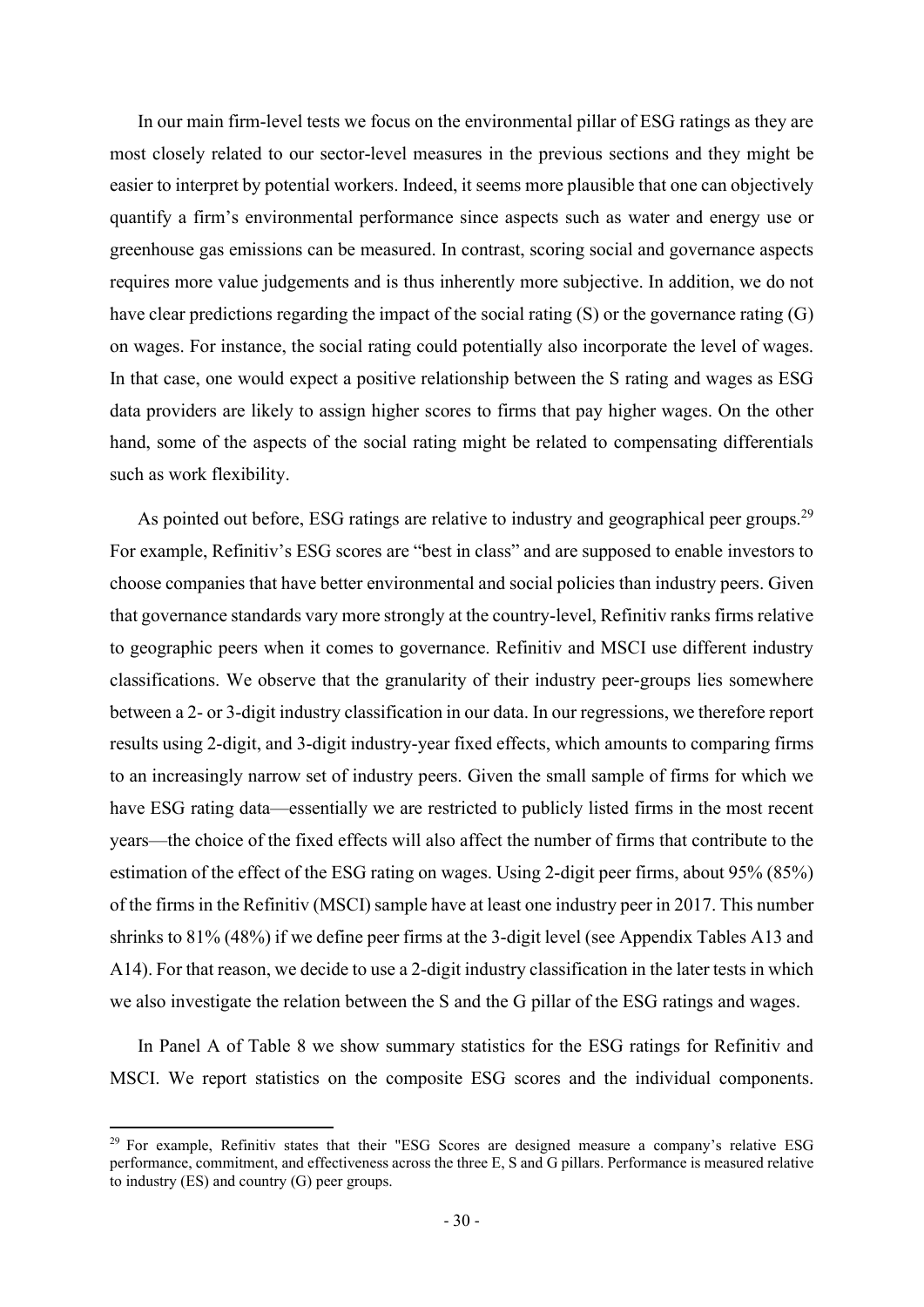In our main firm-level tests we focus on the environmental pillar of ESG ratings as they are most closely related to our sector-level measures in the previous sections and they might be easier to interpret by potential workers. Indeed, it seems more plausible that one can objectively quantify a firm's environmental performance since aspects such as water and energy use or greenhouse gas emissions can be measured. In contrast, scoring social and governance aspects requires more value judgements and is thus inherently more subjective. In addition, we do not have clear predictions regarding the impact of the social rating (S) or the governance rating (G) on wages. For instance, the social rating could potentially also incorporate the level of wages. In that case, one would expect a positive relationship between the S rating and wages as ESG data providers are likely to assign higher scores to firms that pay higher wages. On the other hand, some of the aspects of the social rating might be related to compensating differentials such as work flexibility.

As pointed out before, ESG ratings are relative to industry and geographical peer groups.[29] For example, Refinitiv's ESG scores are "best in class" and are supposed to enable investors to choose companies that have better environmental and social policies than industry peers. Given that governance standards vary more strongly at the country-level, Refinitiv ranks firms relative to geographic peers when it comes to governance. Refinitiv and MSCI use different industry classifications. We observe that the granularity of their industry peer-groups lies somewhere between a 2- or 3-digit industry classification in our data. In our regressions, we therefore report results using 2-digit, and 3-digit industry-year fixed effects, which amounts to comparing firms to an increasingly narrow set of industry peers. Given the small sample of firms for which we have ESG rating data—essentially we are restricted to publicly listed firms in the most recent years—the choice of the fixed effects will also affect the number of firms that contribute to the estimation of the effect of the ESG rating on wages. Using 2-digit peer firms, about 95% (85%) of the firms in the Refinitiv (MSCI) sample have at least one industry peer in 2017. This number shrinks to 81% (48%) if we define peer firms at the 3-digit level (see Appendix Tables A13 and A14). For that reason, we decide to use a 2-digit industry classification in the later tests in which we also investigate the relation between the S and the G pillar of the ESG ratings and wages.

In Panel A of Table 8 we show summary statistics for the ESG ratings for Refinitiv and MSCI. We report statistics on the composite ESG scores and the individual components.

[29] For example, Refinitiv states that their "ESG Scores are designed measure a company's relative ESG performance, commitment, and effectiveness across the three E, S and G pillars. Performance is measured relative to industry (ES) and country (G) peer groups.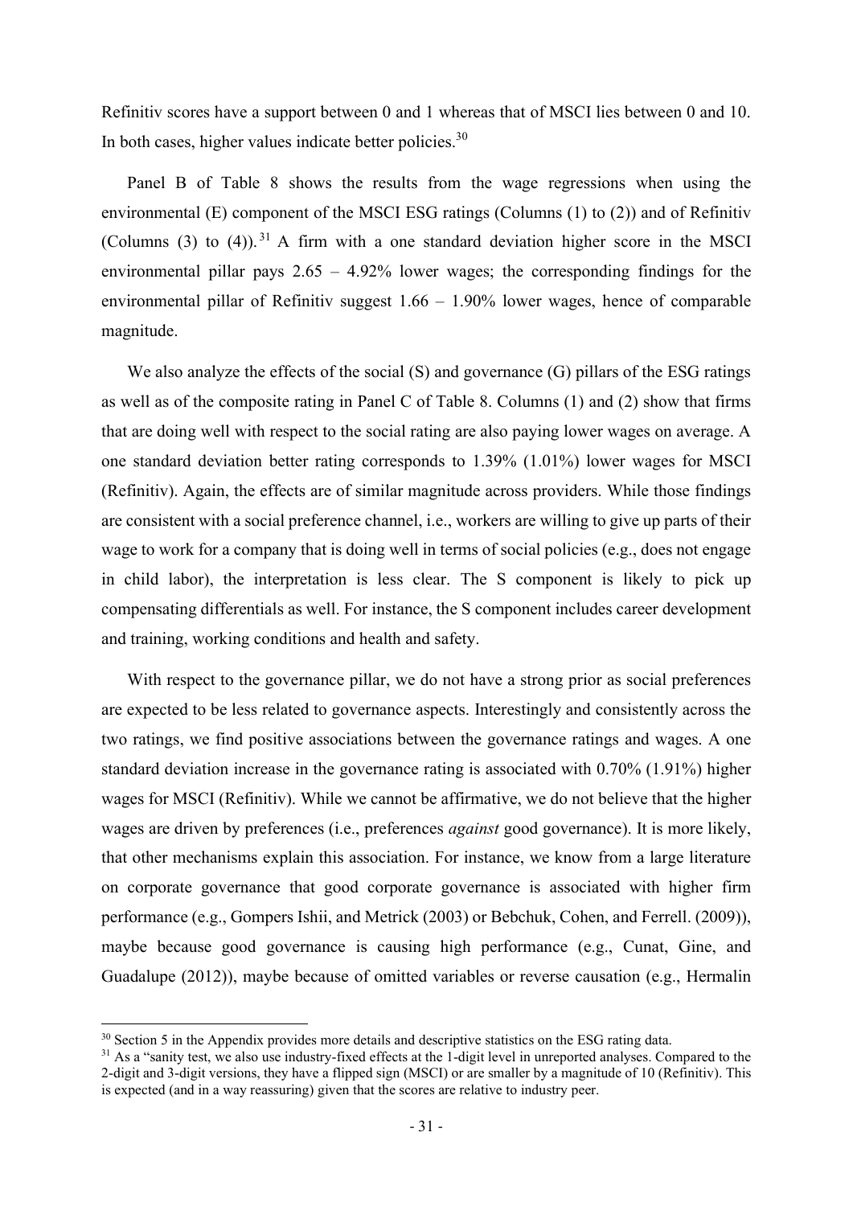Refinitiv scores have a support between 0 and 1 whereas that of MSCI lies between 0 and 10. In both cases, higher values indicate better policies.[30]

Panel B of Table 8 shows the results from the wage regressions when using the environmental (E) component of the MSCI ESG ratings (Columns (1) to (2)) and of Refinitiv (Columns (3) to (4)).[31] A firm with a one standard deviation higher score in the MSCI environmental pillar pays 2.65 – 4.92% lower wages; the corresponding findings for the environmental pillar of Refinitiv suggest 1.66 – 1.90% lower wages, hence of comparable magnitude.

We also analyze the effects of the social (S) and governance (G) pillars of the ESG ratings as well as of the composite rating in Panel C of Table 8. Columns (1) and (2) show that firms that are doing well with respect to the social rating are also paying lower wages on average. A one standard deviation better rating corresponds to 1.39% (1.01%) lower wages for MSCI (Refinitiv). Again, the effects are of similar magnitude across providers. While those findings are consistent with a social preference channel, i.e., workers are willing to give up parts of their wage to work for a company that is doing well in terms of social policies (e.g., does not engage in child labor), the interpretation is less clear. The S component is likely to pick up compensating differentials as well. For instance, the S component includes career development and training, working conditions and health and safety.

With respect to the governance pillar, we do not have a strong prior as social preferences are expected to be less related to governance aspects. Interestingly and consistently across the two ratings, we find positive associations between the governance ratings and wages. A one standard deviation increase in the governance rating is associated with 0.70% (1.91%) higher wages for MSCI (Refinitiv). While we cannot be affirmative, we do not believe that the higher wages are driven by preferences (i.e., preferences *against* good governance). It is more likely, that other mechanisms explain this association. For instance, we know from a large literature on corporate governance that good corporate governance is associated with higher firm performance (e.g., Gompers Ishii, and Metrick (2003) or Bebchuk, Cohen, and Ferrell. (2009)), maybe because good governance is causing high performance (e.g., Cunat, Gine, and Guadalupe (2012)), maybe because of omitted variables or reverse causation (e.g., Hermalin

[30] Section 5 in the Appendix provides more details and descriptive statistics on the ESG rating data.

[31] As a "sanity test, we also use industry-fixed effects at the 1-digit level in unreported analyses. Compared to the 2-digit and 3-digit versions, they have a flipped sign (MSCI) or are smaller by a magnitude of 10 (Refinitiv). This is expected (and in a way reassuring) given that the scores are relative to industry peer.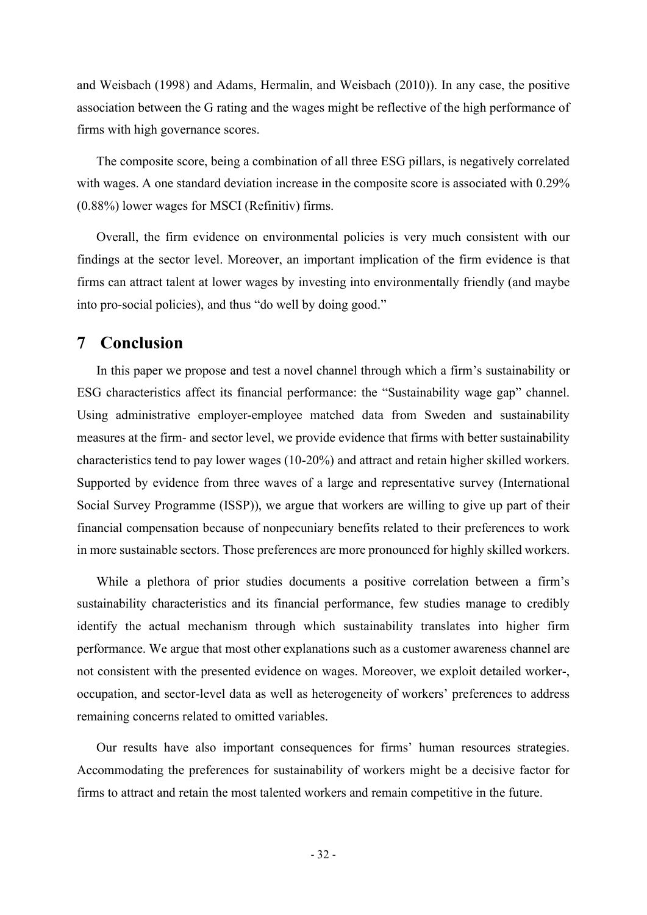and Weisbach (1998) and Adams, Hermalin, and Weisbach (2010)). In any case, the positive association between the G rating and the wages might be reflective of the high performance of firms with high governance scores.

The composite score, being a combination of all three ESG pillars, is negatively correlated with wages. A one standard deviation increase in the composite score is associated with 0.29% (0.88%) lower wages for MSCI (Refinitiv) firms.

Overall, the firm evidence on environmental policies is very much consistent with our findings at the sector level. Moreover, an important implication of the firm evidence is that firms can attract talent at lower wages by investing into environmentally friendly (and maybe into pro-social policies), and thus "do well by doing good."

# 7 Conclusion

In this paper we propose and test a novel channel through which a firm's sustainability or ESG characteristics affect its financial performance: the "Sustainability wage gap" channel. Using administrative employer-employee matched data from Sweden and sustainability measures at the firm- and sector level, we provide evidence that firms with better sustainability characteristics tend to pay lower wages (10-20%) and attract and retain higher skilled workers. Supported by evidence from three waves of a large and representative survey (International Social Survey Programme (ISSP)), we argue that workers are willing to give up part of their financial compensation because of nonpecuniary benefits related to their preferences to work in more sustainable sectors. Those preferences are more pronounced for highly skilled workers.

While a plethora of prior studies documents a positive correlation between a firm's sustainability characteristics and its financial performance, few studies manage to credibly identify the actual mechanism through which sustainability translates into higher firm performance. We argue that most other explanations such as a customer awareness channel are not consistent with the presented evidence on wages. Moreover, we exploit detailed worker-, occupation, and sector-level data as well as heterogeneity of workers' preferences to address remaining concerns related to omitted variables.

Our results have also important consequences for firms' human resources strategies. Accommodating the preferences for sustainability of workers might be a decisive factor for firms to attract and retain the most talented workers and remain competitive in the future.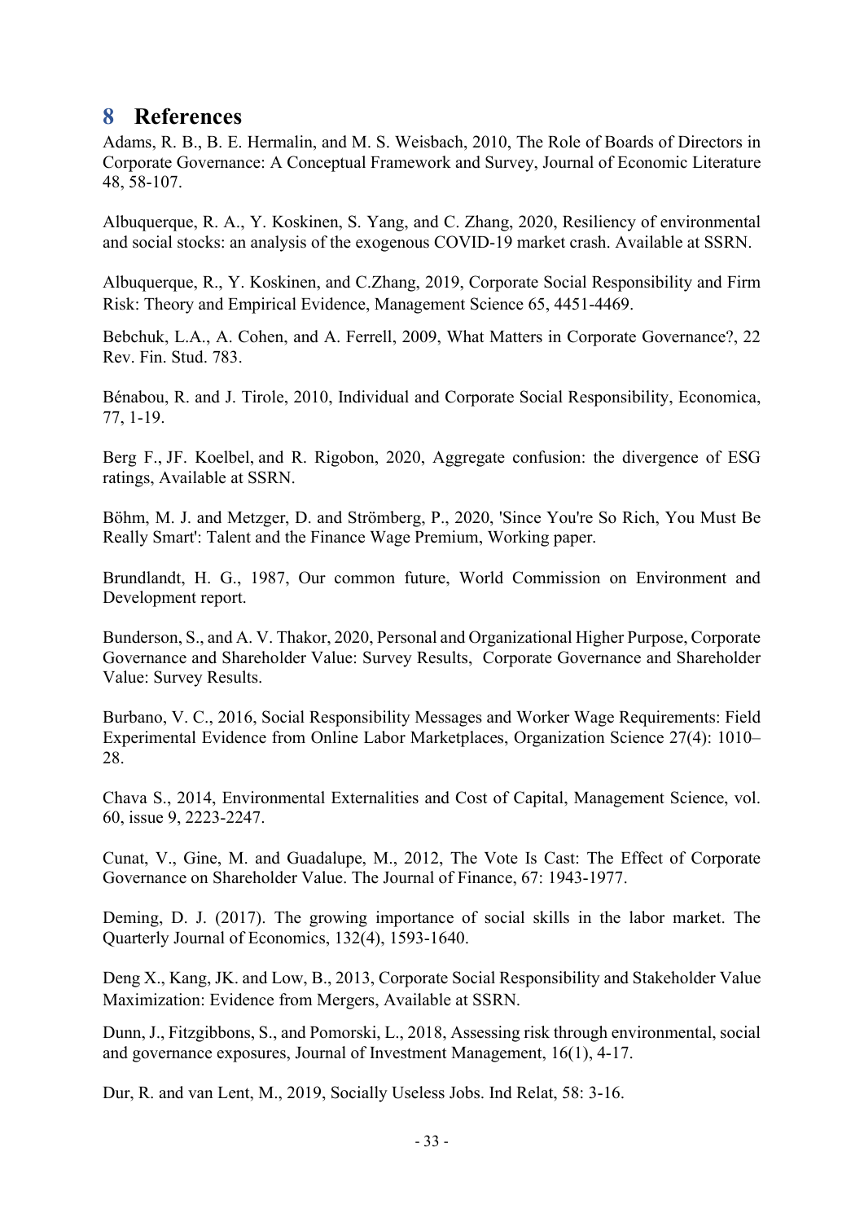# 8 References

Adams, R. B., B. E. Hermalin, and M. S. Weisbach, 2010, The Role of Boards of Directors in Corporate Governance: A Conceptual Framework and Survey, Journal of Economic Literature 48, 58-107.

Albuquerque, R. A., Y. Koskinen, S. Yang, and C. Zhang, 2020, Resiliency of environmental and social stocks: an analysis of the exogenous COVID-19 market crash. Available at SSRN.

Albuquerque, R., Y. Koskinen, and C.Zhang, 2019, Corporate Social Responsibility and Firm Risk: Theory and Empirical Evidence, Management Science 65, 4451-4469.

Bebchuk, L.A., A. Cohen, and A. Ferrell, 2009, What Matters in Corporate Governance?, 22 Rev. Fin. Stud. 783.

Bénabou, R. and J. Tirole, 2010, Individual and Corporate Social Responsibility, Economica, 77, 1-19.

Berg F., JF. Koelbel, and R. Rigobon, 2020, Aggregate confusion: the divergence of ESG ratings, Available at SSRN.

Böhm, M. J. and Metzger, D. and Strömberg, P., 2020, 'Since You're So Rich, You Must Be Really Smart': Talent and the Finance Wage Premium, Working paper.

Brundlandt, H. G., 1987, Our common future, World Commission on Environment and Development report.

Bunderson, S., and A. V. Thakor, 2020, Personal and Organizational Higher Purpose, Corporate Governance and Shareholder Value: Survey Results, Corporate Governance and Shareholder Value: Survey Results.

Burbano, V. C., 2016, Social Responsibility Messages and Worker Wage Requirements: Field Experimental Evidence from Online Labor Marketplaces, Organization Science 27(4): 1010–28.

Chava S., 2014, Environmental Externalities and Cost of Capital, Management Science, vol. 60, issue 9, 2223-2247.

Cunat, V., Gine, M. and Guadalupe, M., 2012, The Vote Is Cast: The Effect of Corporate Governance on Shareholder Value. The Journal of Finance, 67: 1943-1977.

Deming, D. J. (2017). The growing importance of social skills in the labor market. The Quarterly Journal of Economics, 132(4), 1593-1640.

Deng X., Kang, JK. and Low, B., 2013, Corporate Social Responsibility and Stakeholder Value Maximization: Evidence from Mergers, Available at SSRN.

Dunn, J., Fitzgibbons, S., and Pomorski, L., 2018, Assessing risk through environmental, social and governance exposures, Journal of Investment Management, 16(1), 4-17.

Dur, R. and van Lent, M., 2019, Socially Useless Jobs. Ind Relat, 58: 3-16.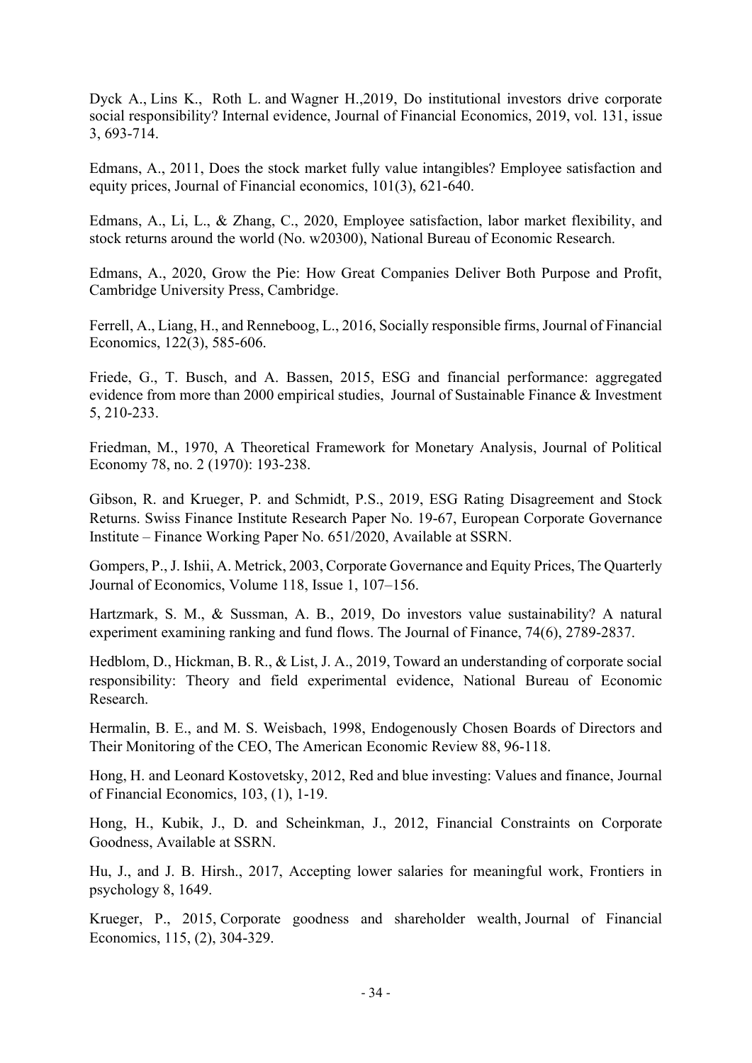Dyck A., Lins K., Roth L. and Wagner H.,2019, Do institutional investors drive corporate social responsibility? Internal evidence, Journal of Financial Economics, 2019, vol. 131, issue 3, 693-714.

Edmans, A., 2011, Does the stock market fully value intangibles? Employee satisfaction and equity prices, Journal of Financial economics, 101(3), 621-640.

Edmans, A., Li, L., & Zhang, C., 2020, Employee satisfaction, labor market flexibility, and stock returns around the world (No. w20300), National Bureau of Economic Research.

Edmans, A., 2020, Grow the Pie: How Great Companies Deliver Both Purpose and Profit, Cambridge University Press, Cambridge.

Ferrell, A., Liang, H., and Renneboog, L., 2016, Socially responsible firms, Journal of Financial Economics, 122(3), 585-606.

Friede, G., T. Busch, and A. Bassen, 2015, ESG and financial performance: aggregated evidence from more than 2000 empirical studies, Journal of Sustainable Finance & Investment 5, 210-233.

Friedman, M., 1970, A Theoretical Framework for Monetary Analysis, Journal of Political Economy 78, no. 2 (1970): 193-238.

Gibson, R. and Krueger, P. and Schmidt, P.S., 2019, ESG Rating Disagreement and Stock Returns. Swiss Finance Institute Research Paper No. 19-67, European Corporate Governance Institute – Finance Working Paper No. 651/2020, Available at SSRN.

Gompers, P., J. Ishii, A. Metrick, 2003, Corporate Governance and Equity Prices, The Quarterly Journal of Economics, Volume 118, Issue 1, 107–156.

Hartzmark, S. M., & Sussman, A. B., 2019, Do investors value sustainability? A natural experiment examining ranking and fund flows. The Journal of Finance, 74(6), 2789-2837.

Hedblom, D., Hickman, B. R., & List, J. A., 2019, Toward an understanding of corporate social responsibility: Theory and field experimental evidence, National Bureau of Economic Research.

Hermalin, B. E., and M. S. Weisbach, 1998, Endogenously Chosen Boards of Directors and Their Monitoring of the CEO, The American Economic Review 88, 96-118.

Hong, H. and Leonard Kostovetsky, 2012, Red and blue investing: Values and finance, Journal of Financial Economics, 103, (1), 1-19.

Hong, H., Kubik, J., D. and Scheinkman, J., 2012, Financial Constraints on Corporate Goodness, Available at SSRN.

Hu, J., and J. B. Hirsh., 2017, Accepting lower salaries for meaningful work, Frontiers in psychology 8, 1649.

Krueger, P., 2015, Corporate goodness and shareholder wealth, Journal of Financial Economics, 115, (2), 304-329.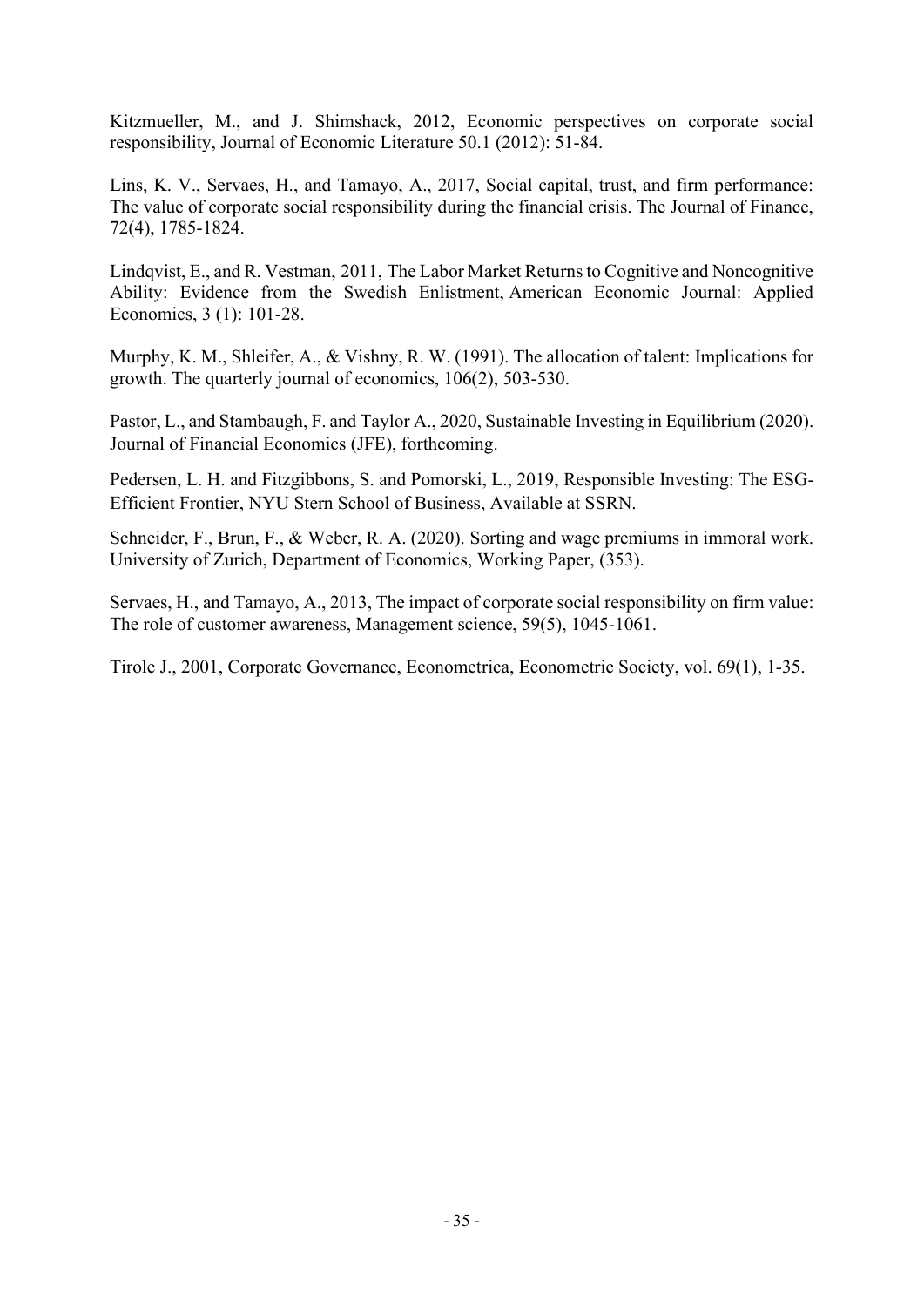Kitzmueller, M., and J. Shimshack, 2012, Economic perspectives on corporate social responsibility, Journal of Economic Literature 50.1 (2012): 51-84.

Lins, K. V., Servaes, H., and Tamayo, A., 2017, Social capital, trust, and firm performance: The value of corporate social responsibility during the financial crisis. The Journal of Finance, 72(4), 1785-1824.

Lindqvist, E., and R. Vestman, 2011, The Labor Market Returns to Cognitive and Noncognitive Ability: Evidence from the Swedish Enlistment, American Economic Journal: Applied Economics, 3 (1): 101-28.

Murphy, K. M., Shleifer, A., & Vishny, R. W. (1991). The allocation of talent: Implications for growth. The quarterly journal of economics, 106(2), 503-530.

Pastor, L., and Stambaugh, F. and Taylor A., 2020, Sustainable Investing in Equilibrium (2020). Journal of Financial Economics (JFE), forthcoming.

Pedersen, L. H. and Fitzgibbons, S. and Pomorski, L., 2019, Responsible Investing: The ESG-Efficient Frontier, NYU Stern School of Business, Available at SSRN.

Schneider, F., Brun, F., & Weber, R. A. (2020). Sorting and wage premiums in immoral work. University of Zurich, Department of Economics, Working Paper, (353).

Servaes, H., and Tamayo, A., 2013, The impact of corporate social responsibility on firm value: The role of customer awareness, Management science, 59(5), 1045-1061.

Tirole J., 2001, Corporate Governance, Econometrica, Econometric Society, vol. 69(1), 1-35.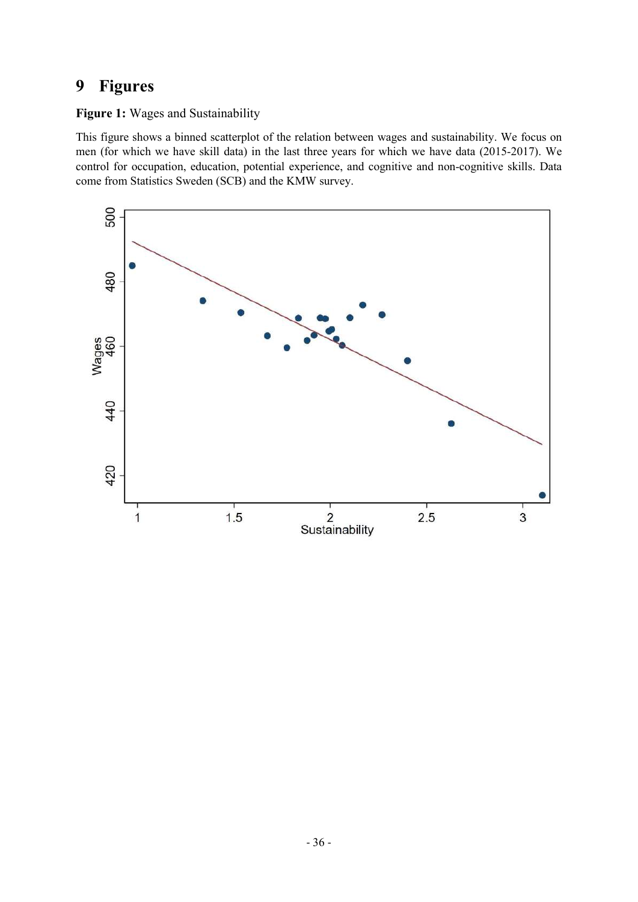# 9 Figures

**Figure 1:** Wages and Sustainability

This figure shows a binned scatterplot of the relation between wages and sustainability. We focus on men (for which we have skill data) in the last three years for which we have data (2015-2017). We control for occupation, education, potential experience, and cognitive and non-cognitive skills. Data come from Statistics Sweden (SCB) and the KMW survey.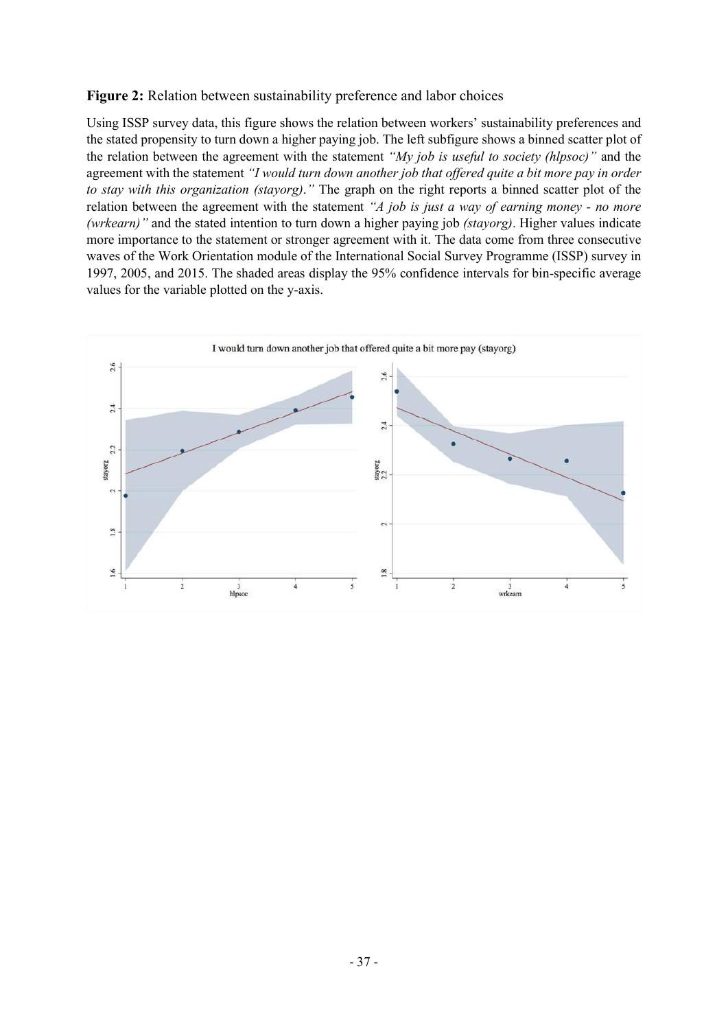**Figure 2:** Relation between sustainability preference and labor choices

Using ISSP survey data, this figure shows the relation between workers' sustainability preferences and the stated propensity to turn down a higher paying job. The left subfigure shows a binned scatter plot of the relation between the agreement with the statement *"My job is useful to society (hlpsoc)"* and the agreement with the statement *"I would turn down another job that offered quite a bit more pay in order to stay with this organization (stayorg)."* The graph on the right reports a binned scatter plot of the relation between the agreement with the statement *"A job is just a way of earning money - no more (wrkearn)"* and the stated intention to turn down a higher paying job *(stayorg)*. Higher values indicate more importance to the statement or stronger agreement with it. The data come from three consecutive waves of the Work Orientation module of the International Social Survey Programme (ISSP) survey in 1997, 2005, and 2015. The shaded areas display the 95% confidence intervals for bin-specific average values for the variable plotted on the y-axis.

I would turn down another job that offered quite a bit more pay (stayorg)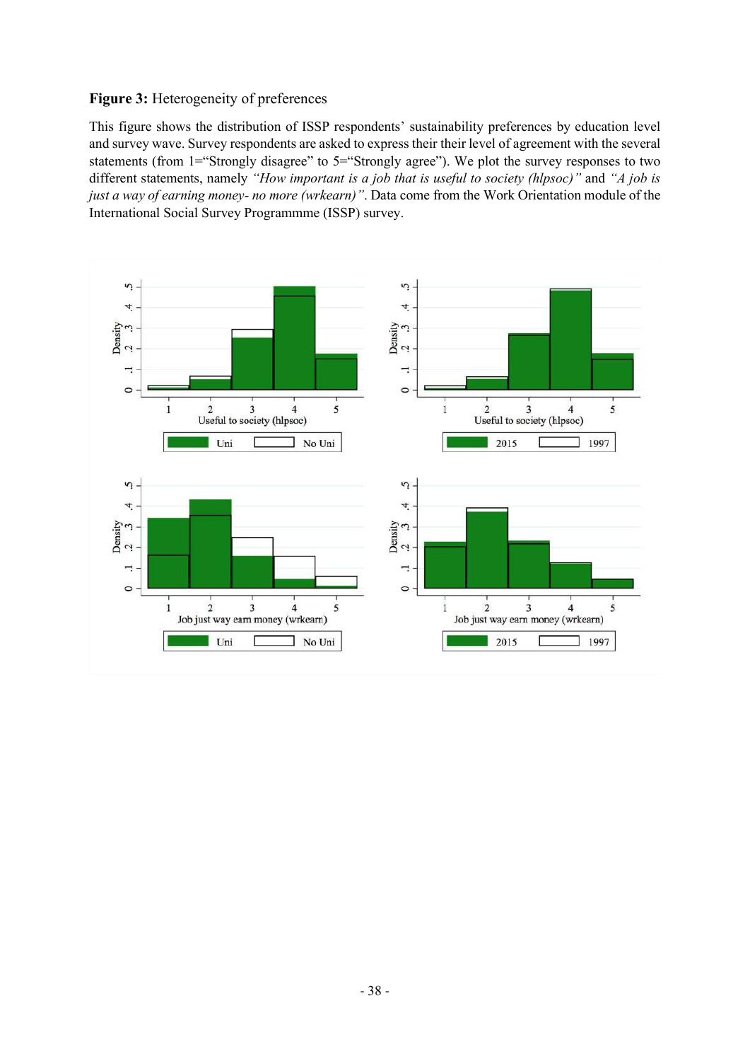**Figure 3:** Heterogeneity of preferences

This figure shows the distribution of ISSP respondents' sustainability preferences by education level and survey wave. Survey respondents are asked to express their their level of agreement with the several statements (from 1="Strongly disagree" to 5="Strongly agree"). We plot the survey responses to two different statements, namely *"How important is a job that is useful to society (hlpsoc)"* and *"A job is just a way of earning money- no more (wrkearn)"*. Data come from the Work Orientation module of the International Social Survey Programmme (ISSP) survey.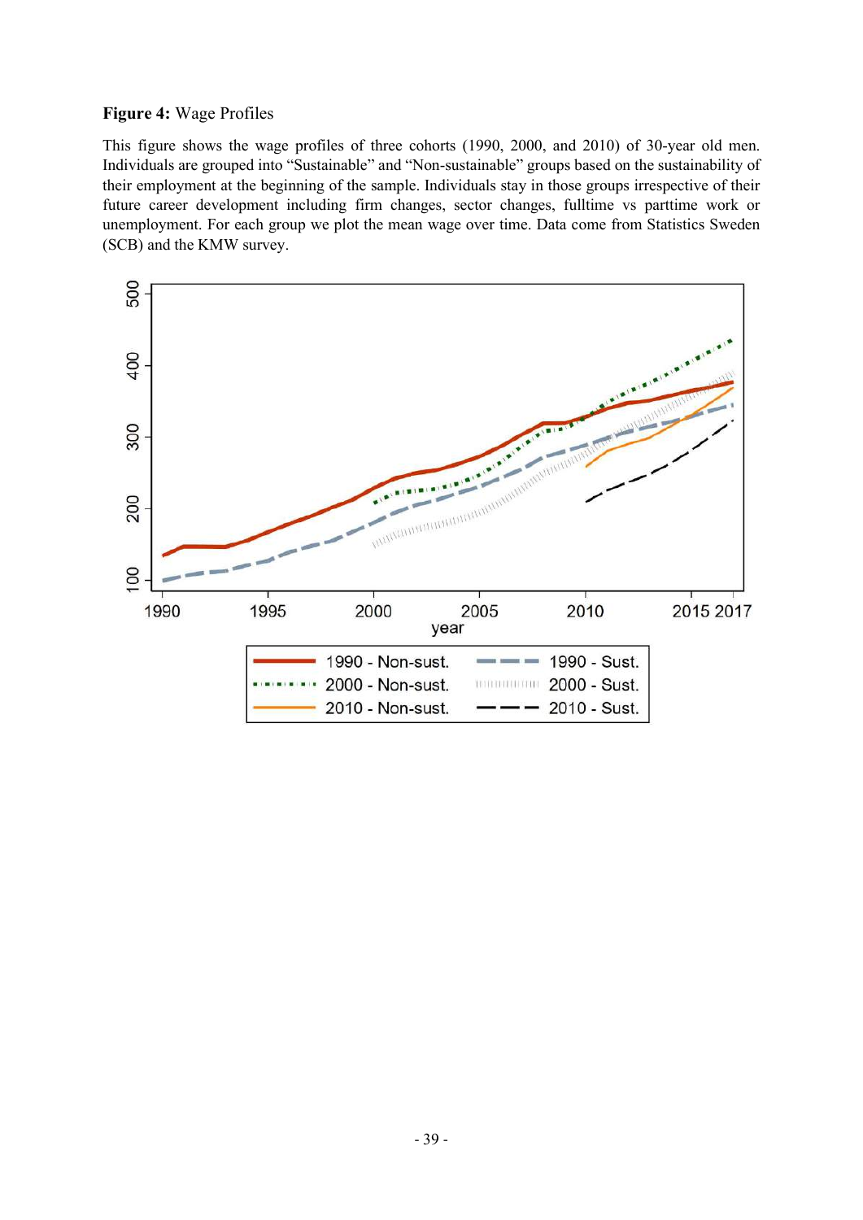**Figure 4:** Wage Profiles

This figure shows the wage profiles of three cohorts (1990, 2000, and 2010) of 30-year old men. Individuals are grouped into "Sustainable" and "Non-sustainable" groups based on the sustainability of their employment at the beginning of the sample. Individuals stay in those groups irrespective of their future career development including firm changes, sector changes, fulltime vs parttime work or unemployment. For each group we plot the mean wage over time. Data come from Statistics Sweden (SCB) and the KMW survey.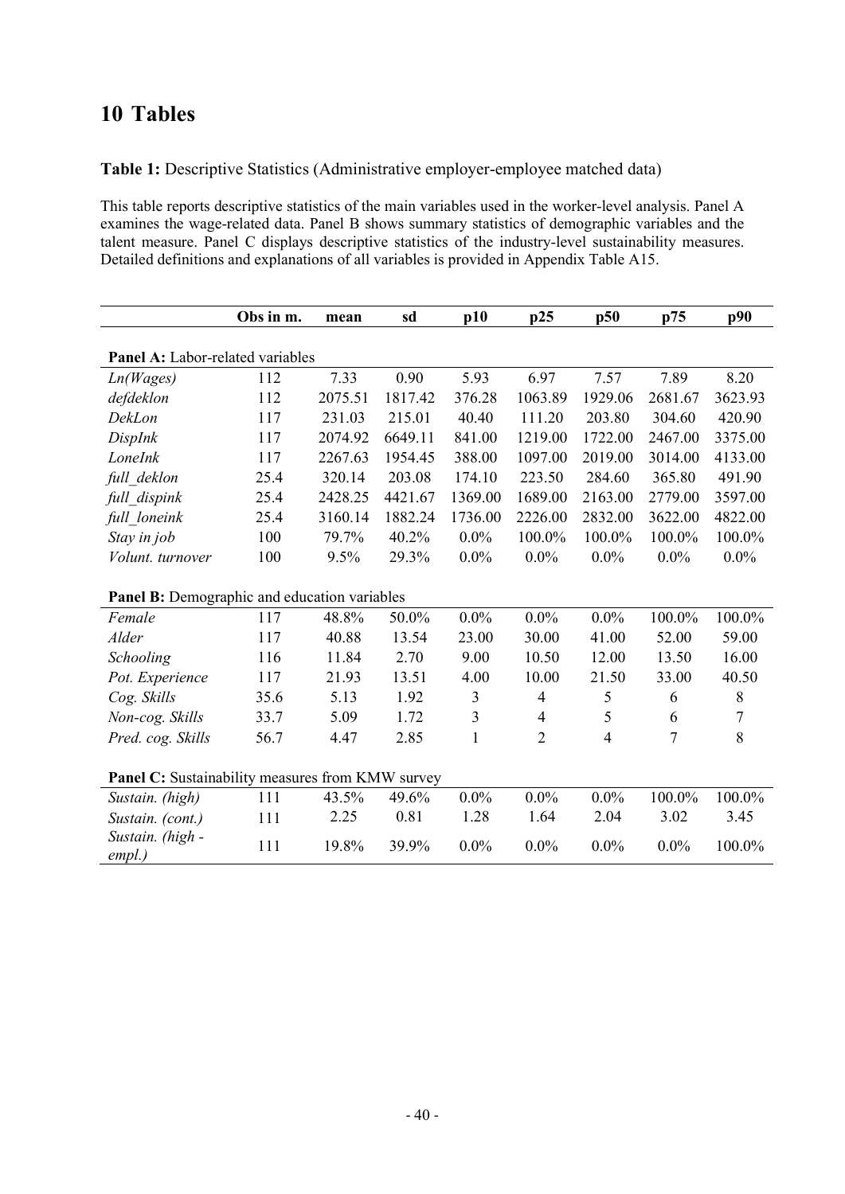# 10 Tables

**Table 1:** Descriptive Statistics (Administrative employer-employee matched data)

This table reports descriptive statistics of the main variables used in the worker-level analysis. Panel A examines the wage-related data. Panel B shows summary statistics of demographic variables and the talent measure. Panel C displays descriptive statistics of the industry-level sustainability measures. Detailed definitions and explanations of all variables is provided in Appendix Table A15.

| | Obs in m. | mean | sd | p10 | p25 | p50 | p75 | p90 |
|---|---|---|---|---|---|---|---|---|
| **Panel A:** Labor-related variables | | | | | | | | |
| *Ln(Wages)* | 112 | 7.33 | 0.90 | 5.93 | 6.97 | 7.57 | 7.89 | 8.20 |
| *defdeklon* | 112 | 2075.51 | 1817.42 | 376.28 | 1063.89 | 1929.06 | 2681.67 | 3623.93 |
| *DekLon* | 117 | 231.03 | 215.01 | 40.40 | 111.20 | 203.80 | 304.60 | 420.90 |
| *DispInk* | 117 | 2074.92 | 6649.11 | 841.00 | 1219.00 | 1722.00 | 2467.00 | 3375.00 |
| *LoneInk* | 117 | 2267.63 | 1954.45 | 388.00 | 1097.00 | 2019.00 | 3014.00 | 4133.00 |
| *full_deklon* | 25.4 | 320.14 | 203.08 | 174.10 | 223.50 | 284.60 | 365.80 | 491.90 |
| *full_dispink* | 25.4 | 2428.25 | 4421.67 | 1369.00 | 1689.00 | 2163.00 | 2779.00 | 3597.00 |
| *full_loneink* | 25.4 | 3160.14 | 1882.24 | 1736.00 | 2226.00 | 2832.00 | 3622.00 | 4822.00 |
| *Stay in job* | 100 | 79.7% | 40.2% | 0.0% | 100.0% | 100.0% | 100.0% | 100.0% |
| *Volunt. turnover* | 100 | 9.5% | 29.3% | 0.0% | 0.0% | 0.0% | 0.0% | 0.0% |
| **Panel B:** Demographic and education variables | | | | | | | | |
| *Female* | 117 | 48.8% | 50.0% | 0.0% | 0.0% | 0.0% | 100.0% | 100.0% |
| *Alder* | 117 | 40.88 | 13.54 | 23.00 | 30.00 | 41.00 | 52.00 | 59.00 |
| *Schooling* | 116 | 11.84 | 2.70 | 9.00 | 10.50 | 12.00 | 13.50 | 16.00 |
| *Pot. Experience* | 117 | 21.93 | 13.51 | 4.00 | 10.00 | 21.50 | 33.00 | 40.50 |
| *Cog. Skills* | 35.6 | 5.13 | 1.92 | 3 | 4 | 5 | 6 | 8 |
| *Non-cog. Skills* | 33.7 | 5.09 | 1.72 | 3 | 4 | 5 | 6 | 7 |
| *Pred. cog. Skills* | 56.7 | 4.47 | 2.85 | 1 | 2 | 4 | 7 | 8 |
| **Panel C:** Sustainability measures from KMW survey | | | | | | | | |
| *Sustain. (high)* | 111 | 43.5% | 49.6% | 0.0% | 0.0% | 0.0% | 100.0% | 100.0% |
| *Sustain. (cont.)* | 111 | 2.25 | 0.81 | 1.28 | 1.64 | 2.04 | 3.02 | 3.45 |
| *Sustain. (high - empl.)* | 111 | 19.8% | 39.9% | 0.0% | 0.0% | 0.0% | 0.0% | 100.0% |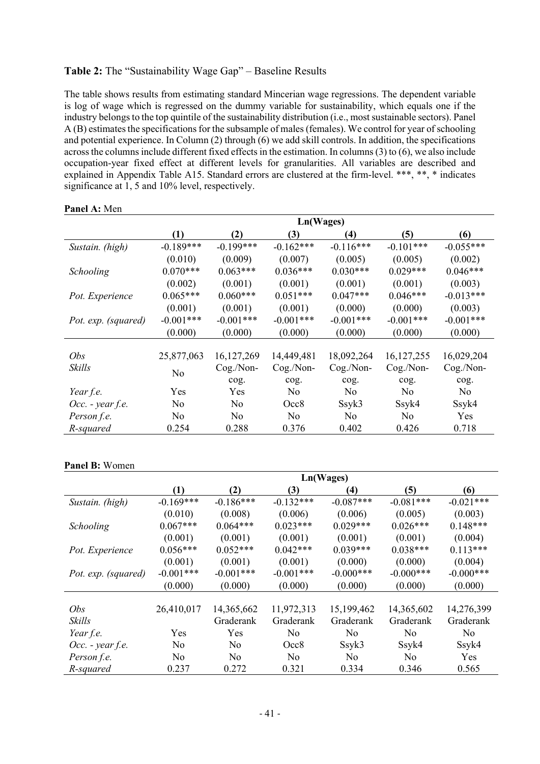**Table 2:** The "Sustainability Wage Gap" – Baseline Results

The table shows results from estimating standard Mincerian wage regressions. The dependent variable is log of wage which is regressed on the dummy variable for sustainability, which equals one if the industry belongs to the top quintile of the sustainability distribution (i.e., most sustainable sectors). Panel A (B) estimates the specifications for the subsample of males (females). We control for year of schooling and potential experience. In Column (2) through (6) we add skill controls. In addition, the specifications across the columns include different fixed effects in the estimation. In columns (3) to (6), we also include occupation-year fixed effect at different levels for granularities. All variables are described and explained in Appendix Table A15. Standard errors are clustered at the firm-level. ***, **, * indicates significance at 1, 5 and 10% level, respectively.

**Panel A:** Men

| | Ln(Wages) | | | | | |
|---|---|---|---|---|---|---|
| | **(1)** | **(2)** | **(3)** | **(4)** | **(5)** | **(6)** |
| *Sustain. (high)* | -0.189*** | -0.199*** | -0.162*** | -0.116*** | -0.101*** | -0.055*** |
| | (0.010) | (0.009) | (0.007) | (0.005) | (0.005) | (0.002) |
| *Schooling* | 0.070*** | 0.063*** | 0.036*** | 0.030*** | 0.029*** | 0.046*** |
| | (0.002) | (0.001) | (0.001) | (0.001) | (0.001) | (0.003) |
| *Pot. Experience* | 0.065*** | 0.060*** | 0.051*** | 0.047*** | 0.046*** | -0.013*** |
| | (0.001) | (0.001) | (0.001) | (0.000) | (0.000) | (0.003) |
| *Pot. exp. (squared)* | -0.001*** | -0.001*** | -0.001*** | -0.001*** | -0.001*** | -0.001*** |
| | (0.000) | (0.000) | (0.000) | (0.000) | (0.000) | (0.000) |
| *Obs* | 25,877,063 | 16,127,269 | 14,449,481 | 18,092,264 | 16,127,255 | 16,029,204 |
| *Skills* | No | Cog./Non-cog. | Cog./Non-cog. | Cog./Non-cog. | Cog./Non-cog. | Cog./Non-cog. |
| *Year f.e.* | Yes | Yes | No | No | No | No |
| *Occ. - year f.e.* | No | No | Occ8 | Ssyk3 | Ssyk4 | Ssyk4 |
| *Person f.e.* | No | No | No | No | No | Yes |
| *R-squared* | 0.254 | 0.288 | 0.376 | 0.402 | 0.426 | 0.718 |

**Panel B:** Women

| | Ln(Wages) | | | | | |
|---|---|---|---|---|---|---|
| | **(1)** | **(2)** | **(3)** | **(4)** | **(5)** | **(6)** |
| *Sustain. (high)* | -0.169*** | -0.186*** | -0.132*** | -0.087*** | -0.081*** | -0.021*** |
| | (0.010) | (0.008) | (0.006) | (0.006) | (0.005) | (0.003) |
| *Schooling* | 0.067*** | 0.064*** | 0.023*** | 0.029*** | 0.026*** | 0.148*** |
| | (0.001) | (0.001) | (0.001) | (0.001) | (0.001) | (0.004) |
| *Pot. Experience* | 0.056*** | 0.052*** | 0.042*** | 0.039*** | 0.038*** | 0.113*** |
| | (0.001) | (0.001) | (0.001) | (0.000) | (0.000) | (0.004) |
| *Pot. exp. (squared)* | -0.001*** | -0.001*** | -0.001*** | -0.000*** | -0.000*** | -0.000*** |
| | (0.000) | (0.000) | (0.000) | (0.000) | (0.000) | (0.000) |
| *Obs* | 26,410,017 | 14,365,662 | 11,972,313 | 15,199,462 | 14,365,602 | 14,276,399 |
| *Skills* | | Graderank | Graderank | Graderank | Graderank | Graderank |
| *Year f.e.* | Yes | Yes | No | No | No | No |
| *Occ. - year f.e.* | No | No | Occ8 | Ssyk3 | Ssyk4 | Ssyk4 |
| *Person f.e.* | No | No | No | No | No | Yes |
| *R-squared* | 0.237 | 0.272 | 0.321 | 0.334 | 0.346 | 0.565 |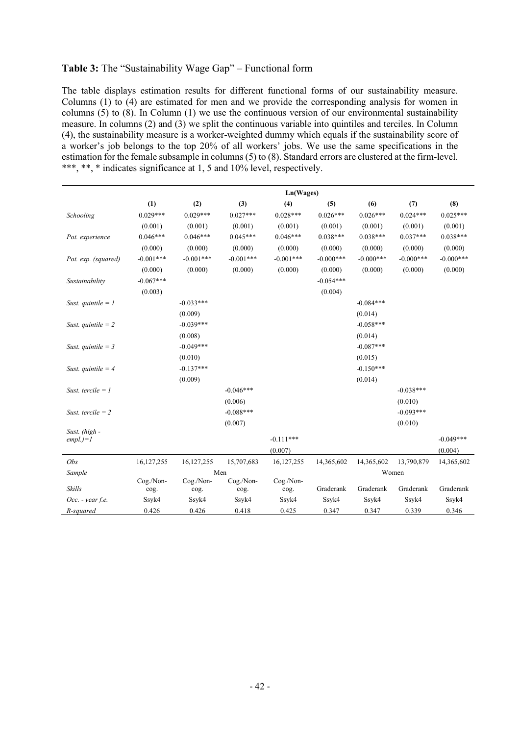**Table 3:** The "Sustainability Wage Gap" – Functional form

The table displays estimation results for different functional forms of our sustainability measure. Columns (1) to (4) are estimated for men and we provide the corresponding analysis for women in columns (5) to (8). In Column (1) we use the continuous version of our environmental sustainability measure. In columns (2) and (3) we split the continuous variable into quintiles and terciles. In Column (4), the sustainability measure is a worker-weighted dummy which equals if the sustainability score of a worker's job belongs to the top 20% of all workers' jobs. We use the same specifications in the estimation for the female subsample in columns (5) to (8). Standard errors are clustered at the firm-level. ***, **, * indicates significance at 1, 5 and 10% level, respectively.

| | Ln(Wages) | | | | | | | |
|---|---|---|---|---|---|---|---|---|
| | (1) | (2) | (3) | (4) | (5) | (6) | (7) | (8) |
| *Schooling* | 0.029*** | 0.029*** | 0.027*** | 0.028*** | 0.026*** | 0.026*** | 0.024*** | 0.025*** |
| | (0.001) | (0.001) | (0.001) | (0.001) | (0.001) | (0.001) | (0.001) | (0.001) |
| *Pot. experience* | 0.046*** | 0.046*** | 0.045*** | 0.046*** | 0.038*** | 0.038*** | 0.037*** | 0.038*** |
| | (0.000) | (0.000) | (0.000) | (0.000) | (0.000) | (0.000) | (0.000) | (0.000) |
| *Pot. exp. (squared)* | -0.001*** | -0.001*** | -0.001*** | -0.001*** | -0.000*** | -0.000*** | -0.000*** | -0.000*** |
| | (0.000) | (0.000) | (0.000) | (0.000) | (0.000) | (0.000) | (0.000) | (0.000) |
| *Sustainability* | -0.067*** | | | | -0.054*** | | | |
| | (0.003) | | | | (0.004) | | | |
| *Sust. quintile = 1* | | -0.033*** | | | | -0.084*** | | |
| | | (0.009) | | | | (0.014) | | |
| *Sust. quintile = 2* | | -0.039*** | | | | -0.058*** | | |
| | | (0.008) | | | | (0.014) | | |
| *Sust. quintile = 3* | | -0.049*** | | | | -0.087*** | | |
| | | (0.010) | | | | (0.015) | | |
| *Sust. quintile = 4* | | -0.137*** | | | | -0.150*** | | |
| | | (0.009) | | | | (0.014) | | |
| *Sust. tercile = 1* | | | -0.046*** | | | | -0.038*** | |
| | | | (0.006) | | | | (0.010) | |
| *Sust. tercile = 2* | | | -0.088*** | | | | -0.093*** | |
| | | | (0.007) | | | | (0.010) | |
| *Sust. (high - empl.)=1* | | | | -0.111*** | | | | -0.049*** |
| | | | | (0.007) | | | | (0.004) |
| *Obs* | 16,127,255 | 16,127,255 | 15,707,683 | 16,127,255 | 14,365,602 | 14,365,602 | 13,790,879 | 14,365,602 |
| *Sample* | Men | | | | Women | | | |
| *Skills* | Cog./Non-cog. | Cog./Non-cog. | Cog./Non-cog. | Cog./Non-cog. | Graderank | Graderank | Graderank | Graderank |
| *Occ. - year f.e.* | Ssyk4 | Ssyk4 | Ssyk4 | Ssyk4 | Ssyk4 | Ssyk4 | Ssyk4 | Ssyk4 |
| *R-squared* | 0.426 | 0.426 | 0.418 | 0.425 | 0.347 | 0.347 | 0.339 | 0.346 |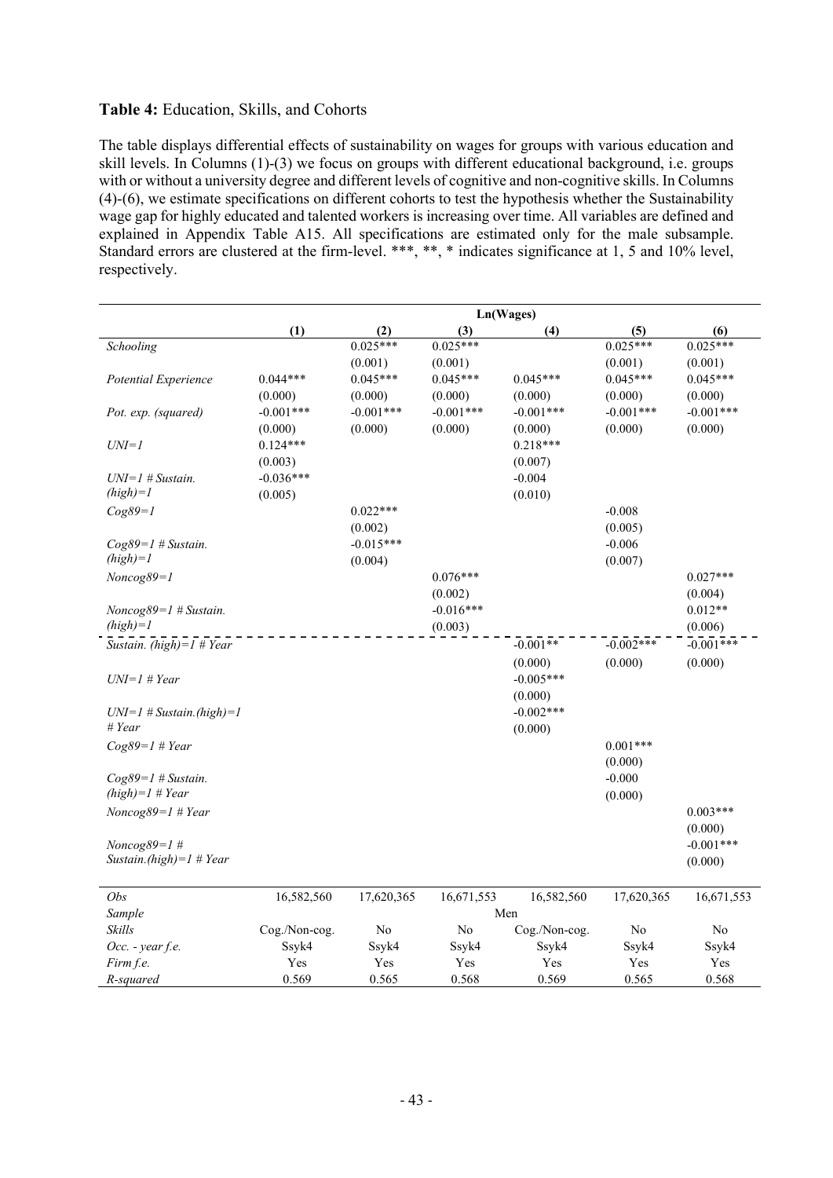**Table 4:** Education, Skills, and Cohorts

The table displays differential effects of sustainability on wages for groups with various education and skill levels. In Columns (1)-(3) we focus on groups with different educational background, i.e. groups with or without a university degree and different levels of cognitive and non-cognitive skills. In Columns (4)-(6), we estimate specifications on different cohorts to test the hypothesis whether the Sustainability wage gap for highly educated and talented workers is increasing over time. All variables are defined and explained in Appendix Table A15. All specifications are estimated only for the male subsample. Standard errors are clustered at the firm-level. ***, **, * indicates significance at 1, 5 and 10% level, respectively.

| | Ln(Wages) | | | | | |
|---|---|---|---|---|---|---|
| | **(1)** | **(2)** | **(3)** | **(4)** | **(5)** | **(6)** |
| *Schooling* | | 0.025*** | 0.025*** | | 0.025*** | 0.025*** |
| | | (0.001) | (0.001) | | (0.001) | (0.001) |
| *Potential Experience* | 0.044*** | 0.045*** | 0.045*** | 0.045*** | 0.045*** | 0.045*** |
| | (0.000) | (0.000) | (0.000) | (0.000) | (0.000) | (0.000) |
| *Pot. exp. (squared)* | -0.001*** | -0.001*** | -0.001*** | -0.001*** | -0.001*** | -0.001*** |
| | (0.000) | (0.000) | (0.000) | (0.000) | (0.000) | (0.000) |
| *UNI=1* | 0.124*** | | | 0.218*** | | |
| | (0.003) | | | (0.007) | | |
| *UNI=1 # Sustain. (high)=1* | -0.036*** | | | -0.004 | | |
| | (0.005) | | | (0.010) | | |
| *Cog89=1* | | 0.022*** | | | -0.008 | |
| | | (0.002) | | | (0.005) | |
| *Cog89=1 # Sustain. (high)=1* | | -0.015*** | | | -0.006 | |
| | | (0.004) | | | (0.007) | |
| *Noncog89=1* | | | 0.076*** | | | 0.027*** |
| | | | (0.002) | | | (0.004) |
| *Noncog89=1 # Sustain. (high)=1* | | | -0.016*** | | | 0.012** |
| | | | (0.003) | | | (0.006) |
| *Sustain. (high)=1 # Year* | | | | -0.001** | -0.002*** | -0.001*** |
| | | | | (0.000) | (0.000) | (0.000) |
| *UNI=1 # Year* | | | | -0.005*** | | |
| | | | | (0.000) | | |
| *UNI=1 # Sustain.(high)=1 # Year* | | | | -0.002*** | | |
| | | | | (0.000) | | |
| *Cog89=1 # Year* | | | | | 0.001*** | |
| | | | | | (0.000) | |
| *Cog89=1 # Sustain. (high)=1 # Year* | | | | | -0.000 | |
| | | | | | (0.000) | |
| *Noncog89=1 # Year* | | | | | | 0.003*** |
| | | | | | | (0.000) |
| *Noncog89=1 # Sustain.(high)=1 # Year* | | | | | | -0.001*** |
| | | | | | | (0.000) |
| *Obs* | 16,582,560 | 17,620,365 | 16,671,553 | 16,582,560 | 17,620,365 | 16,671,553 |
| *Sample* | Men | | | | | |
| *Skills* | Cog./Non-cog. | No | No | Cog./Non-cog. | No | No |
| *Occ. - year f.e.* | Ssyk4 | Ssyk4 | Ssyk4 | Ssyk4 | Ssyk4 | Ssyk4 |
| *Firm f.e.* | Yes | Yes | Yes | Yes | Yes | Yes |
| *R-squared* | 0.569 | 0.565 | 0.568 | 0.569 | 0.565 | 0.568 |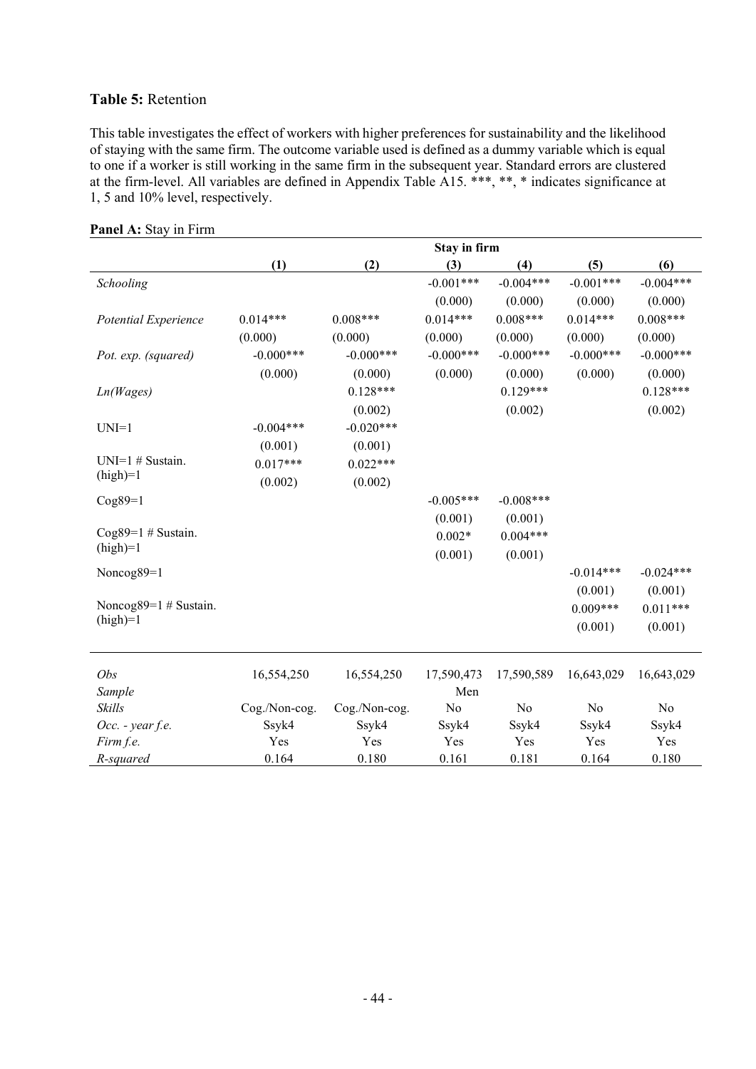**Table 5:** Retention

This table investigates the effect of workers with higher preferences for sustainability and the likelihood of staying with the same firm. The outcome variable used is defined as a dummy variable which is equal to one if a worker is still working in the same firm in the subsequent year. Standard errors are clustered at the firm-level. All variables are defined in Appendix Table A15. ***, **, * indicates significance at 1, 5 and 10% level, respectively.

**Panel A:** Stay in Firm

| | Stay in firm | | | | | |
|---|---|---|---|---|---|---|
| | (1) | (2) | (3) | (4) | (5) | (6) |
| *Schooling* | | | -0.001*** | -0.004*** | -0.001*** | -0.004*** |
| | | | (0.000) | (0.000) | (0.000) | (0.000) |
| *Potential Experience* | 0.014*** | 0.008*** | 0.014*** | 0.008*** | 0.014*** | 0.008*** |
| | (0.000) | (0.000) | (0.000) | (0.000) | (0.000) | (0.000) |
| *Pot. exp. (squared)* | -0.000*** | -0.000*** | -0.000*** | -0.000*** | -0.000*** | -0.000*** |
| | (0.000) | (0.000) | (0.000) | (0.000) | (0.000) | (0.000) |
| *Ln(Wages)* | | 0.128*** | | 0.129*** | | 0.128*** |
| | | (0.002) | | (0.002) | | (0.002) |
| UNI=1 | -0.004*** | -0.020*** | | | | |
| | (0.001) | (0.001) | | | | |
| UNI=1 # Sustain. (high)=1 | 0.017*** | 0.022*** | | | | |
| | (0.002) | (0.002) | | | | |
| Cog89=1 | | | -0.005*** | -0.008*** | | |
| | | | (0.001) | (0.001) | | |
| Cog89=1 # Sustain. (high)=1 | | | 0.002* | 0.004*** | | |
| | | | (0.001) | (0.001) | | |
| Noncog89=1 | | | | | -0.014*** | -0.024*** |
| | | | | | (0.001) | (0.001) |
| Noncog89=1 # Sustain. (high)=1 | | | | | 0.009*** | 0.011*** |
| | | | | | (0.001) | (0.001) |
| *Obs* | 16,554,250 | 16,554,250 | 17,590,473 | 17,590,589 | 16,643,029 | 16,643,029 |
| *Sample* | | | Men | | | |
| *Skills* | Cog./Non-cog. | Cog./Non-cog. | No | No | No | No |
| *Occ. - year f.e.* | Ssyk4 | Ssyk4 | Ssyk4 | Ssyk4 | Ssyk4 | Ssyk4 |
| *Firm f.e.* | Yes | Yes | Yes | Yes | Yes | Yes |
| *R-squared* | 0.164 | 0.180 | 0.161 | 0.181 | 0.164 | 0.180 |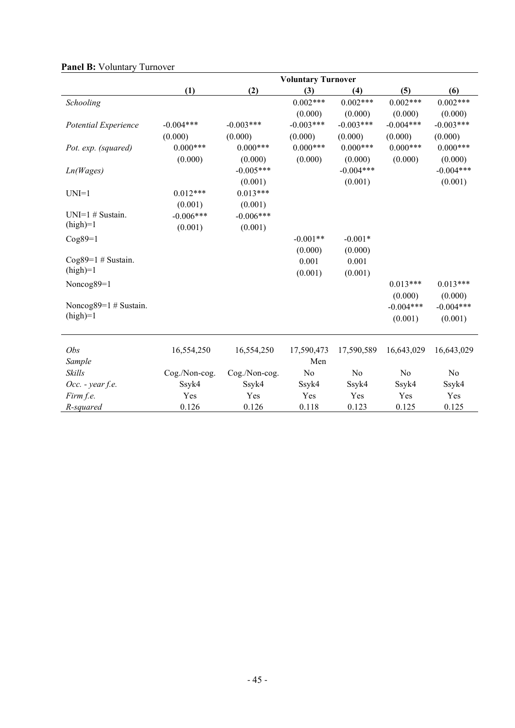**Panel B:** Voluntary Turnover

| | Voluntary Turnover | | | | | |
|---|---|---|---|---|---|---|
| | **(1)** | **(2)** | **(3)** | **(4)** | **(5)** | **(6)** |
| *Schooling* | | | 0.002*** | 0.002*** | 0.002*** | 0.002*** |
| | | | (0.000) | (0.000) | (0.000) | (0.000) |
| *Potential Experience* | -0.004*** | -0.003*** | -0.003*** | -0.003*** | -0.004*** | -0.003*** |
| | (0.000) | (0.000) | (0.000) | (0.000) | (0.000) | (0.000) |
| *Pot. exp. (squared)* | 0.000*** | 0.000*** | 0.000*** | 0.000*** | 0.000*** | 0.000*** |
| | (0.000) | (0.000) | (0.000) | (0.000) | (0.000) | (0.000) |
| *Ln(Wages)* | | -0.005*** | | -0.004*** | | -0.004*** |
| | | (0.001) | | (0.001) | | (0.001) |
| UNI=1 | 0.012*** | 0.013*** | | | | |
| | (0.001) | (0.001) | | | | |
| UNI=1 # Sustain. (high)=1 | -0.006*** | -0.006*** | | | | |
| | (0.001) | (0.001) | | | | |
| Cog89=1 | | | -0.001** | -0.001* | | |
| | | | (0.000) | (0.000) | | |
| Cog89=1 # Sustain. (high)=1 | | | 0.001 | 0.001 | | |
| | | | (0.001) | (0.001) | | |
| Noncog89=1 | | | | | 0.013*** | 0.013*** |
| | | | | | (0.000) | (0.000) |
| Noncog89=1 # Sustain. (high)=1 | | | | | -0.004*** | -0.004*** |
| | | | | | (0.001) | (0.001) |
| *Obs* | 16,554,250 | 16,554,250 | 17,590,473 | 17,590,589 | 16,643,029 | 16,643,029 |
| *Sample* | | | Men | | | |
| *Skills* | Cog./Non-cog. | Cog./Non-cog. | No | No | No | No |
| *Occ. - year f.e.* | Ssyk4 | Ssyk4 | Ssyk4 | Ssyk4 | Ssyk4 | Ssyk4 |
| *Firm f.e.* | Yes | Yes | Yes | Yes | Yes | Yes |
| *R-squared* | 0.126 | 0.126 | 0.118 | 0.123 | 0.125 | 0.125 |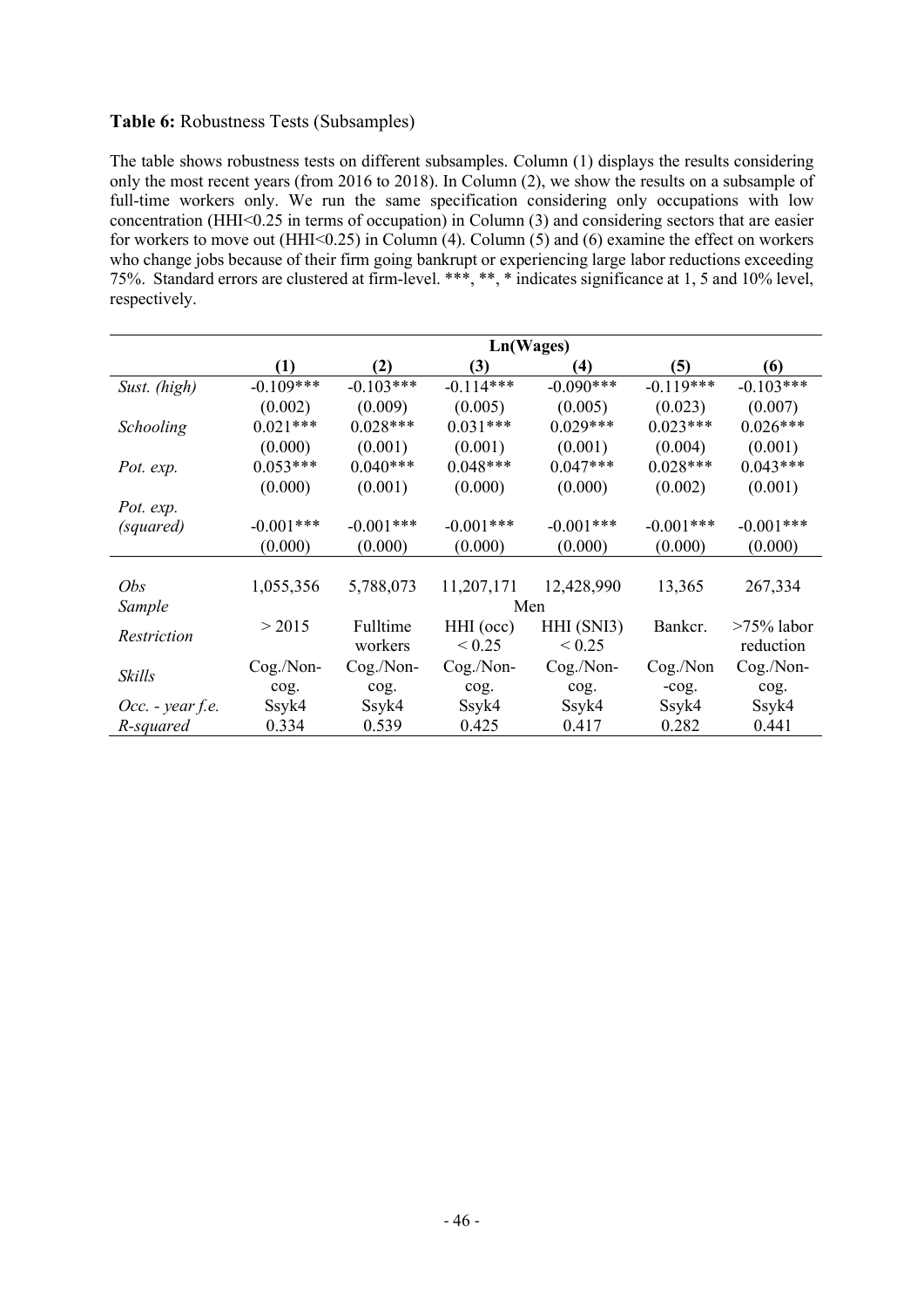**Table 6:** Robustness Tests (Subsamples)

The table shows robustness tests on different subsamples. Column (1) displays the results considering only the most recent years (from 2016 to 2018). In Column (2), we show the results on a subsample of full-time workers only. We run the same specification considering only occupations with low concentration (HHI<0.25 in terms of occupation) in Column (3) and considering sectors that are easier for workers to move out (HHI<0.25) in Column (4). Column (5) and (6) examine the effect on workers who change jobs because of their firm going bankrupt or experiencing large labor reductions exceeding 75%. Standard errors are clustered at firm-level. \*\*\*, \*\*, \* indicates significance at 1, 5 and 10% level, respectively.

| | Ln(Wages) | | | | | |
|---|---|---|---|---|---|---|
| | **(1)** | **(2)** | **(3)** | **(4)** | **(5)** | **(6)** |
| *Sust. (high)* | -0.109*** | -0.103*** | -0.114*** | -0.090*** | -0.119*** | -0.103*** |
| | (0.002) | (0.009) | (0.005) | (0.005) | (0.023) | (0.007) |
| *Schooling* | 0.021*** | 0.028*** | 0.031*** | 0.029*** | 0.023*** | 0.026*** |
| | (0.000) | (0.001) | (0.001) | (0.001) | (0.004) | (0.001) |
| *Pot. exp.* | 0.053*** | 0.040*** | 0.048*** | 0.047*** | 0.028*** | 0.043*** |
| | (0.000) | (0.001) | (0.000) | (0.000) | (0.002) | (0.001) |
| *Pot. exp. (squared)* | -0.001*** | -0.001*** | -0.001*** | -0.001*** | -0.001*** | -0.001*** |
| | (0.000) | (0.000) | (0.000) | (0.000) | (0.000) | (0.000) |
| *Obs* | 1,055,356 | 5,788,073 | 11,207,171 | 12,428,990 | 13,365 | 267,334 |
| *Sample* | Men | | | | | |
| *Restriction* | > 2015 | Fulltime workers | HHI (occ) < 0.25 | HHI (SNI3) < 0.25 | Bankcr. | >75% labor reduction |
| *Skills* | Cog./Non-cog. | Cog./Non-cog. | Cog./Non-cog. | Cog./Non-cog. | Cog./Non-cog. | Cog./Non-cog. |
| *Occ. - year f.e.* | Ssyk4 | Ssyk4 | Ssyk4 | Ssyk4 | Ssyk4 | Ssyk4 |
| *R-squared* | 0.334 | 0.539 | 0.425 | 0.417 | 0.282 | 0.441 |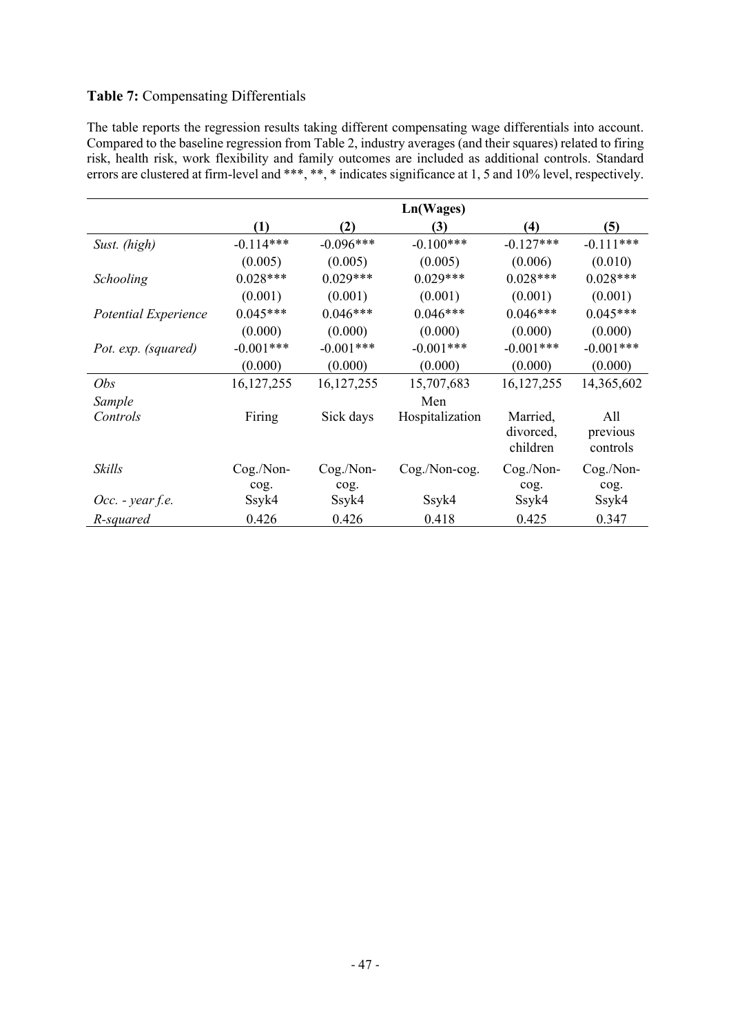**Table 7:** Compensating Differentials

The table reports the regression results taking different compensating wage differentials into account. Compared to the baseline regression from Table 2, industry averages (and their squares) related to firing risk, health risk, work flexibility and family outcomes are included as additional controls. Standard errors are clustered at firm-level and \*\*\*, \*\*, \* indicates significance at 1, 5 and 10% level, respectively.

| | Ln(Wages) | | | | |
|---|---|---|---|---|---|
| | **(1)** | **(2)** | **(3)** | **(4)** | **(5)** |
| *Sust. (high)* | -0.114*** | -0.096*** | -0.100*** | -0.127*** | -0.111*** |
| | (0.005) | (0.005) | (0.005) | (0.006) | (0.010) |
| *Schooling* | 0.028*** | 0.029*** | 0.029*** | 0.028*** | 0.028*** |
| | (0.001) | (0.001) | (0.001) | (0.001) | (0.001) |
| *Potential Experience* | 0.045*** | 0.046*** | 0.046*** | 0.046*** | 0.045*** |
| | (0.000) | (0.000) | (0.000) | (0.000) | (0.000) |
| *Pot. exp. (squared)* | -0.001*** | -0.001*** | -0.001*** | -0.001*** | -0.001*** |
| | (0.000) | (0.000) | (0.000) | (0.000) | (0.000) |
| *Obs* | 16,127,255 | 16,127,255 | 15,707,683 | 16,127,255 | 14,365,602 |
| *Sample* | | | Men | | |
| *Controls* | Firing | Sick days | Hospitalization | Married, divorced, children | All previous controls |
| *Skills* | Cog./Non-cog. | Cog./Non-cog. | Cog./Non-cog. | Cog./Non-cog. | Cog./Non-cog. |
| *Occ. - year f.e.* | Ssyk4 | Ssyk4 | Ssyk4 | Ssyk4 | Ssyk4 |
| *R-squared* | 0.426 | 0.426 | 0.418 | 0.425 | 0.347 |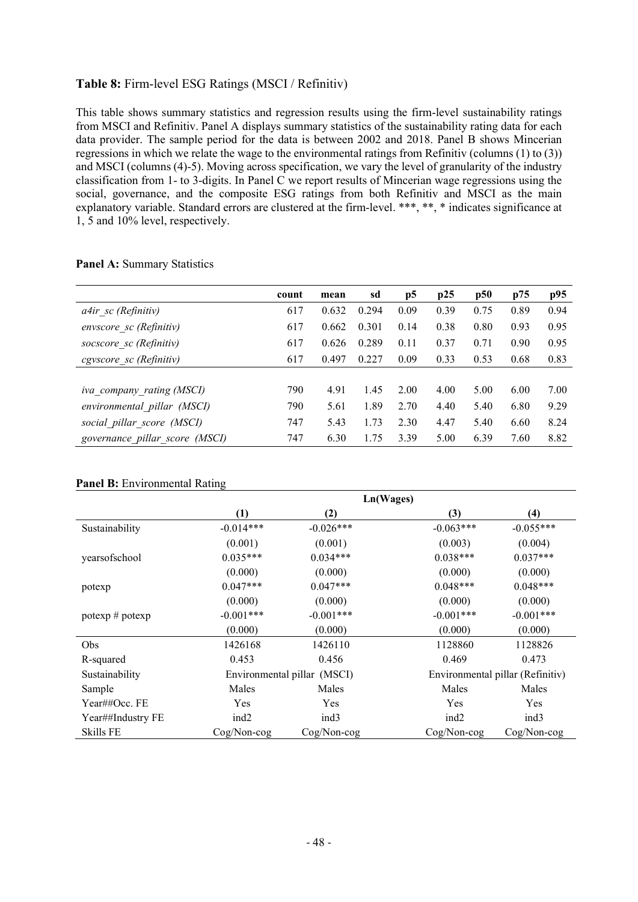**Table 8:** Firm-level ESG Ratings (MSCI / Refinitiv)

This table shows summary statistics and regression results using the firm-level sustainability ratings from MSCI and Refinitiv. Panel A displays summary statistics of the sustainability rating data for each data provider. The sample period for the data is between 2002 and 2018. Panel B shows Mincerian regressions in which we relate the wage to the environmental ratings from Refinitiv (columns (1) to (3)) and MSCI (columns (4)-5). Moving across specification, we vary the level of granularity of the industry classification from 1- to 3-digits. In Panel C we report results of Mincerian wage regressions using the social, governance, and the composite ESG ratings from both Refinitiv and MSCI as the main explanatory variable. Standard errors are clustered at the firm-level. \*\*\*, \*\*, \* indicates significance at 1, 5 and 10% level, respectively.

**Panel A:** Summary Statistics

| | count | mean | sd | p5 | p25 | p50 | p75 | p95 |
|---|---|---|---|---|---|---|---|---|
| *a4ir_sc (Refinitiv)* | 617 | 0.632 | 0.294 | 0.09 | 0.39 | 0.75 | 0.89 | 0.94 |
| *envscore_sc (Refinitiv)* | 617 | 0.662 | 0.301 | 0.14 | 0.38 | 0.80 | 0.93 | 0.95 |
| *socscore_sc (Refinitiv)* | 617 | 0.626 | 0.289 | 0.11 | 0.37 | 0.71 | 0.90 | 0.95 |
| *cgvscore_sc (Refinitiv)* | 617 | 0.497 | 0.227 | 0.09 | 0.33 | 0.53 | 0.68 | 0.83 |
| | | | | | | | | |
| *iva_company_rating (MSCI)* | 790 | 4.91 | 1.45 | 2.00 | 4.00 | 5.00 | 6.00 | 7.00 |
| *environmental_pillar (MSCI)* | 790 | 5.61 | 1.89 | 2.70 | 4.40 | 5.40 | 6.80 | 9.29 |
| *social_pillar_score (MSCI)* | 747 | 5.43 | 1.73 | 2.30 | 4.47 | 5.40 | 6.60 | 8.24 |
| *governance_pillar_score (MSCI)* | 747 | 6.30 | 1.75 | 3.39 | 5.00 | 6.39 | 7.60 | 8.82 |

**Panel B:** Environmental Rating

| | Ln(Wages) | | | |
|---|---|---|---|---|
| | (1) | (2) | (3) | (4) |
| Sustainability | -0.014*** | -0.026*** | -0.063*** | -0.055*** |
| | (0.001) | (0.001) | (0.003) | (0.004) |
| yearsofschool | 0.035*** | 0.034*** | 0.038*** | 0.037*** |
| | (0.000) | (0.000) | (0.000) | (0.000) |
| potexp | 0.047*** | 0.047*** | 0.048*** | 0.048*** |
| | (0.000) | (0.000) | (0.000) | (0.000) |
| potexp # potexp | -0.001*** | -0.001*** | -0.001*** | -0.001*** |
| | (0.000) | (0.000) | (0.000) | (0.000) |
| Obs | 1426168 | 1426110 | 1128860 | 1128826 |
| R-squared | 0.453 | 0.456 | 0.469 | 0.473 |
| Sustainability | Environmental pillar (MSCI) | | Environmental pillar (Refinitiv) | |
| Sample | Males | Males | Males | Males |
| Year##Occ. FE | Yes | Yes | Yes | Yes |
| Year##Industry FE | ind2 | ind3 | ind2 | ind3 |
| Skills FE | Cog/Non-cog | Cog/Non-cog | Cog/Non-cog | Cog/Non-cog |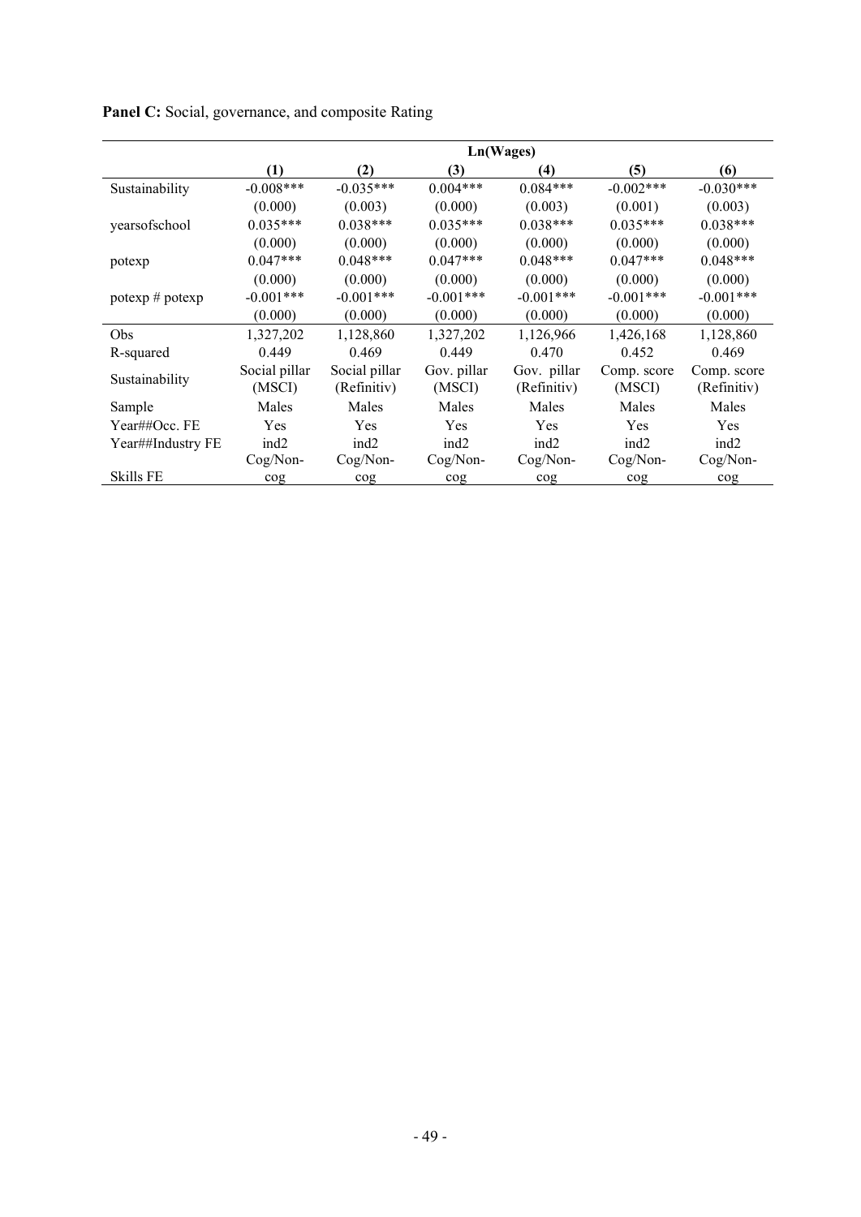**Panel C:** Social, governance, and composite Rating

| | Ln(Wages) | | | | | |
|---|---|---|---|---|---|---|
| | (1) | (2) | (3) | (4) | (5) | (6) |
| Sustainability | -0.008*** | -0.035*** | 0.004*** | 0.084*** | -0.002*** | -0.030*** |
| | (0.000) | (0.003) | (0.000) | (0.003) | (0.001) | (0.003) |
| yearsofschool | 0.035*** | 0.038*** | 0.035*** | 0.038*** | 0.035*** | 0.038*** |
| | (0.000) | (0.000) | (0.000) | (0.000) | (0.000) | (0.000) |
| potexp | 0.047*** | 0.048*** | 0.047*** | 0.048*** | 0.047*** | 0.048*** |
| | (0.000) | (0.000) | (0.000) | (0.000) | (0.000) | (0.000) |
| potexp # potexp | -0.001*** | -0.001*** | -0.001*** | -0.001*** | -0.001*** | -0.001*** |
| | (0.000) | (0.000) | (0.000) | (0.000) | (0.000) | (0.000) |
| Obs | 1,327,202 | 1,128,860 | 1,327,202 | 1,126,966 | 1,426,168 | 1,128,860 |
| R-squared | 0.449 | 0.469 | 0.449 | 0.470 | 0.452 | 0.469 |
| Sustainability | Social pillar (MSCI) | Social pillar (Refinitiv) | Gov. pillar (MSCI) | Gov. pillar (Refinitiv) | Comp. score (MSCI) | Comp. score (Refinitiv) |
| Sample | Males | Males | Males | Males | Males | Males |
| Year##Occ. FE | Yes | Yes | Yes | Yes | Yes | Yes |
| Year##Industry FE | ind2 | ind2 | ind2 | ind2 | ind2 | ind2 |
| Skills FE | Cog/Non-cog | Cog/Non-cog | Cog/Non-cog | Cog/Non-cog | Cog/Non-cog | Cog/Non-cog |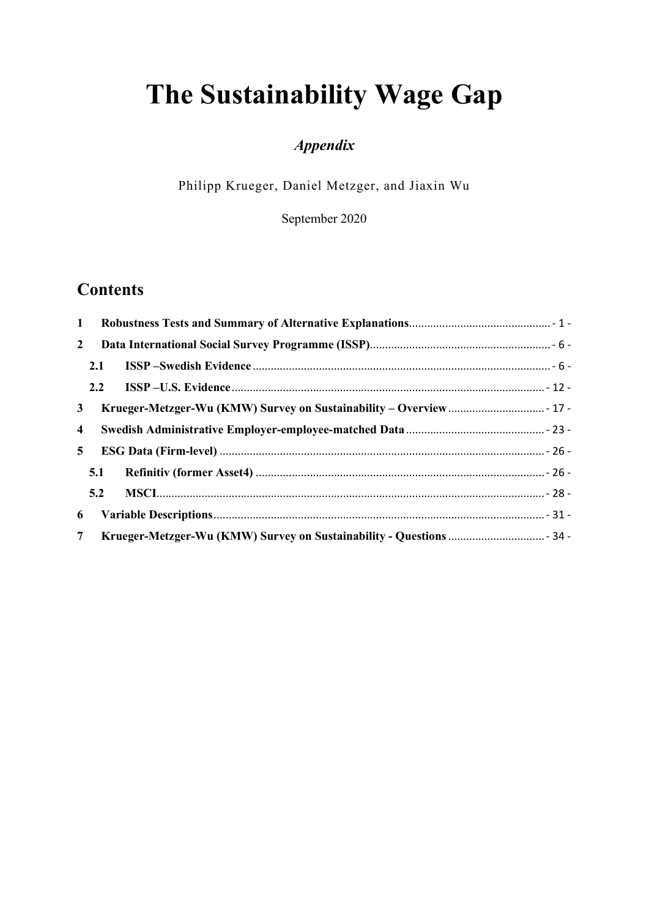# The Sustainability Wage Gap

*Appendix*

Philipp Krueger, Daniel Metzger, and Jiaxin Wu

September 2020

## Contents

**1 Robustness Tests and Summary of Alternative Explanations** ............ - 1 -

**2 Data International Social Survey Programme (ISSP)** ............ - 6 -

**2.1 ISSP –Swedish Evidence** ............ - 6 -

**2.2 ISSP –U.S. Evidence** ............ - 12 -

**3 Krueger-Metzger-Wu (KMW) Survey on Sustainability – Overview** ............ - 17 -

**4 Swedish Administrative Employer-employee-matched Data** ............ - 23 -

**5 ESG Data (Firm-level)** ............ - 26 -

**5.1 Refinitiv (former Asset4)** ............ - 26 -

**5.2 MSCI** ............ - 28 -

**6 Variable Descriptions** ............ - 31 -

**7 Krueger-Metzger-Wu (KMW) Survey on Sustainability - Questions** ............ - 34 -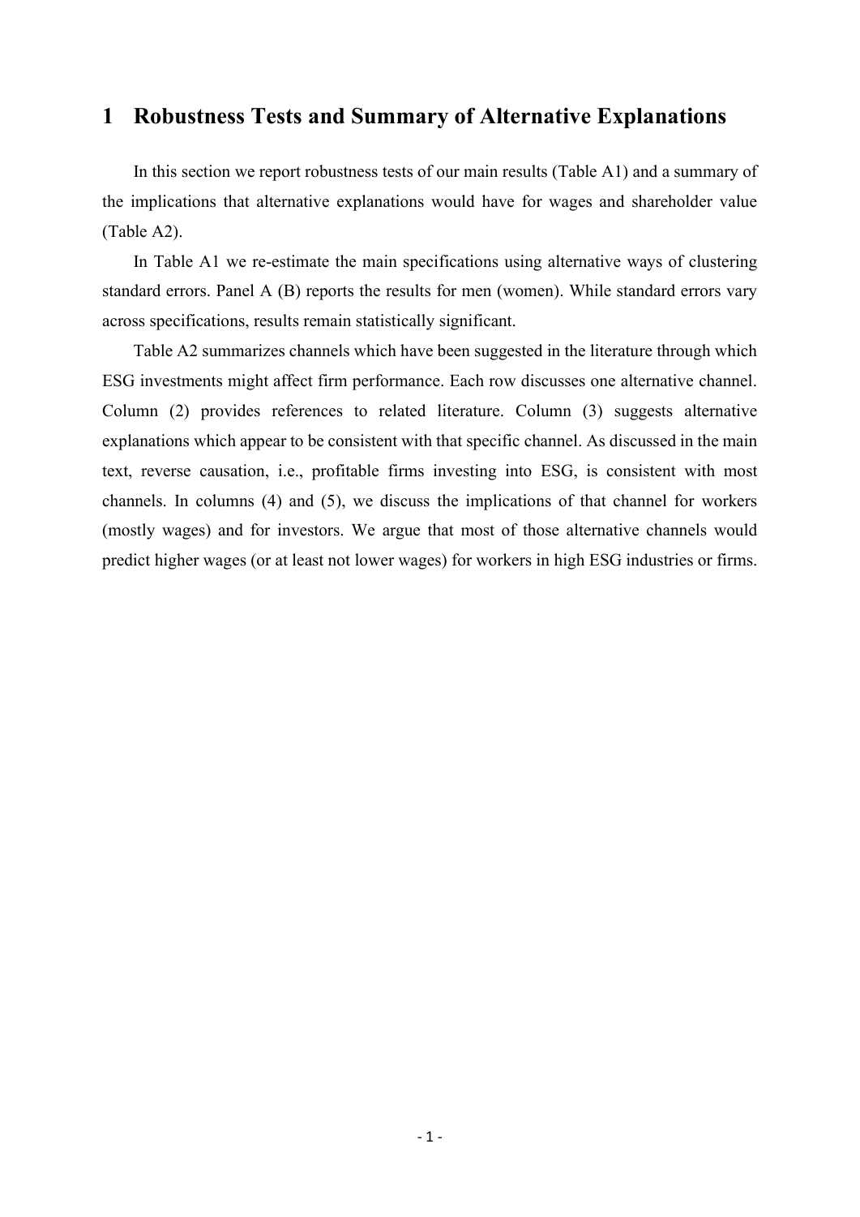# 1 Robustness Tests and Summary of Alternative Explanations

In this section we report robustness tests of our main results (Table A1) and a summary of the implications that alternative explanations would have for wages and shareholder value (Table A2).

In Table A1 we re-estimate the main specifications using alternative ways of clustering standard errors. Panel A (B) reports the results for men (women). While standard errors vary across specifications, results remain statistically significant.

Table A2 summarizes channels which have been suggested in the literature through which ESG investments might affect firm performance. Each row discusses one alternative channel. Column (2) provides references to related literature. Column (3) suggests alternative explanations which appear to be consistent with that specific channel. As discussed in the main text, reverse causation, i.e., profitable firms investing into ESG, is consistent with most channels. In columns (4) and (5), we discuss the implications of that channel for workers (mostly wages) and for investors. We argue that most of those alternative channels would predict higher wages (or at least not lower wages) for workers in high ESG industries or firms.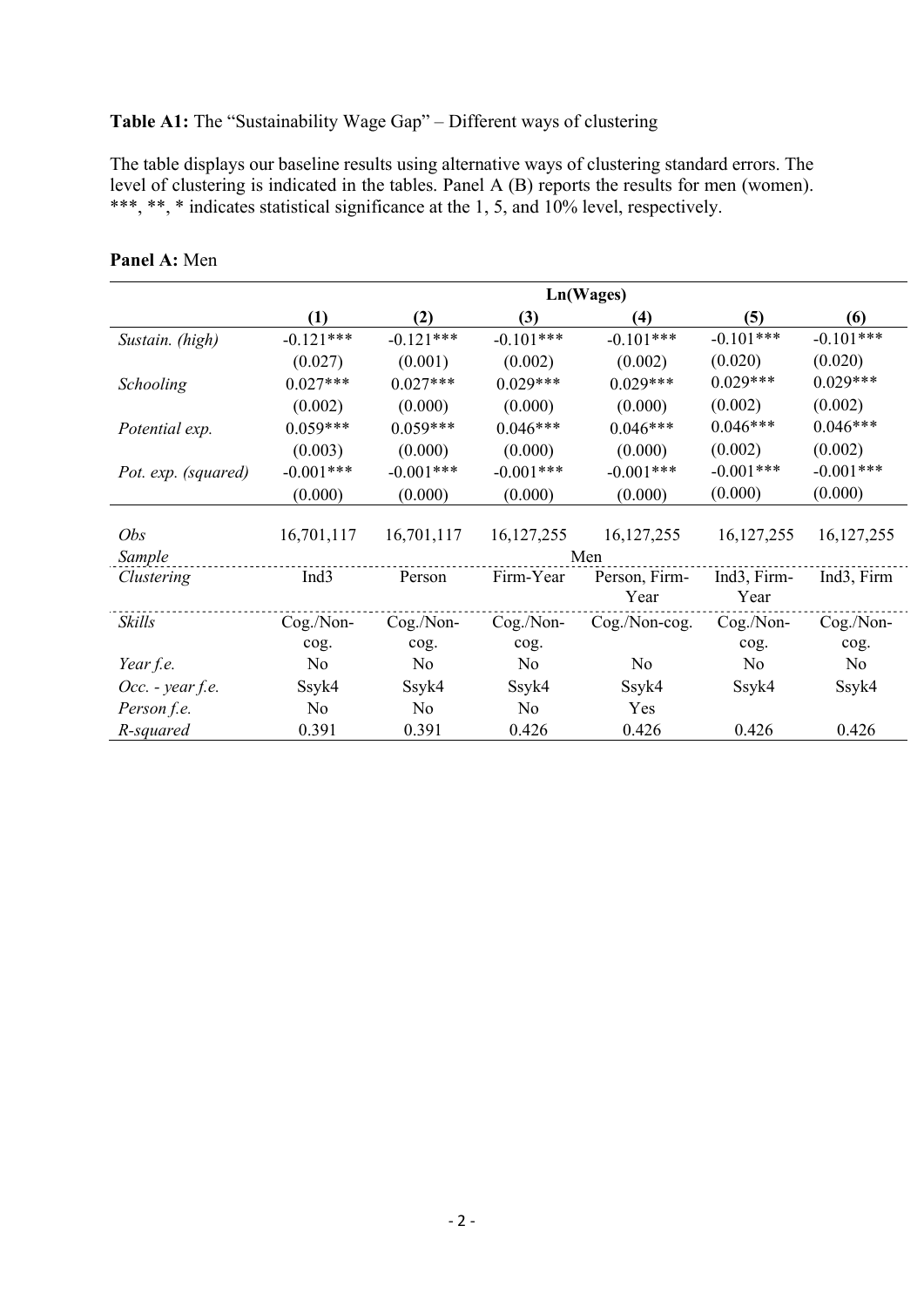**Table A1:** The "Sustainability Wage Gap" – Different ways of clustering

The table displays our baseline results using alternative ways of clustering standard errors. The level of clustering is indicated in the tables. Panel A (B) reports the results for men (women). ***, **, * indicates statistical significance at the 1, 5, and 10% level, respectively.

**Panel A:** Men

| | Ln(Wages) | | | | | |
|---|---|---|---|---|---|---|
| | **(1)** | **(2)** | **(3)** | **(4)** | **(5)** | **(6)** |
| *Sustain. (high)* | -0.121*** | -0.121*** | -0.101*** | -0.101*** | -0.101*** | -0.101*** |
| | (0.027) | (0.001) | (0.002) | (0.002) | (0.020) | (0.020) |
| *Schooling* | 0.027*** | 0.027*** | 0.029*** | 0.029*** | 0.029*** | 0.029*** |
| | (0.002) | (0.000) | (0.000) | (0.000) | (0.002) | (0.002) |
| *Potential exp.* | 0.059*** | 0.059*** | 0.046*** | 0.046*** | 0.046*** | 0.046*** |
| | (0.003) | (0.000) | (0.000) | (0.000) | (0.002) | (0.002) |
| *Pot. exp. (squared)* | -0.001*** | -0.001*** | -0.001*** | -0.001*** | -0.001*** | -0.001*** |
| | (0.000) | (0.000) | (0.000) | (0.000) | (0.000) | (0.000) |
| *Obs* | 16,701,117 | 16,701,117 | 16,127,255 | 16,127,255 | 16,127,255 | 16,127,255 |
| *Sample* | Men | | | | | |
| *Clustering* | Ind3 | Person | Firm-Year | Person, Firm-Year | Ind3, Firm-Year | Ind3, Firm |
| *Skills* | Cog./Non-cog. | Cog./Non-cog. | Cog./Non-cog. | Cog./Non-cog. | Cog./Non-cog. | Cog./Non-cog. |
| *Year f.e.* | No | No | No | No | No | No |
| *Occ. - year f.e.* | Ssyk4 | Ssyk4 | Ssyk4 | Ssyk4 | Ssyk4 | Ssyk4 |
| *Person f.e.* | No | No | No | Yes | | |
| *R-squared* | 0.391 | 0.391 | 0.426 | 0.426 | 0.426 | 0.426 |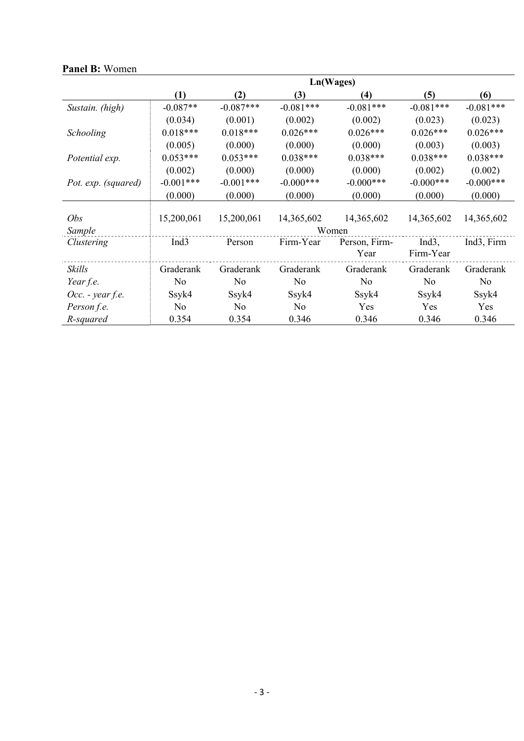**Panel B:** Women

| | Ln(Wages) | | | | | |
|---|---|---|---|---|---|---|
| | **(1)** | **(2)** | **(3)** | **(4)** | **(5)** | **(6)** |
| *Sustain. (high)* | -0.087** | -0.087*** | -0.081*** | -0.081*** | -0.081*** | -0.081*** |
| | (0.034) | (0.001) | (0.002) | (0.002) | (0.023) | (0.023) |
| *Schooling* | 0.018*** | 0.018*** | 0.026*** | 0.026*** | 0.026*** | 0.026*** |
| | (0.005) | (0.000) | (0.000) | (0.000) | (0.003) | (0.003) |
| *Potential exp.* | 0.053*** | 0.053*** | 0.038*** | 0.038*** | 0.038*** | 0.038*** |
| | (0.002) | (0.000) | (0.000) | (0.000) | (0.002) | (0.002) |
| *Pot. exp. (squared)* | -0.001*** | -0.001*** | -0.000*** | -0.000*** | -0.000*** | -0.000*** |
| | (0.000) | (0.000) | (0.000) | (0.000) | (0.000) | (0.000) |
| *Obs* | 15,200,061 | 15,200,061 | 14,365,602 | 14,365,602 | 14,365,602 | 14,365,602 |
| *Sample* | Women | | | | | |
| *Clustering* | Ind3 | Person | Firm-Year | Person, Firm-Year | Ind3, Firm-Year | Ind3, Firm |
| *Skills* | Graderank | Graderank | Graderank | Graderank | Graderank | Graderank |
| *Year f.e.* | No | No | No | No | No | No |
| *Occ. - year f.e.* | Ssyk4 | Ssyk4 | Ssyk4 | Ssyk4 | Ssyk4 | Ssyk4 |
| *Person f.e.* | No | No | No | Yes | Yes | Yes |
| *R-squared* | 0.354 | 0.354 | 0.346 | 0.346 | 0.346 | 0.346 |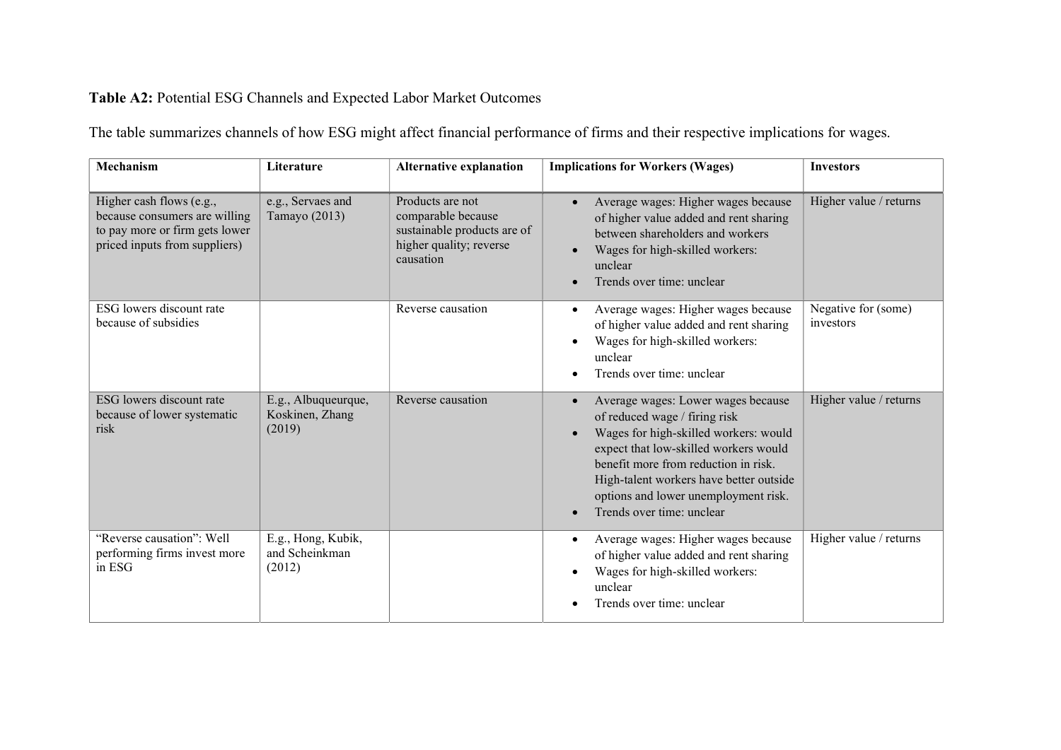**Table A2:** Potential ESG Channels and Expected Labor Market Outcomes

The table summarizes channels of how ESG might affect financial performance of firms and their respective implications for wages.

| Mechanism | Literature | Alternative explanation | Implications for Workers (Wages) | Investors |
|---|---|---|---|---|
| Higher cash flows (e.g., because consumers are willing to pay more or firm gets lower priced inputs from suppliers) | e.g., Servaes and Tamayo (2013) | Products are not comparable because sustainable products are of higher quality; reverse causation | • Average wages: Higher wages because of higher value added and rent sharing between shareholders and workers <br> • Wages for high-skilled workers: unclear <br> • Trends over time: unclear | Higher value / returns |
| ESG lowers discount rate because of subsidies | | Reverse causation | • Average wages: Higher wages because of higher value added and rent sharing <br> • Wages for high-skilled workers: unclear <br> • Trends over time: unclear | Negative for (some) investors |
| ESG lowers discount rate because of lower systematic risk | E.g., Albuqueurque, Koskinen, Zhang (2019) | Reverse causation | • Average wages: Lower wages because of reduced wage / firing risk <br> • Wages for high-skilled workers: would expect that low-skilled workers would benefit more from reduction in risk. High-talent workers have better outside options and lower unemployment risk. <br> • Trends over time: unclear | Higher value / returns |
| "Reverse causation": Well performing firms invest more in ESG | E.g., Hong, Kubik, and Scheinkman (2012) | | • Average wages: Higher wages because of higher value added and rent sharing <br> • Wages for high-skilled workers: unclear <br> • Trends over time: unclear | Higher value / returns |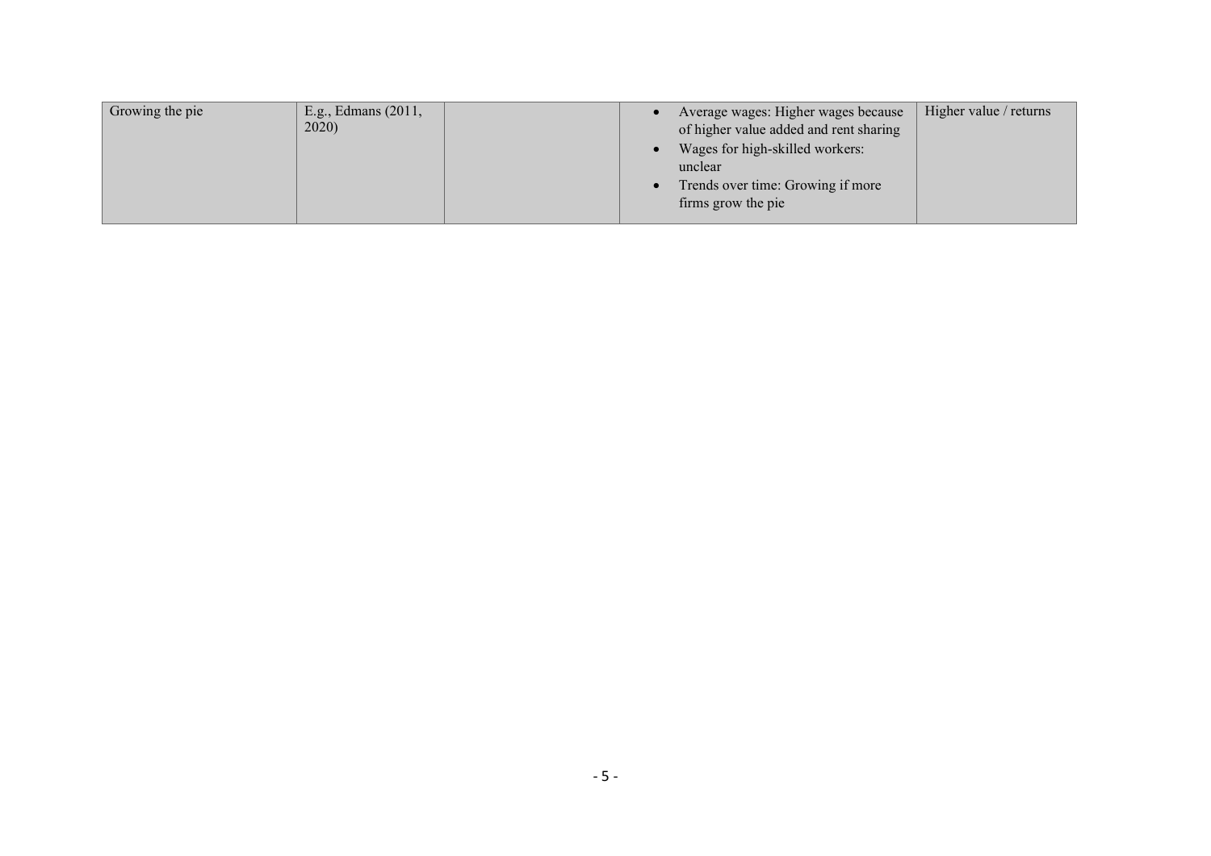| | | | | |
|---|---|---|---|---|
| Growing the pie | E.g., Edmans (2011, 2020) | | • Average wages: Higher wages because of higher value added and rent sharing<br>• Wages for high-skilled workers: unclear<br>• Trends over time: Growing if more firms grow the pie | Higher value / returns |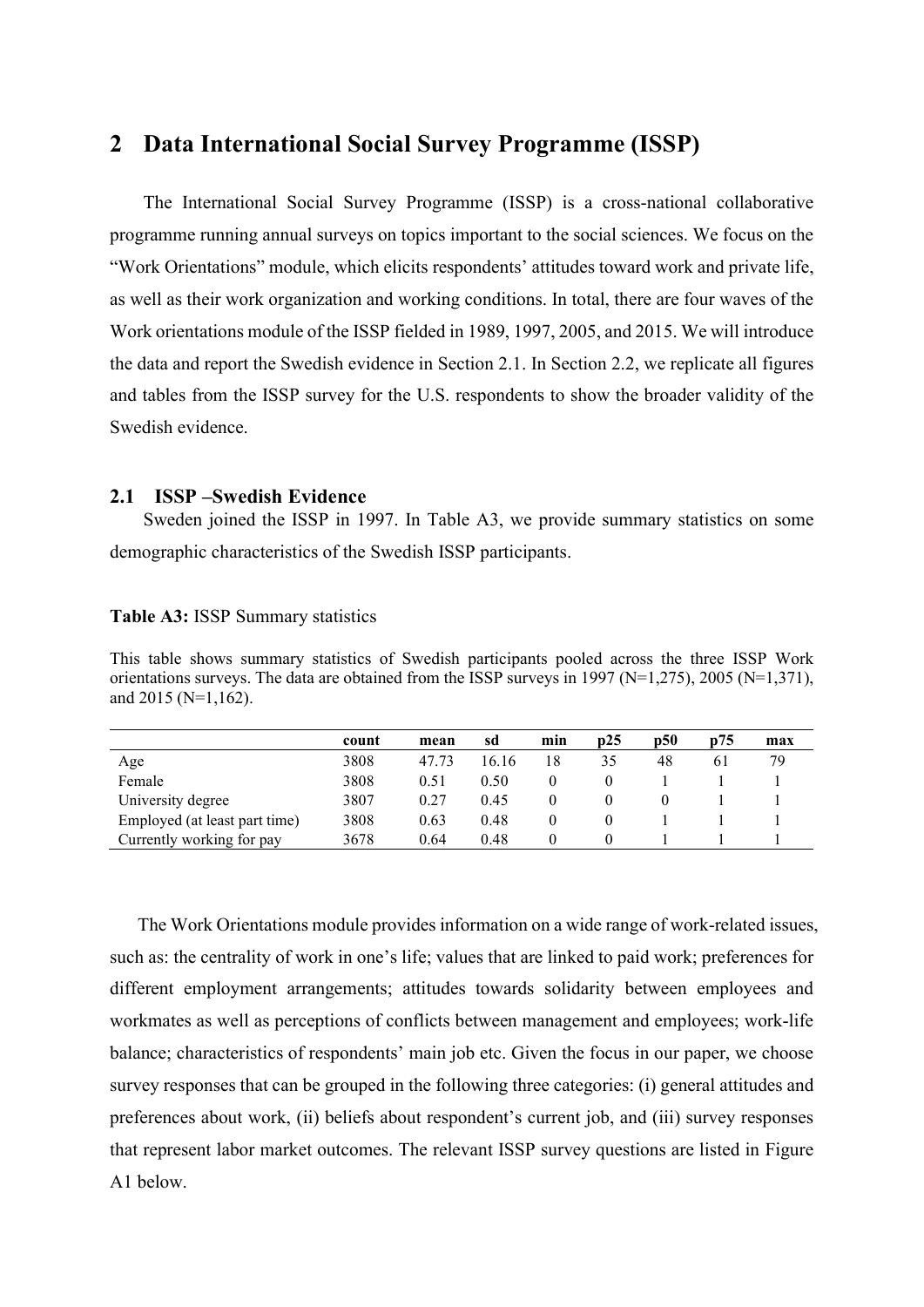## 2 Data International Social Survey Programme (ISSP)

The International Social Survey Programme (ISSP) is a cross-national collaborative programme running annual surveys on topics important to the social sciences. We focus on the "Work Orientations" module, which elicits respondents' attitudes toward work and private life, as well as their work organization and working conditions. In total, there are four waves of the Work orientations module of the ISSP fielded in 1989, 1997, 2005, and 2015. We will introduce the data and report the Swedish evidence in Section 2.1. In Section 2.2, we replicate all figures and tables from the ISSP survey for the U.S. respondents to show the broader validity of the Swedish evidence.

### 2.1 ISSP –Swedish Evidence

Sweden joined the ISSP in 1997. In Table A3, we provide summary statistics on some demographic characteristics of the Swedish ISSP participants.

**Table A3:** ISSP Summary statistics

This table shows summary statistics of Swedish participants pooled across the three ISSP Work orientations surveys. The data are obtained from the ISSP surveys in 1997 (N=1,275), 2005 (N=1,371), and 2015 (N=1,162).

| | count | mean | sd | min | p25 | p50 | p75 | max |
|---|---|---|---|---|---|---|---|---|
| Age | 3808 | 47.73 | 16.16 | 18 | 35 | 48 | 61 | 79 |
| Female | 3808 | 0.51 | 0.50 | 0 | 0 | 1 | 1 | 1 |
| University degree | 3807 | 0.27 | 0.45 | 0 | 0 | 0 | 1 | 1 |
| Employed (at least part time) | 3808 | 0.63 | 0.48 | 0 | 0 | 1 | 1 | 1 |
| Currently working for pay | 3678 | 0.64 | 0.48 | 0 | 0 | 1 | 1 | 1 |

The Work Orientations module provides information on a wide range of work-related issues, such as: the centrality of work in one's life; values that are linked to paid work; preferences for different employment arrangements; attitudes towards solidarity between employees and workmates as well as perceptions of conflicts between management and employees; work-life balance; characteristics of respondents' main job etc. Given the focus in our paper, we choose survey responses that can be grouped in the following three categories: (i) general attitudes and preferences about work, (ii) beliefs about respondent's current job, and (iii) survey responses that represent labor market outcomes. The relevant ISSP survey questions are listed in Figure A1 below.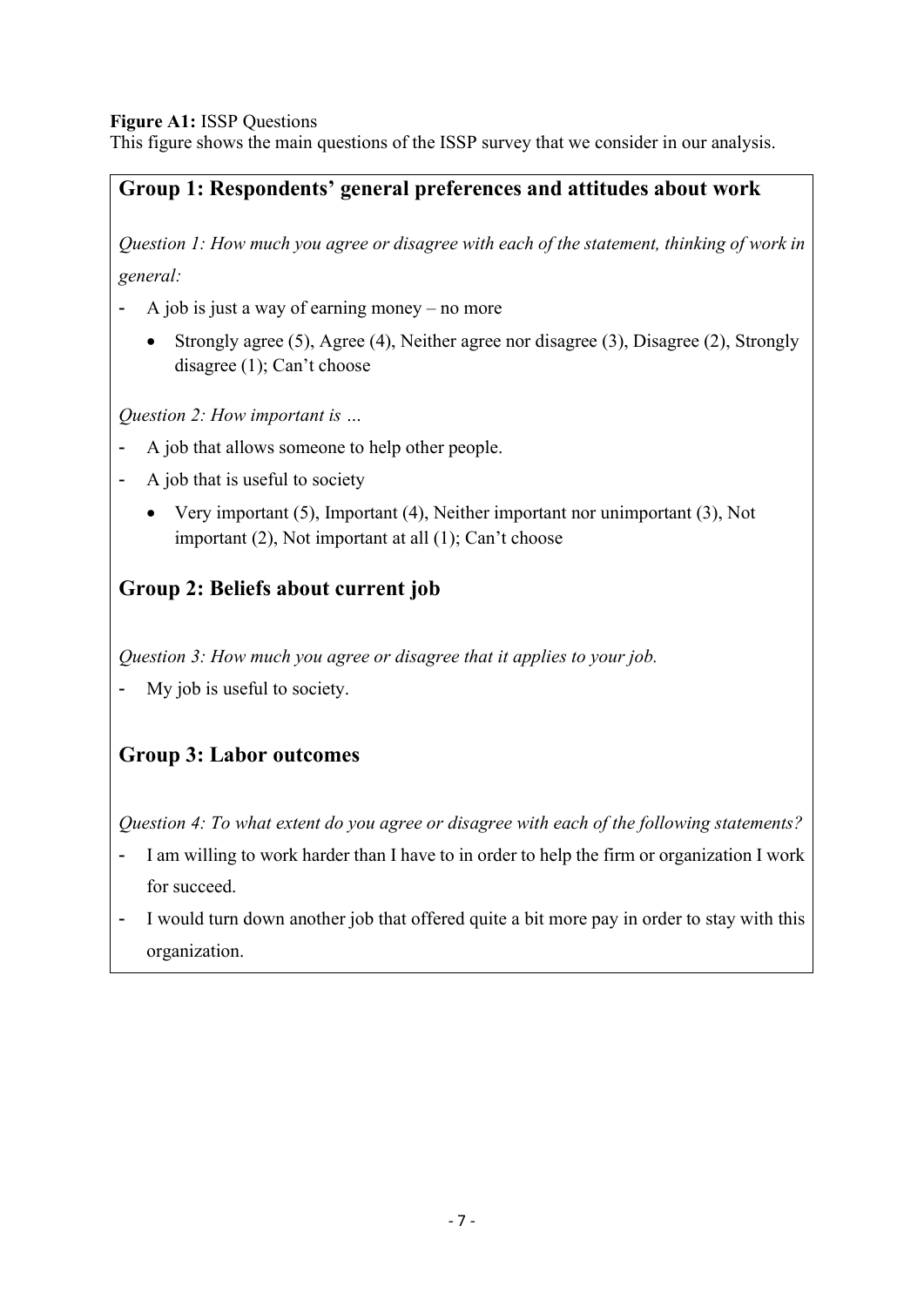**Figure A1:** ISSP Questions
This figure shows the main questions of the ISSP survey that we consider in our analysis.

## Group 1: Respondents' general preferences and attitudes about work

*Question 1: How much you agree or disagree with each of the statement, thinking of work in general:*

- A job is just a way of earning money – no more
  - Strongly agree (5), Agree (4), Neither agree nor disagree (3), Disagree (2), Strongly disagree (1); Can't choose

*Question 2: How important is …*

- A job that allows someone to help other people.
- A job that is useful to society
  - Very important (5), Important (4), Neither important nor unimportant (3), Not important (2), Not important at all (1); Can't choose

## Group 2: Beliefs about current job

*Question 3: How much you agree or disagree that it applies to your job.*

- My job is useful to society.

## Group 3: Labor outcomes

*Question 4: To what extent do you agree or disagree with each of the following statements?*

- I am willing to work harder than I have to in order to help the firm or organization I work for succeed.
- I would turn down another job that offered quite a bit more pay in order to stay with this organization.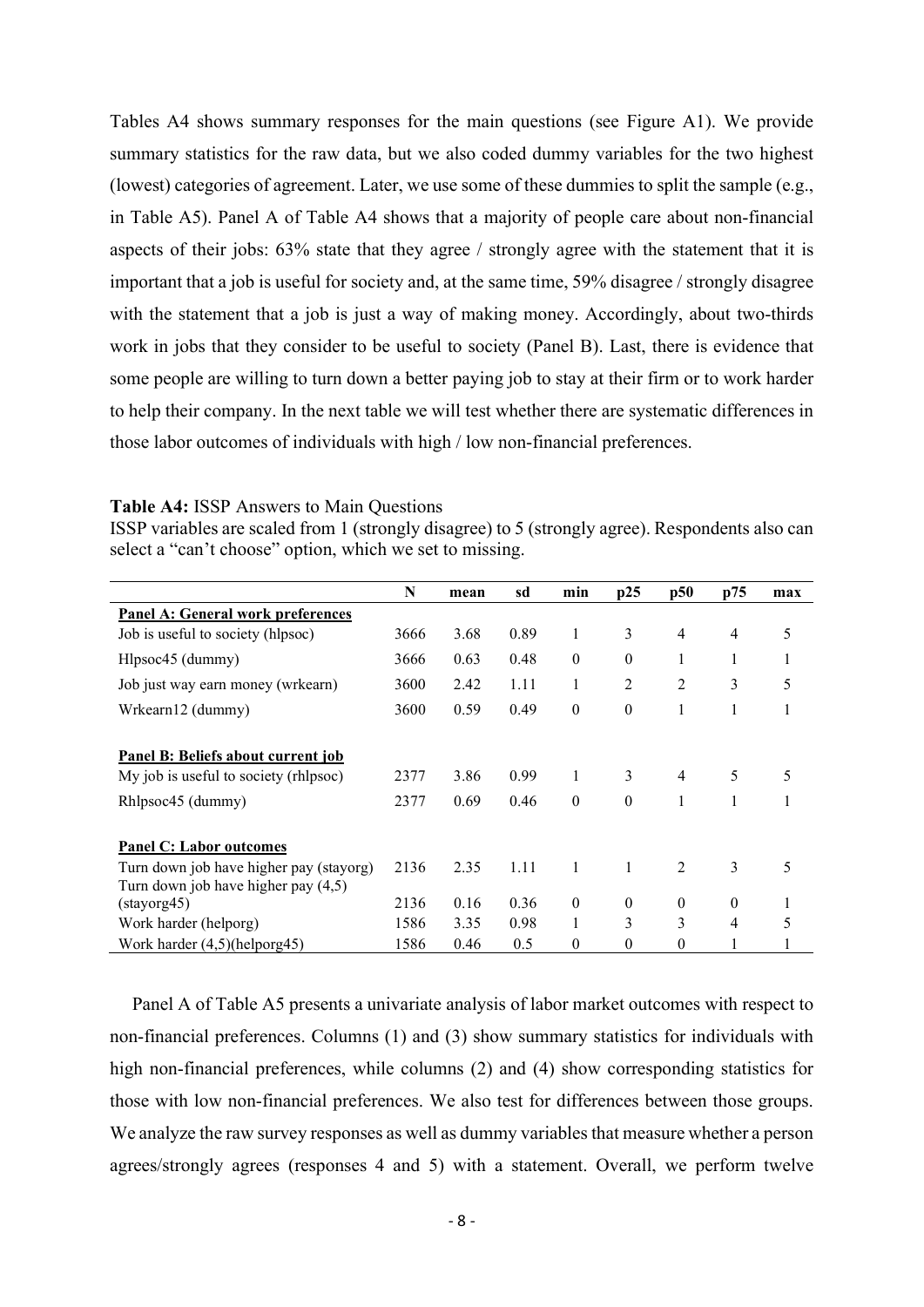Tables A4 shows summary responses for the main questions (see Figure A1). We provide summary statistics for the raw data, but we also coded dummy variables for the two highest (lowest) categories of agreement. Later, we use some of these dummies to split the sample (e.g., in Table A5). Panel A of Table A4 shows that a majority of people care about non-financial aspects of their jobs: 63% state that they agree / strongly agree with the statement that it is important that a job is useful for society and, at the same time, 59% disagree / strongly disagree with the statement that a job is just a way of making money. Accordingly, about two-thirds work in jobs that they consider to be useful to society (Panel B). Last, there is evidence that some people are willing to turn down a better paying job to stay at their firm or to work harder to help their company. In the next table we will test whether there are systematic differences in those labor outcomes of individuals with high / low non-financial preferences.

**Table A4:** ISSP Answers to Main Questions

ISSP variables are scaled from 1 (strongly disagree) to 5 (strongly agree). Respondents also can select a "can't choose" option, which we set to missing.

| | N | mean | sd | min | p25 | p50 | p75 | max |
|---|---|---|---|---|---|---|---|---|
| **Panel A: General work preferences** | | | | | | | | |
| Job is useful to society (hlpsoc) | 3666 | 3.68 | 0.89 | 1 | 3 | 4 | 4 | 5 |
| Hlpsoc45 (dummy) | 3666 | 0.63 | 0.48 | 0 | 0 | 1 | 1 | 1 |
| Job just way earn money (wrkearn) | 3600 | 2.42 | 1.11 | 1 | 2 | 2 | 3 | 5 |
| Wrkearn12 (dummy) | 3600 | 0.59 | 0.49 | 0 | 0 | 1 | 1 | 1 |
| **Panel B: Beliefs about current job** | | | | | | | | |
| My job is useful to society (rhlpsoc) | 2377 | 3.86 | 0.99 | 1 | 3 | 4 | 5 | 5 |
| Rhlpsoc45 (dummy) | 2377 | 0.69 | 0.46 | 0 | 0 | 1 | 1 | 1 |
| **Panel C: Labor outcomes** | | | | | | | | |
| Turn down job have higher pay (stayorg) | 2136 | 2.35 | 1.11 | 1 | 1 | 2 | 3 | 5 |
| Turn down job have higher pay (4,5) (stayorg45) | 2136 | 0.16 | 0.36 | 0 | 0 | 0 | 0 | 1 |
| Work harder (helporg) | 1586 | 3.35 | 0.98 | 1 | 3 | 3 | 4 | 5 |
| Work harder (4,5)(helporg45) | 1586 | 0.46 | 0.5 | 0 | 0 | 0 | 1 | 1 |

Panel A of Table A5 presents a univariate analysis of labor market outcomes with respect to non-financial preferences. Columns (1) and (3) show summary statistics for individuals with high non-financial preferences, while columns (2) and (4) show corresponding statistics for those with low non-financial preferences. We also test for differences between those groups. We analyze the raw survey responses as well as dummy variables that measure whether a person agrees/strongly agrees (responses 4 and 5) with a statement. Overall, we perform twelve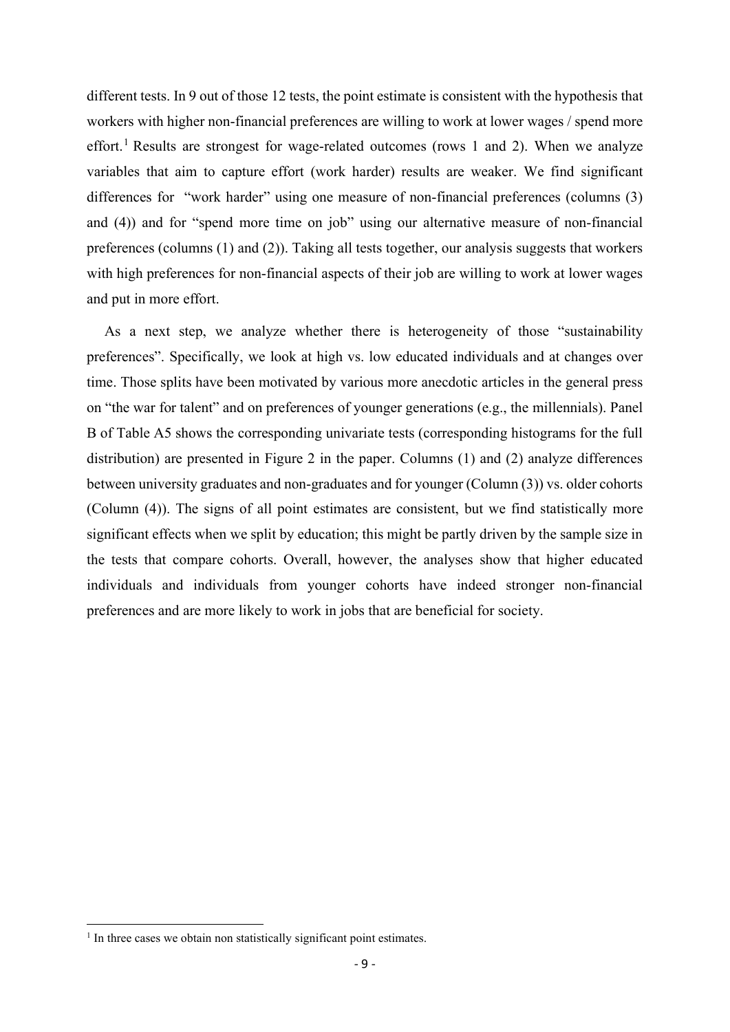different tests. In 9 out of those 12 tests, the point estimate is consistent with the hypothesis that workers with higher non-financial preferences are willing to work at lower wages / spend more effort.[1] Results are strongest for wage-related outcomes (rows 1 and 2). When we analyze variables that aim to capture effort (work harder) results are weaker. We find significant differences for "work harder" using one measure of non-financial preferences (columns (3) and (4)) and for "spend more time on job" using our alternative measure of non-financial preferences (columns (1) and (2)). Taking all tests together, our analysis suggests that workers with high preferences for non-financial aspects of their job are willing to work at lower wages and put in more effort.

As a next step, we analyze whether there is heterogeneity of those "sustainability preferences". Specifically, we look at high vs. low educated individuals and at changes over time. Those splits have been motivated by various more anecdotic articles in the general press on "the war for talent" and on preferences of younger generations (e.g., the millennials). Panel B of Table A5 shows the corresponding univariate tests (corresponding histograms for the full distribution) are presented in Figure 2 in the paper. Columns (1) and (2) analyze differences between university graduates and non-graduates and for younger (Column (3)) vs. older cohorts (Column (4)). The signs of all point estimates are consistent, but we find statistically more significant effects when we split by education; this might be partly driven by the sample size in the tests that compare cohorts. Overall, however, the analyses show that higher educated individuals and individuals from younger cohorts have indeed stronger non-financial preferences and are more likely to work in jobs that are beneficial for society.

[1] In three cases we obtain non statistically significant point estimates.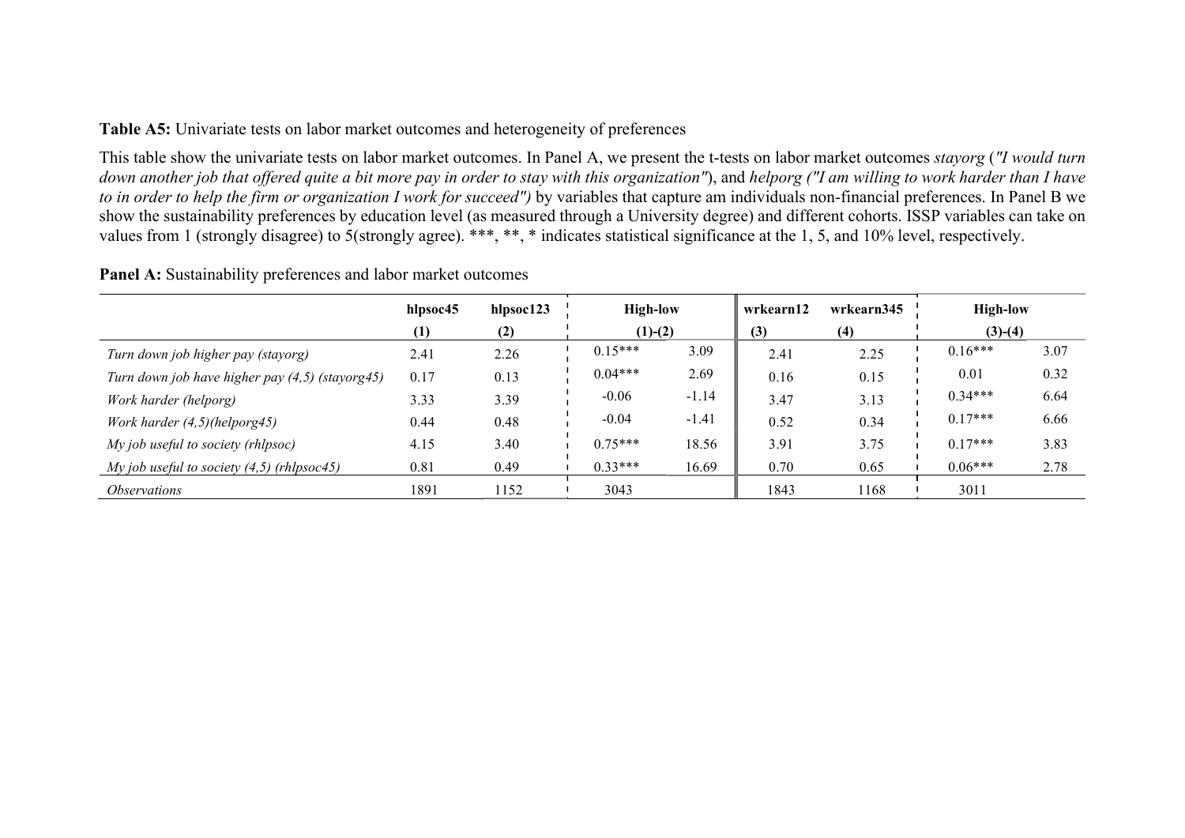**Table A5:** Univariate tests on labor market outcomes and heterogeneity of preferences

This table show the univariate tests on labor market outcomes. In Panel A, we present the t-tests on labor market outcomes *stayorg* (*"I would turn down another job that offered quite a bit more pay in order to stay with this organization"*), and *helporg ("I am willing to work harder than I have to in order to help the firm or organization I work for succeed")* by variables that capture am individuals non-financial preferences. In Panel B we show the sustainability preferences by education level (as measured through a University degree) and different cohorts. ISSP variables can take on values from 1 (strongly disagree) to 5(strongly agree). ***, **, * indicates statistical significance at the 1, 5, and 10% level, respectively.

**Panel A:** Sustainability preferences and labor market outcomes

| | **hlpsoc45** | **hlpsoc123** | **High-low** | | **wrkearn12** | **wrkearn345** | **High-low** | |
|---|---|---|---|---|---|---|---|---|
| | **(1)** | **(2)** | **(1)-(2)** | | **(3)** | **(4)** | **(3)-(4)** | |
| *Turn down job higher pay (stayorg)* | 2.41 | 2.26 | 0.15*** | 3.09 | 2.41 | 2.25 | 0.16*** | 3.07 |
| *Turn down job have higher pay (4,5) (stayorg45)* | 0.17 | 0.13 | 0.04*** | 2.69 | 0.16 | 0.15 | 0.01 | 0.32 |
| *Work harder (helporg)* | 3.33 | 3.39 | -0.06 | -1.14 | 3.47 | 3.13 | 0.34*** | 6.64 |
| *Work harder (4,5)(helporg45)* | 0.44 | 0.48 | -0.04 | -1.41 | 0.52 | 0.34 | 0.17*** | 6.66 |
| *My job useful to society (rhlpsoc)* | 4.15 | 3.40 | 0.75*** | 18.56 | 3.91 | 3.75 | 0.17*** | 3.83 |
| *My job useful to society (4,5) (rhlpsoc45)* | 0.81 | 0.49 | 0.33*** | 16.69 | 0.70 | 0.65 | 0.06*** | 2.78 |
| *Observations* | 1891 | 1152 | 3043 | | 1843 | 1168 | 3011 | |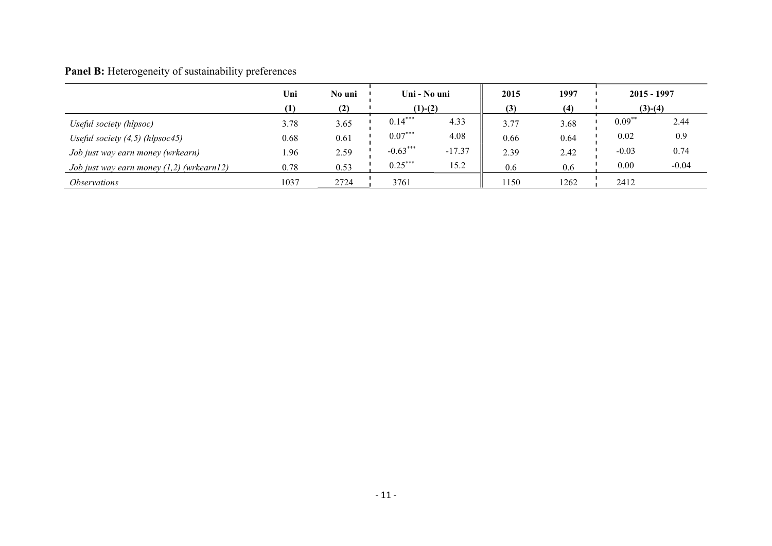**Panel B:** Heterogeneity of sustainability preferences

| | Uni | No uni | Uni - No uni | | 2015 | 1997 | 2015 - 1997 | |
|---|---|---|---|---|---|---|---|---|
| | (1) | (2) | (1)-(2) | | (3) | (4) | (3)-(4) | |
| *Useful society (hlpsoc)* | 3.78 | 3.65 | 0.14*** | 4.33 | 3.77 | 3.68 | 0.09** | 2.44 |
| *Useful society (4,5) (hlpsoc45)* | 0.68 | 0.61 | 0.07*** | 4.08 | 0.66 | 0.64 | 0.02 | 0.9 |
| *Job just way earn money (wrkearn)* | 1.96 | 2.59 | -0.63*** | -17.37 | 2.39 | 2.42 | -0.03 | 0.74 |
| *Job just way earn money (1,2) (wrkearn12)* | 0.78 | 0.53 | 0.25*** | 15.2 | 0.6 | 0.6 | 0.00 | -0.04 |
| *Observations* | 1037 | 2724 | 3761 | | 1150 | 1262 | 2412 | |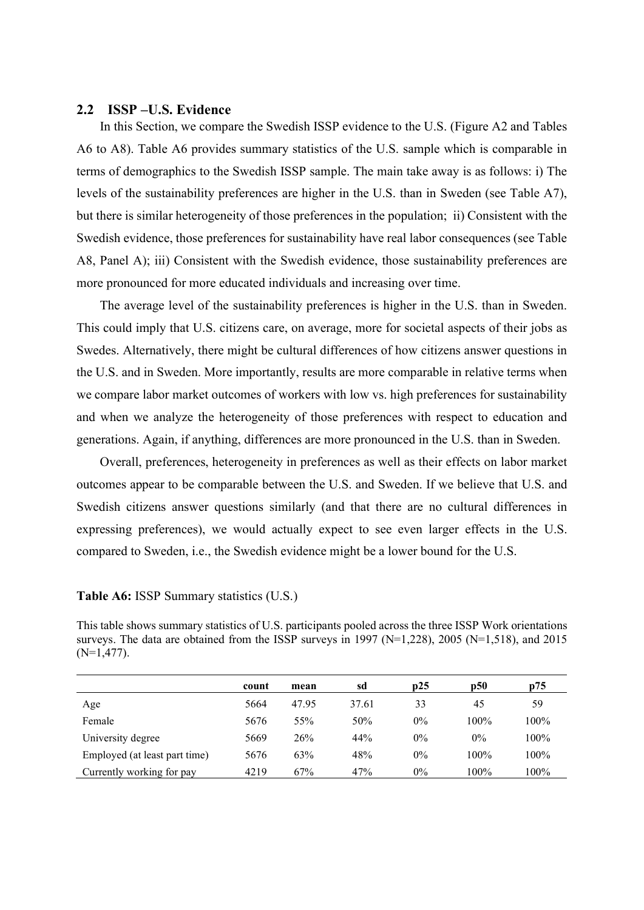## 2.2 ISSP –U.S. Evidence

In this Section, we compare the Swedish ISSP evidence to the U.S. (Figure A2 and Tables A6 to A8). Table A6 provides summary statistics of the U.S. sample which is comparable in terms of demographics to the Swedish ISSP sample. The main take away is as follows: i) The levels of the sustainability preferences are higher in the U.S. than in Sweden (see Table A7), but there is similar heterogeneity of those preferences in the population; ii) Consistent with the Swedish evidence, those preferences for sustainability have real labor consequences (see Table A8, Panel A); iii) Consistent with the Swedish evidence, those sustainability preferences are more pronounced for more educated individuals and increasing over time.

The average level of the sustainability preferences is higher in the U.S. than in Sweden. This could imply that U.S. citizens care, on average, more for societal aspects of their jobs as Swedes. Alternatively, there might be cultural differences of how citizens answer questions in the U.S. and in Sweden. More importantly, results are more comparable in relative terms when we compare labor market outcomes of workers with low vs. high preferences for sustainability and when we analyze the heterogeneity of those preferences with respect to education and generations. Again, if anything, differences are more pronounced in the U.S. than in Sweden.

Overall, preferences, heterogeneity in preferences as well as their effects on labor market outcomes appear to be comparable between the U.S. and Sweden. If we believe that U.S. and Swedish citizens answer questions similarly (and that there are no cultural differences in expressing preferences), we would actually expect to see even larger effects in the U.S. compared to Sweden, i.e., the Swedish evidence might be a lower bound for the U.S.

**Table A6:** ISSP Summary statistics (U.S.)

This table shows summary statistics of U.S. participants pooled across the three ISSP Work orientations surveys. The data are obtained from the ISSP surveys in 1997 (N=1,228), 2005 (N=1,518), and 2015 (N=1,477).

| | count | mean | sd | p25 | p50 | p75 |
|---|---|---|---|---|---|---|
| Age | 5664 | 47.95 | 37.61 | 33 | 45 | 59 |
| Female | 5676 | 55% | 50% | 0% | 100% | 100% |
| University degree | 5669 | 26% | 44% | 0% | 0% | 100% |
| Employed (at least part time) | 5676 | 63% | 48% | 0% | 100% | 100% |
| Currently working for pay | 4219 | 67% | 47% | 0% | 100% | 100% |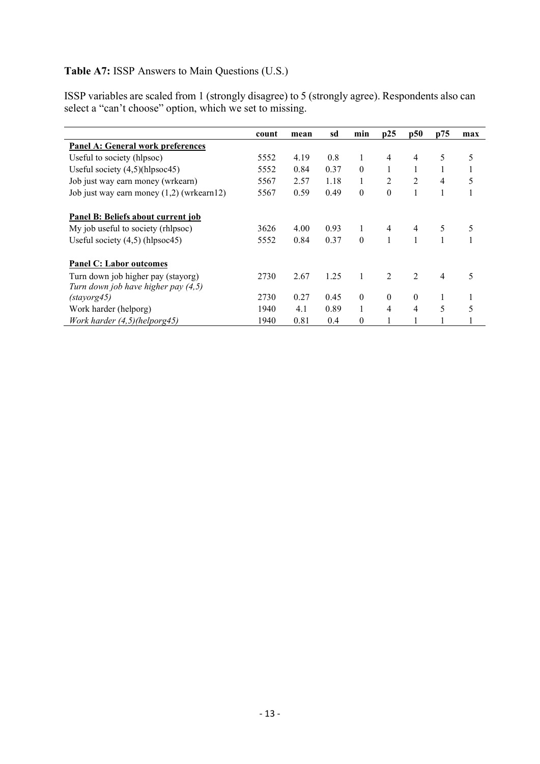**Table A7:** ISSP Answers to Main Questions (U.S.)

ISSP variables are scaled from 1 (strongly disagree) to 5 (strongly agree). Respondents also can select a "can't choose" option, which we set to missing.

| | count | mean | sd | min | p25 | p50 | p75 | max |
|---|---|---|---|---|---|---|---|---|
| **Panel A: General work preferences** | | | | | | | | |
| Useful to society (hlpsoc) | 5552 | 4.19 | 0.8 | 1 | 4 | 4 | 5 | 5 |
| Useful society (4,5)(hlpsoc45) | 5552 | 0.84 | 0.37 | 0 | 1 | 1 | 1 | 1 |
| Job just way earn money (wrkearn) | 5567 | 2.57 | 1.18 | 1 | 2 | 2 | 4 | 5 |
| Job just way earn money (1,2) (wrkearn12) | 5567 | 0.59 | 0.49 | 0 | 0 | 1 | 1 | 1 |
| | | | | | | | | |
| **Panel B: Beliefs about current job** | | | | | | | | |
| My job useful to society (rhlpsoc) | 3626 | 4.00 | 0.93 | 1 | 4 | 4 | 5 | 5 |
| Useful society (4,5) (hlpsoc45) | 5552 | 0.84 | 0.37 | 0 | 1 | 1 | 1 | 1 |
| | | | | | | | | |
| **Panel C: Labor outcomes** | | | | | | | | |
| Turn down job higher pay (stayorg) | 2730 | 2.67 | 1.25 | 1 | 2 | 2 | 4 | 5 |
| *Turn down job have higher pay (4,5) (stayorg45)* | 2730 | 0.27 | 0.45 | 0 | 0 | 0 | 1 | 1 |
| Work harder (helporg) | 1940 | 4.1 | 0.89 | 1 | 4 | 4 | 5 | 5 |
| *Work harder (4,5)(helporg45)* | 1940 | 0.81 | 0.4 | 0 | 1 | 1 | 1 | 1 |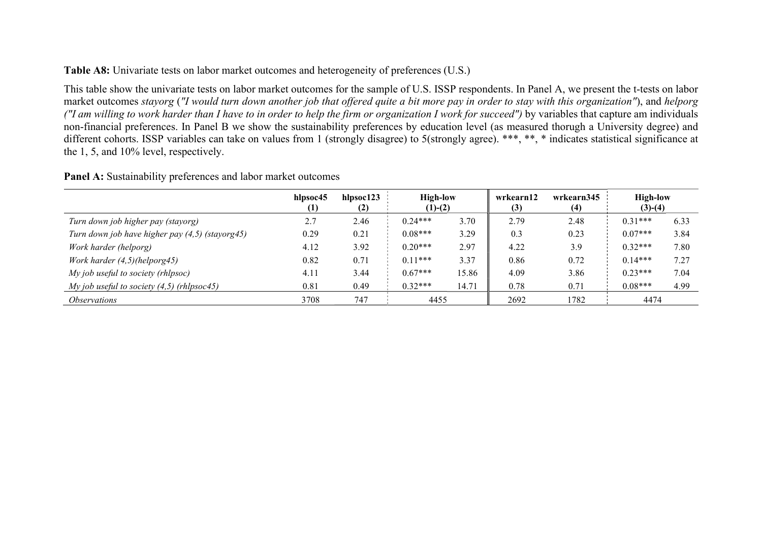**Table A8:** Univariate tests on labor market outcomes and heterogeneity of preferences (U.S.)

This table show the univariate tests on labor market outcomes for the sample of U.S. ISSP respondents. In Panel A, we present the t-tests on labor market outcomes *stayorg* (*"I would turn down another job that offered quite a bit more pay in order to stay with this organization"*), and *helporg* *("I am willing to work harder than I have to in order to help the firm or organization I work for succeed")* by variables that capture am individuals non-financial preferences. In Panel B we show the sustainability preferences by education level (as measured thorugh a University degree) and different cohorts. ISSP variables can take on values from 1 (strongly disagree) to 5(strongly agree). ***, **, * indicates statistical significance at the 1, 5, and 10% level, respectively.

**Panel A:** Sustainability preferences and labor market outcomes

| | **hlpsoc45 (1)** | **hlpsoc123 (2)** | **High-low (1)-(2)** | | **wrkearn12 (3)** | **wrkearn345 (4)** | **High-low (3)-(4)** | |
|---|---|---|---|---|---|---|---|---|
| *Turn down job higher pay (stayorg)* | 2.7 | 2.46 | 0.24*** | 3.70 | 2.79 | 2.48 | 0.31*** | 6.33 |
| *Turn down job have higher pay (4,5) (stayorg45)* | 0.29 | 0.21 | 0.08*** | 3.29 | 0.3 | 0.23 | 0.07*** | 3.84 |
| *Work harder (helporg)* | 4.12 | 3.92 | 0.20*** | 2.97 | 4.22 | 3.9 | 0.32*** | 7.80 |
| *Work harder (4,5)(helporg45)* | 0.82 | 0.71 | 0.11*** | 3.37 | 0.86 | 0.72 | 0.14*** | 7.27 |
| *My job useful to society (rhlpsoc)* | 4.11 | 3.44 | 0.67*** | 15.86 | 4.09 | 3.86 | 0.23*** | 7.04 |
| *My job useful to society (4,5) (rhlpsoc45)* | 0.81 | 0.49 | 0.32*** | 14.71 | 0.78 | 0.71 | 0.08*** | 4.99 |
| *Observations* | 3708 | 747 | 4455 | | 2692 | 1782 | 4474 | |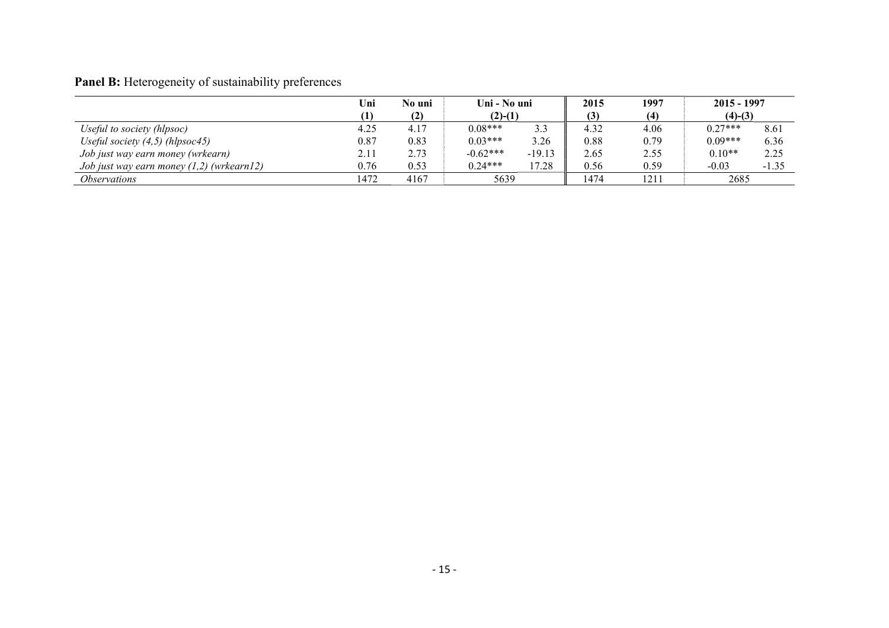**Panel B:** Heterogeneity of sustainability preferences

| | Uni | No uni | Uni - No uni | | 2015 | 1997 | 2015 - 1997 | |
|---|---|---|---|---|---|---|---|---|
| | (1) | (2) | (2)-(1) | | (3) | (4) | (4)-(3) | |
| *Useful to society (hlpsoc)* | 4.25 | 4.17 | 0.08*** | 3.3 | 4.32 | 4.06 | 0.27*** | 8.61 |
| *Useful society (4,5) (hlpsoc45)* | 0.87 | 0.83 | 0.03*** | 3.26 | 0.88 | 0.79 | 0.09*** | 6.36 |
| *Job just way earn money (wrkearn)* | 2.11 | 2.73 | -0.62*** | -19.13 | 2.65 | 2.55 | 0.10** | 2.25 |
| *Job just way earn money (1,2) (wrkearn12)* | 0.76 | 0.53 | 0.24*** | 17.28 | 0.56 | 0.59 | -0.03 | -1.35 |
| *Observations* | 1472 | 4167 | 5639 | | 1474 | 1211 | 2685 | |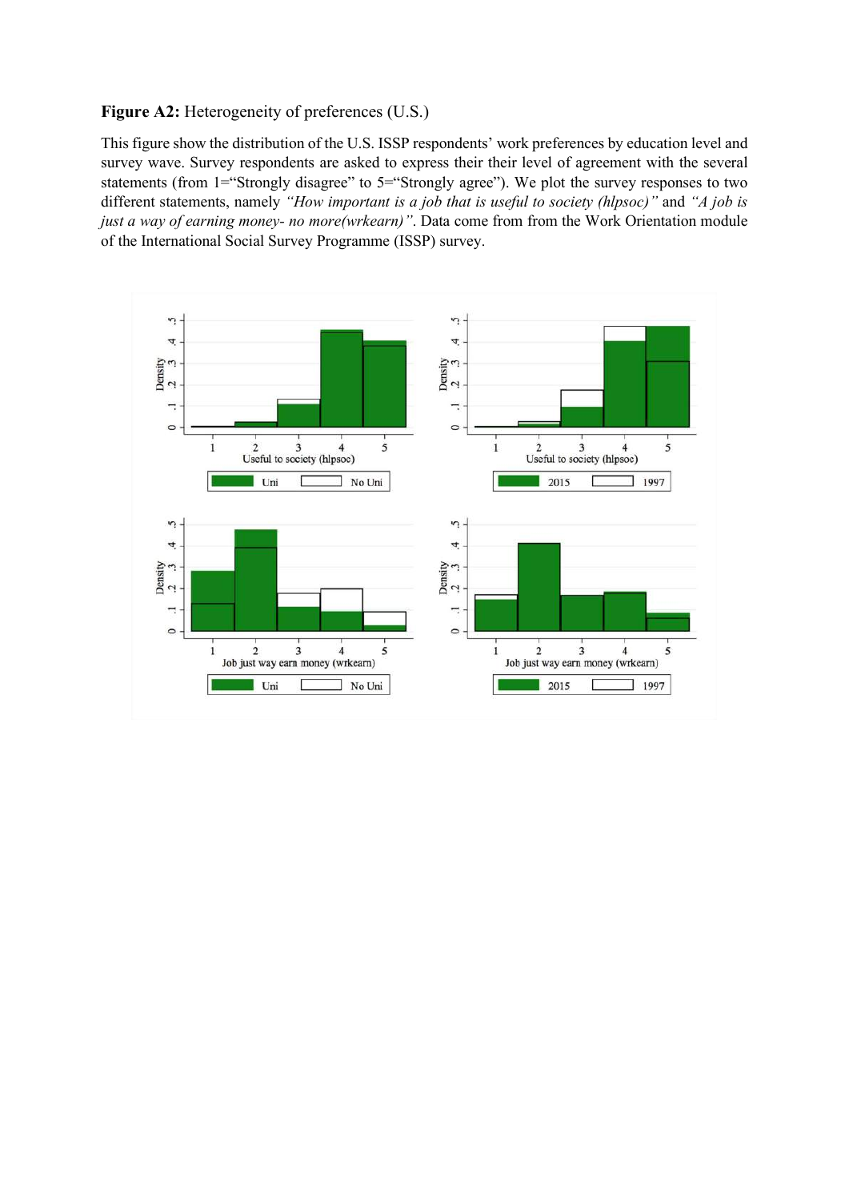**Figure A2:** Heterogeneity of preferences (U.S.)

This figure show the distribution of the U.S. ISSP respondents' work preferences by education level and survey wave. Survey respondents are asked to express their their level of agreement with the several statements (from 1="Strongly disagree" to 5="Strongly agree"). We plot the survey responses to two different statements, namely *"How important is a job that is useful to society (hlpsoc)"* and *"A job is just a way of earning money- no more(wrkearn)"*. Data come from from the Work Orientation module of the International Social Survey Programme (ISSP) survey.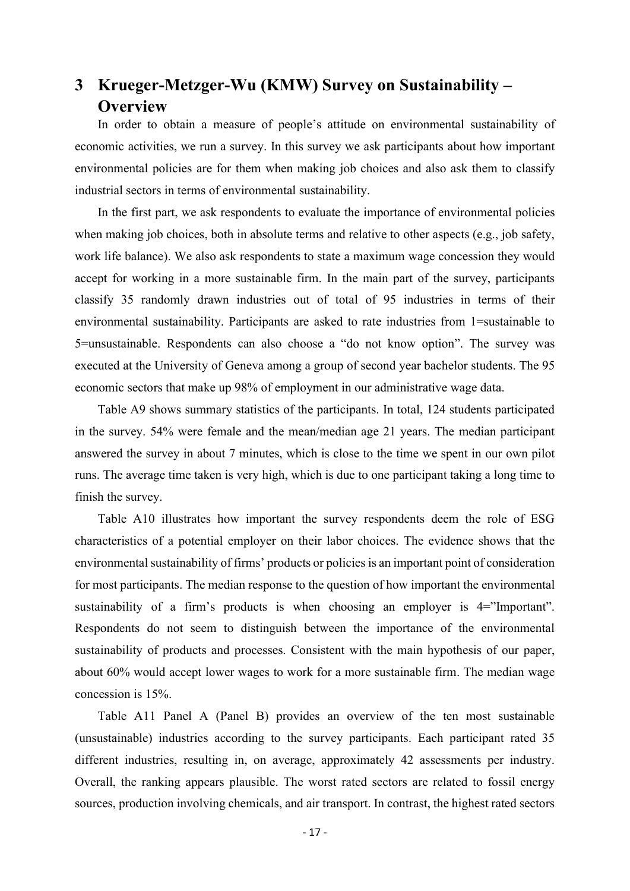# 3 Krueger-Metzger-Wu (KMW) Survey on Sustainability – Overview

In order to obtain a measure of people's attitude on environmental sustainability of economic activities, we run a survey. In this survey we ask participants about how important environmental policies are for them when making job choices and also ask them to classify industrial sectors in terms of environmental sustainability.

In the first part, we ask respondents to evaluate the importance of environmental policies when making job choices, both in absolute terms and relative to other aspects (e.g., job safety, work life balance). We also ask respondents to state a maximum wage concession they would accept for working in a more sustainable firm. In the main part of the survey, participants classify 35 randomly drawn industries out of total of 95 industries in terms of their environmental sustainability. Participants are asked to rate industries from 1=sustainable to 5=unsustainable. Respondents can also choose a "do not know option". The survey was executed at the University of Geneva among a group of second year bachelor students. The 95 economic sectors that make up 98% of employment in our administrative wage data.

Table A9 shows summary statistics of the participants. In total, 124 students participated in the survey. 54% were female and the mean/median age 21 years. The median participant answered the survey in about 7 minutes, which is close to the time we spent in our own pilot runs. The average time taken is very high, which is due to one participant taking a long time to finish the survey.

Table A10 illustrates how important the survey respondents deem the role of ESG characteristics of a potential employer on their labor choices. The evidence shows that the environmental sustainability of firms' products or policies is an important point of consideration for most participants. The median response to the question of how important the environmental sustainability of a firm's products is when choosing an employer is 4="Important". Respondents do not seem to distinguish between the importance of the environmental sustainability of products and processes. Consistent with the main hypothesis of our paper, about 60% would accept lower wages to work for a more sustainable firm. The median wage concession is 15%.

Table A11 Panel A (Panel B) provides an overview of the ten most sustainable (unsustainable) industries according to the survey participants. Each participant rated 35 different industries, resulting in, on average, approximately 42 assessments per industry. Overall, the ranking appears plausible. The worst rated sectors are related to fossil energy sources, production involving chemicals, and air transport. In contrast, the highest rated sectors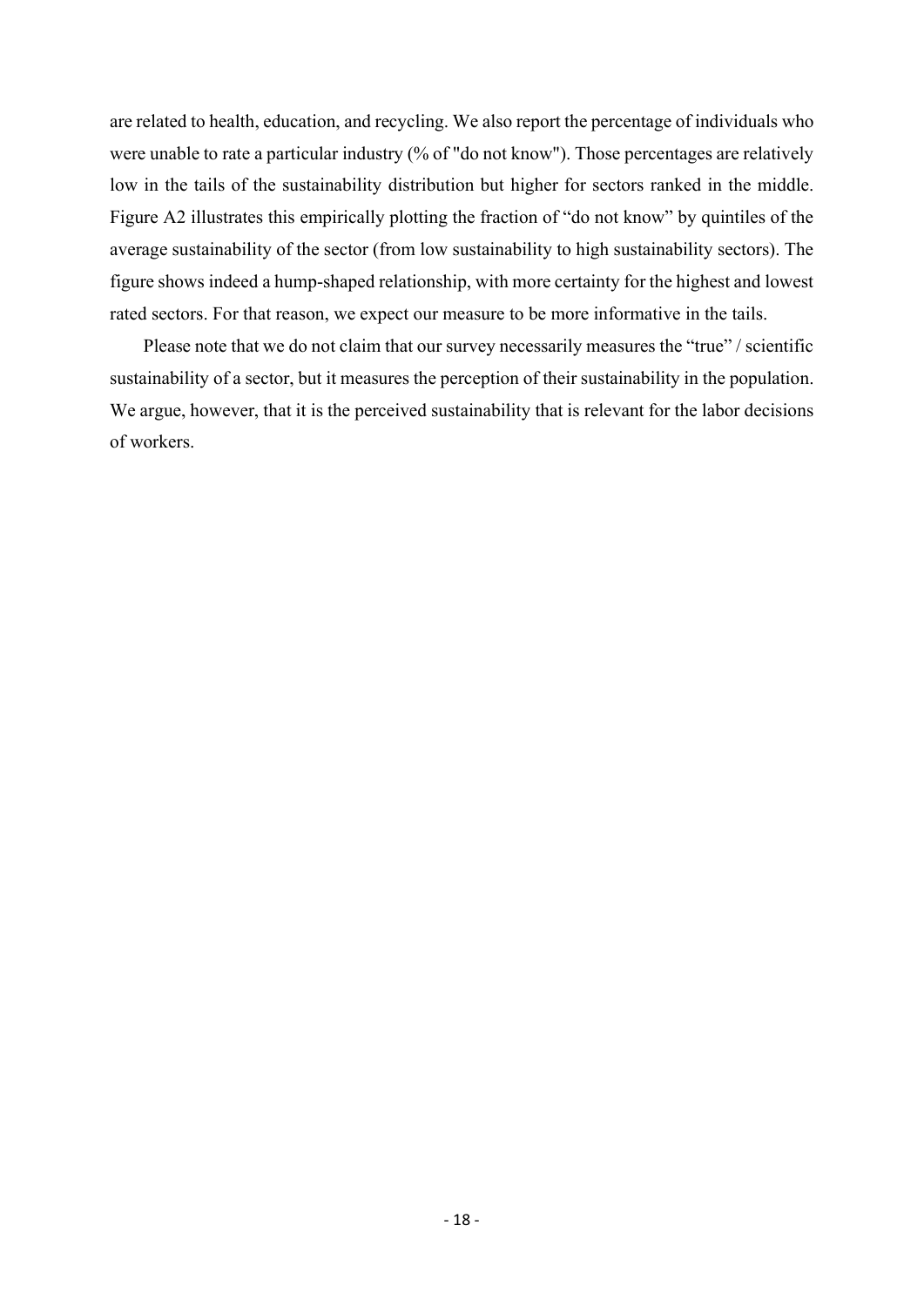are related to health, education, and recycling. We also report the percentage of individuals who were unable to rate a particular industry (% of "do not know"). Those percentages are relatively low in the tails of the sustainability distribution but higher for sectors ranked in the middle. Figure A2 illustrates this empirically plotting the fraction of "do not know" by quintiles of the average sustainability of the sector (from low sustainability to high sustainability sectors). The figure shows indeed a hump-shaped relationship, with more certainty for the highest and lowest rated sectors. For that reason, we expect our measure to be more informative in the tails.

Please note that we do not claim that our survey necessarily measures the "true" / scientific sustainability of a sector, but it measures the perception of their sustainability in the population. We argue, however, that it is the perceived sustainability that is relevant for the labor decisions of workers.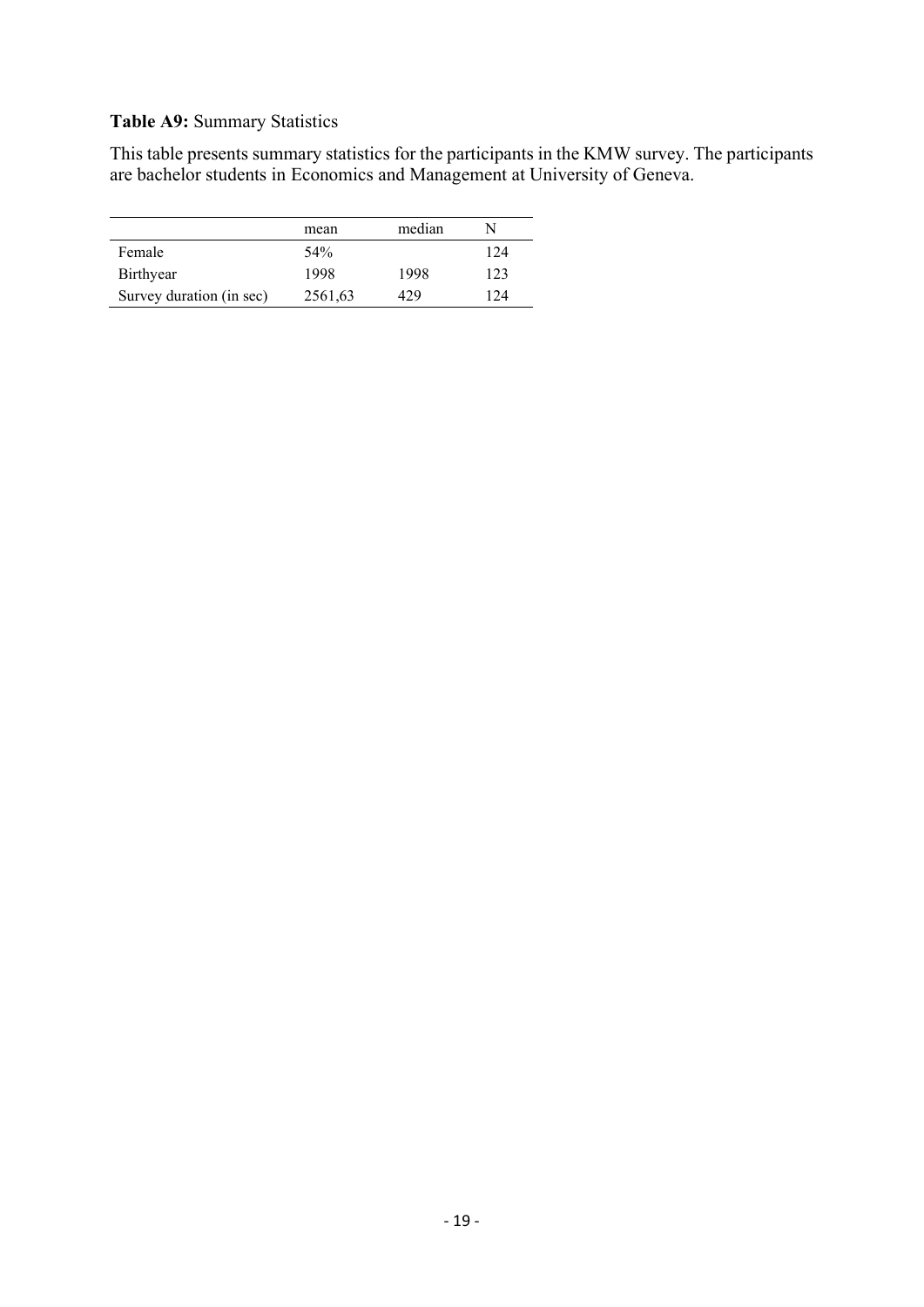**Table A9:** Summary Statistics

This table presents summary statistics for the participants in the KMW survey. The participants are bachelor students in Economics and Management at University of Geneva.

| | mean | median | N |
|---|---|---|---|
| Female | 54% | | 124 |
| Birthyear | 1998 | 1998 | 123 |
| Survey duration (in sec) | 2561,63 | 429 | 124 |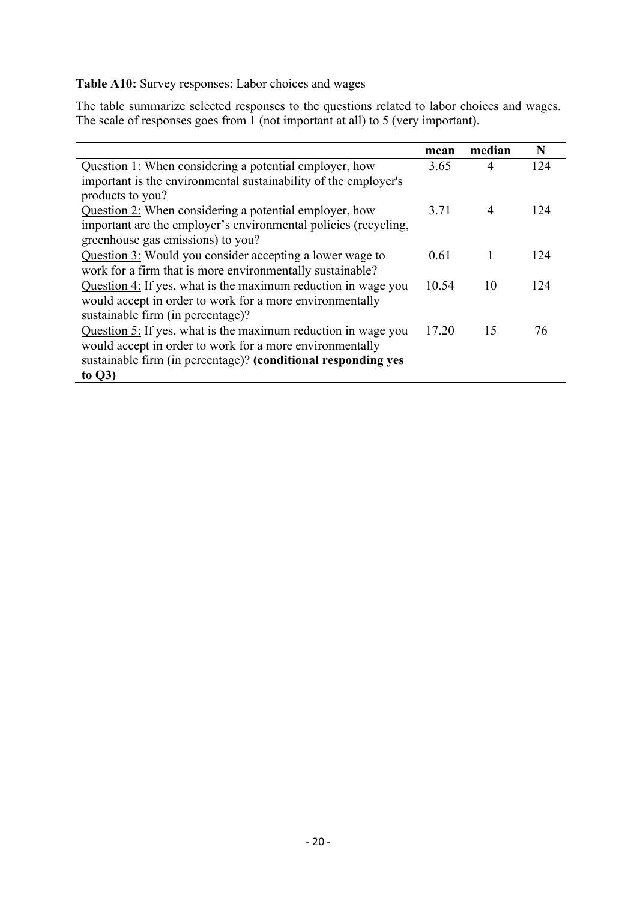**Table A10:** Survey responses: Labor choices and wages

The table summarize selected responses to the questions related to labor choices and wages. The scale of responses goes from 1 (not important at all) to 5 (very important).

| | **mean** | **median** | **N** |
|---|---|---|---|
| <u>Question 1:</u> When considering a potential employer, how important is the environmental sustainability of the employer's products to you? | 3.65 | 4 | 124 |
| <u>Question 2:</u> When considering a potential employer, how important are the employer's environmental policies (recycling, greenhouse gas emissions) to you? | 3.71 | 4 | 124 |
| <u>Question 3:</u> Would you consider accepting a lower wage to work for a firm that is more environmentally sustainable? | 0.61 | 1 | 124 |
| <u>Question 4:</u> If yes, what is the maximum reduction in wage you would accept in order to work for a more environmentally sustainable firm (in percentage)? | 10.54 | 10 | 124 |
| <u>Question 5:</u> If yes, what is the maximum reduction in wage you would accept in order to work for a more environmentally sustainable firm (in percentage)? **(conditional responding yes to Q3)** | 17.20 | 15 | 76 |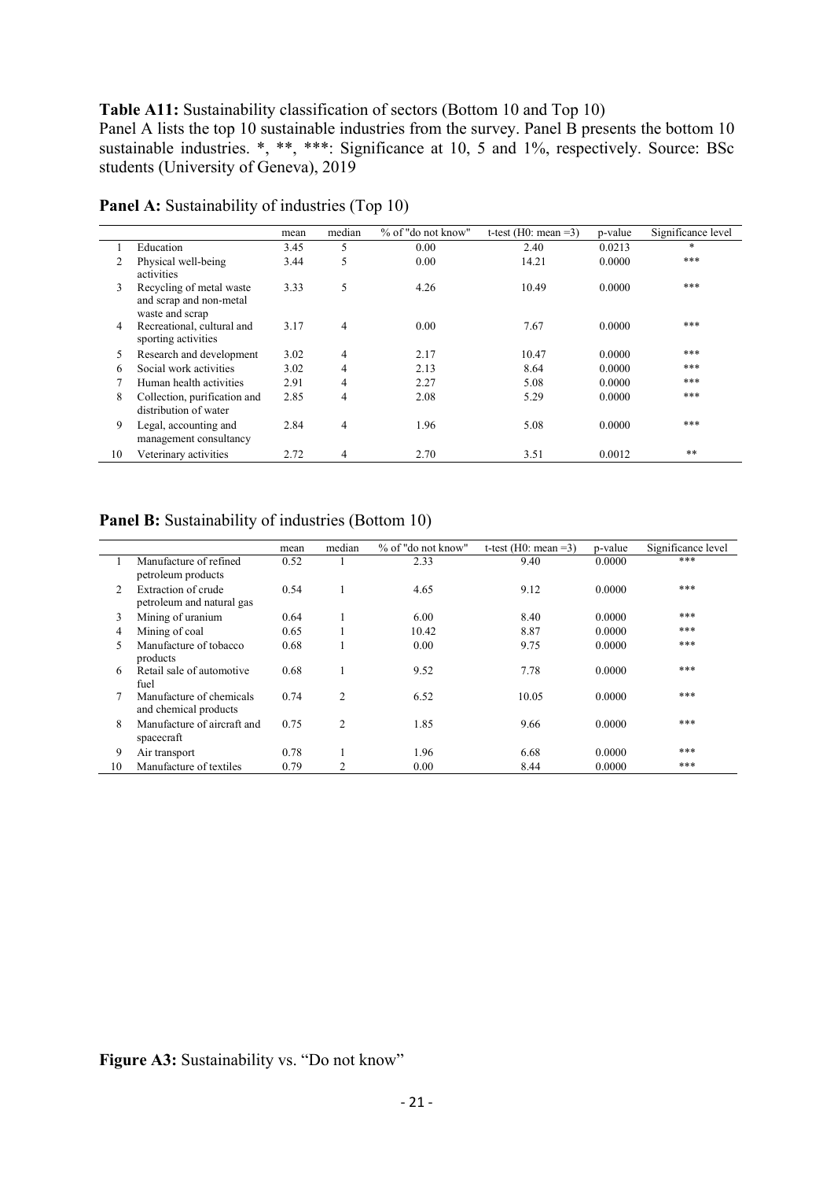**Table A11:** Sustainability classification of sectors (Bottom 10 and Top 10)
Panel A lists the top 10 sustainable industries from the survey. Panel B presents the bottom 10 sustainable industries. *, **, ***: Significance at 10, 5 and 1%, respectively. Source: BSc students (University of Geneva), 2019

**Panel A:** Sustainability of industries (Top 10)

| | | mean | median | % of "do not know" | t-test (H0: mean =3) | p-value | Significance level |
|---|---|---|---|---|---|---|---|
| 1 | Education | 3.45 | 5 | 0.00 | 2.40 | 0.0213 | * |
| 2 | Physical well-being activities | 3.44 | 5 | 0.00 | 14.21 | 0.0000 | *** |
| 3 | Recycling of metal waste and scrap and non-metal waste and scrap | 3.33 | 5 | 4.26 | 10.49 | 0.0000 | *** |
| 4 | Recreational, cultural and sporting activities | 3.17 | 4 | 0.00 | 7.67 | 0.0000 | *** |
| 5 | Research and development | 3.02 | 4 | 2.17 | 10.47 | 0.0000 | *** |
| 6 | Social work activities | 3.02 | 4 | 2.13 | 8.64 | 0.0000 | *** |
| 7 | Human health activities | 2.91 | 4 | 2.27 | 5.08 | 0.0000 | *** |
| 8 | Collection, purification and distribution of water | 2.85 | 4 | 2.08 | 5.29 | 0.0000 | *** |
| 9 | Legal, accounting and management consultancy | 2.84 | 4 | 1.96 | 5.08 | 0.0000 | *** |
| 10 | Veterinary activities | 2.72 | 4 | 2.70 | 3.51 | 0.0012 | ** |

**Panel B:** Sustainability of industries (Bottom 10)

| | | mean | median | % of "do not know" | t-test (H0: mean =3) | p-value | Significance level |
|---|---|---|---|---|---|---|---|
| 1 | Manufacture of refined petroleum products | 0.52 | 1 | 2.33 | 9.40 | 0.0000 | *** |
| 2 | Extraction of crude petroleum and natural gas | 0.54 | 1 | 4.65 | 9.12 | 0.0000 | *** |
| 3 | Mining of uranium | 0.64 | 1 | 6.00 | 8.40 | 0.0000 | *** |
| 4 | Mining of coal | 0.65 | 1 | 10.42 | 8.87 | 0.0000 | *** |
| 5 | Manufacture of tobacco products | 0.68 | 1 | 0.00 | 9.75 | 0.0000 | *** |
| 6 | Retail sale of automotive fuel | 0.68 | 1 | 9.52 | 7.78 | 0.0000 | *** |
| 7 | Manufacture of chemicals and chemical products | 0.74 | 2 | 6.52 | 10.05 | 0.0000 | *** |
| 8 | Manufacture of aircraft and spacecraft | 0.75 | 2 | 1.85 | 9.66 | 0.0000 | *** |
| 9 | Air transport | 0.78 | 1 | 1.96 | 6.68 | 0.0000 | *** |
| 10 | Manufacture of textiles | 0.79 | 2 | 0.00 | 8.44 | 0.0000 | *** |

**Figure A3:** Sustainability vs. "Do not know"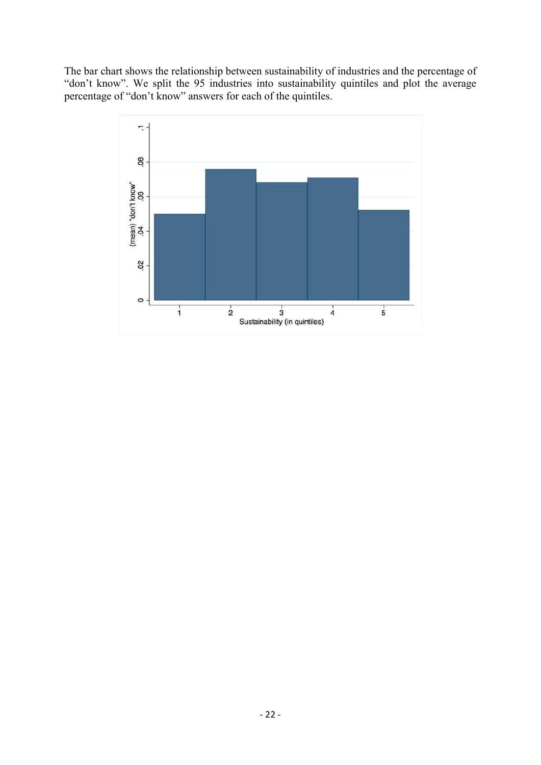The bar chart shows the relationship between sustainability of industries and the percentage of "don't know". We split the 95 industries into sustainability quintiles and plot the average percentage of "don't know" answers for each of the quintiles.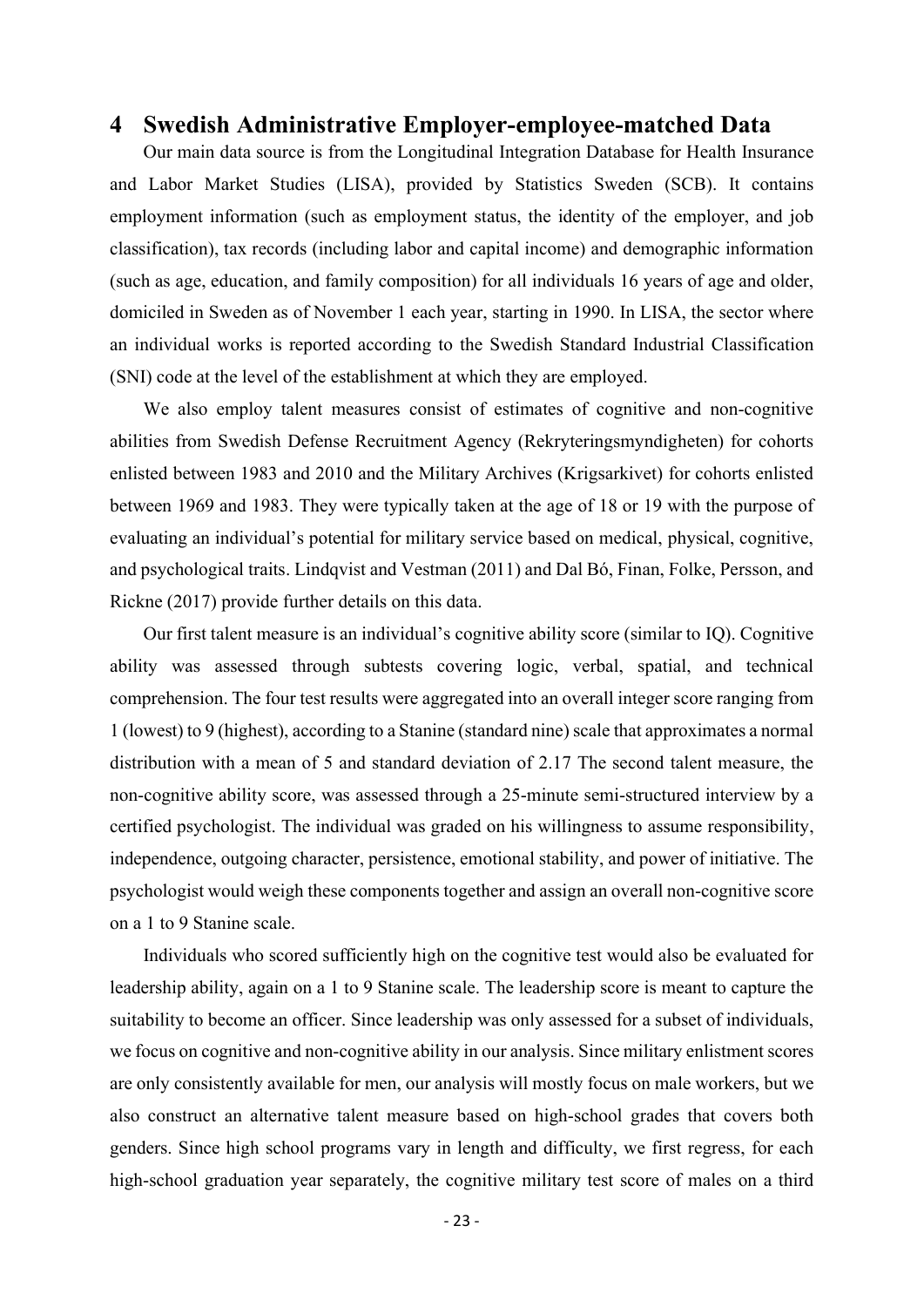# 4 Swedish Administrative Employer-employee-matched Data

Our main data source is from the Longitudinal Integration Database for Health Insurance and Labor Market Studies (LISA), provided by Statistics Sweden (SCB). It contains employment information (such as employment status, the identity of the employer, and job classification), tax records (including labor and capital income) and demographic information (such as age, education, and family composition) for all individuals 16 years of age and older, domiciled in Sweden as of November 1 each year, starting in 1990. In LISA, the sector where an individual works is reported according to the Swedish Standard Industrial Classification (SNI) code at the level of the establishment at which they are employed.

We also employ talent measures consist of estimates of cognitive and non-cognitive abilities from Swedish Defense Recruitment Agency (Rekryteringsmyndigheten) for cohorts enlisted between 1983 and 2010 and the Military Archives (Krigsarkivet) for cohorts enlisted between 1969 and 1983. They were typically taken at the age of 18 or 19 with the purpose of evaluating an individual's potential for military service based on medical, physical, cognitive, and psychological traits. Lindqvist and Vestman (2011) and Dal Bó, Finan, Folke, Persson, and Rickne (2017) provide further details on this data.

Our first talent measure is an individual's cognitive ability score (similar to IQ). Cognitive ability was assessed through subtests covering logic, verbal, spatial, and technical comprehension. The four test results were aggregated into an overall integer score ranging from 1 (lowest) to 9 (highest), according to a Stanine (standard nine) scale that approximates a normal distribution with a mean of 5 and standard deviation of 2.17 The second talent measure, the non-cognitive ability score, was assessed through a 25-minute semi-structured interview by a certified psychologist. The individual was graded on his willingness to assume responsibility, independence, outgoing character, persistence, emotional stability, and power of initiative. The psychologist would weigh these components together and assign an overall non-cognitive score on a 1 to 9 Stanine scale.

Individuals who scored sufficiently high on the cognitive test would also be evaluated for leadership ability, again on a 1 to 9 Stanine scale. The leadership score is meant to capture the suitability to become an officer. Since leadership was only assessed for a subset of individuals, we focus on cognitive and non-cognitive ability in our analysis. Since military enlistment scores are only consistently available for men, our analysis will mostly focus on male workers, but we also construct an alternative talent measure based on high-school grades that covers both genders. Since high school programs vary in length and difficulty, we first regress, for each high-school graduation year separately, the cognitive military test score of males on a third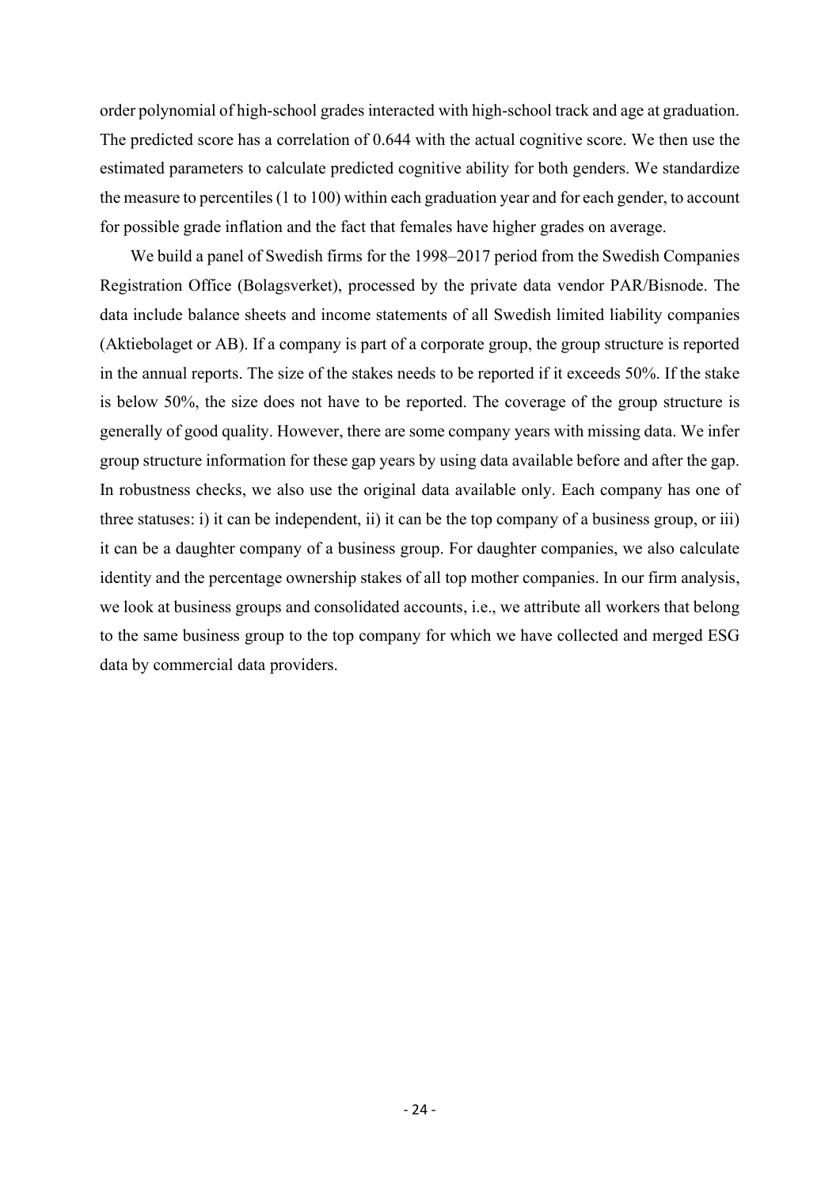order polynomial of high-school grades interacted with high-school track and age at graduation. The predicted score has a correlation of 0.644 with the actual cognitive score. We then use the estimated parameters to calculate predicted cognitive ability for both genders. We standardize the measure to percentiles (1 to 100) within each graduation year and for each gender, to account for possible grade inflation and the fact that females have higher grades on average.

We build a panel of Swedish firms for the 1998–2017 period from the Swedish Companies Registration Office (Bolagsverket), processed by the private data vendor PAR/Bisnode. The data include balance sheets and income statements of all Swedish limited liability companies (Aktiebolaget or AB). If a company is part of a corporate group, the group structure is reported in the annual reports. The size of the stakes needs to be reported if it exceeds 50%. If the stake is below 50%, the size does not have to be reported. The coverage of the group structure is generally of good quality. However, there are some company years with missing data. We infer group structure information for these gap years by using data available before and after the gap. In robustness checks, we also use the original data available only. Each company has one of three statuses: i) it can be independent, ii) it can be the top company of a business group, or iii) it can be a daughter company of a business group. For daughter companies, we also calculate identity and the percentage ownership stakes of all top mother companies. In our firm analysis, we look at business groups and consolidated accounts, i.e., we attribute all workers that belong to the same business group to the top company for which we have collected and merged ESG data by commercial data providers.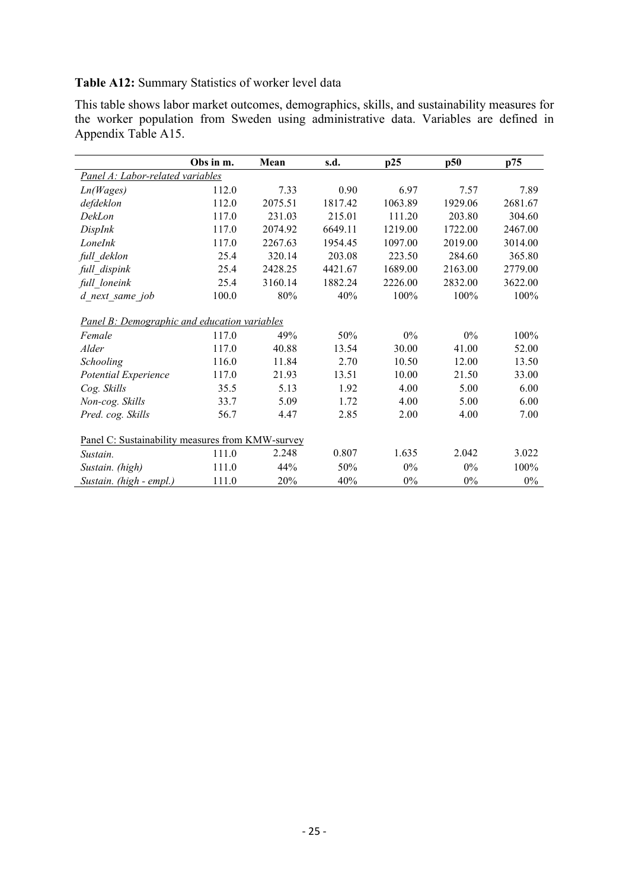**Table A12:** Summary Statistics of worker level data

This table shows labor market outcomes, demographics, skills, and sustainability measures for the worker population from Sweden using administrative data. Variables are defined in Appendix Table A15.

| | Obs in m. | Mean | s.d. | p25 | p50 | p75 |
|---|---|---|---|---|---|---|
| *Panel A: Labor-related variables* | | | | | | |
| *Ln(Wages)* | 112.0 | 7.33 | 0.90 | 6.97 | 7.57 | 7.89 |
| *defdeklon* | 112.0 | 2075.51 | 1817.42 | 1063.89 | 1929.06 | 2681.67 |
| *DekLon* | 117.0 | 231.03 | 215.01 | 111.20 | 203.80 | 304.60 |
| *DispInk* | 117.0 | 2074.92 | 6649.11 | 1219.00 | 1722.00 | 2467.00 |
| *LoneInk* | 117.0 | 2267.63 | 1954.45 | 1097.00 | 2019.00 | 3014.00 |
| *full_deklon* | 25.4 | 320.14 | 203.08 | 223.50 | 284.60 | 365.80 |
| *full_dispink* | 25.4 | 2428.25 | 4421.67 | 1689.00 | 2163.00 | 2779.00 |
| *full_loneink* | 25.4 | 3160.14 | 1882.24 | 2226.00 | 2832.00 | 3622.00 |
| *d_next_same_job* | 100.0 | 80% | 40% | 100% | 100% | 100% |
| *Panel B: Demographic and education variables* | | | | | | |
| *Female* | 117.0 | 49% | 50% | 0% | 0% | 100% |
| *Alder* | 117.0 | 40.88 | 13.54 | 30.00 | 41.00 | 52.00 |
| *Schooling* | 116.0 | 11.84 | 2.70 | 10.50 | 12.00 | 13.50 |
| *Potential Experience* | 117.0 | 21.93 | 13.51 | 10.00 | 21.50 | 33.00 |
| *Cog. Skills* | 35.5 | 5.13 | 1.92 | 4.00 | 5.00 | 6.00 |
| *Non-cog. Skills* | 33.7 | 5.09 | 1.72 | 4.00 | 5.00 | 6.00 |
| *Pred. cog. Skills* | 56.7 | 4.47 | 2.85 | 2.00 | 4.00 | 7.00 |
| Panel C: Sustainability measures from KMW-survey | | | | | | |
| *Sustain.* | 111.0 | 2.248 | 0.807 | 1.635 | 2.042 | 3.022 |
| *Sustain. (high)* | 111.0 | 44% | 50% | 0% | 0% | 100% |
| *Sustain. (high - empl.)* | 111.0 | 20% | 40% | 0% | 0% | 0% |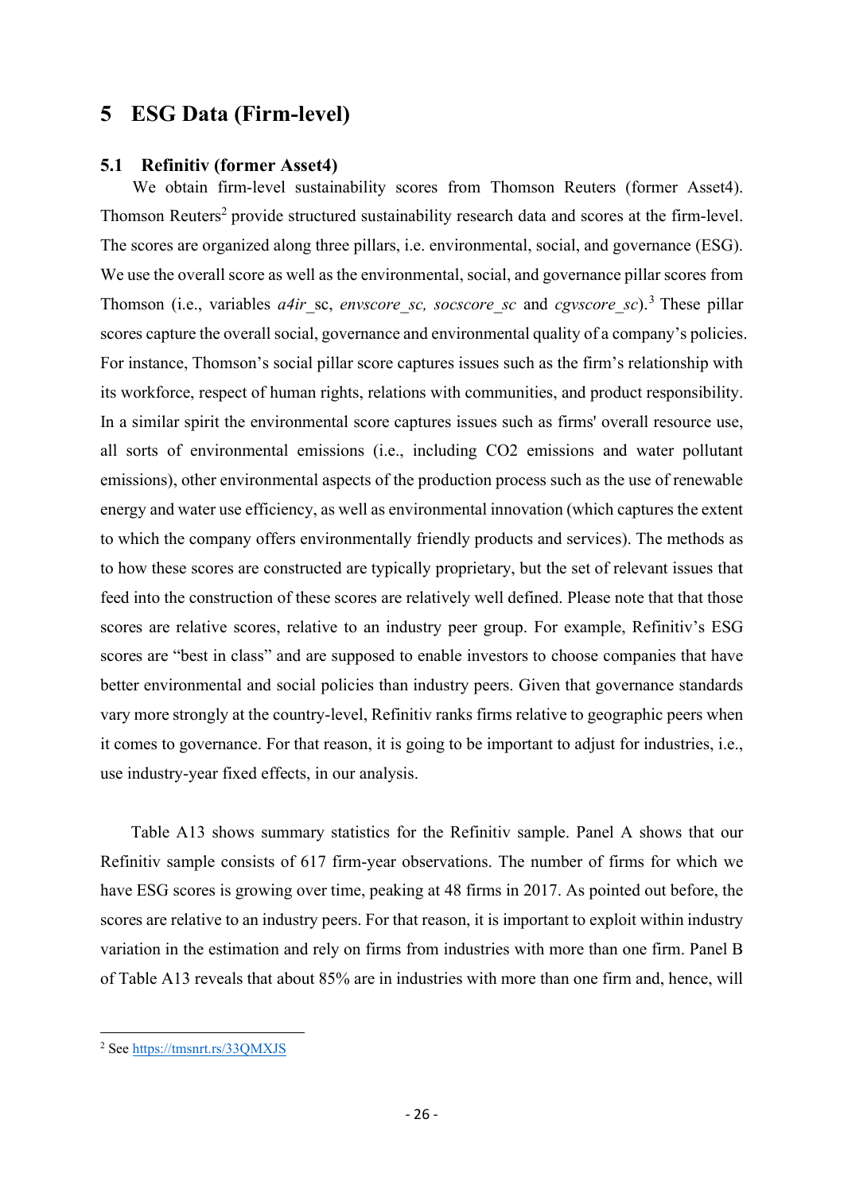## 5 ESG Data (Firm-level)

### 5.1 Refinitiv (former Asset4)

We obtain firm-level sustainability scores from Thomson Reuters (former Asset4). Thomson Reuters[2] provide structured sustainability research data and scores at the firm-level. The scores are organized along three pillars, i.e. environmental, social, and governance (ESG). We use the overall score as well as the environmental, social, and governance pillar scores from Thomson (i.e., variables *a4ir*_sc, *envscore_sc, socscore_sc* and *cgvscore_sc*).[3] These pillar scores capture the overall social, governance and environmental quality of a company's policies. For instance, Thomson's social pillar score captures issues such as the firm's relationship with its workforce, respect of human rights, relations with communities, and product responsibility. In a similar spirit the environmental score captures issues such as firms' overall resource use, all sorts of environmental emissions (i.e., including $CO_2$ emissions and water pollutant emissions), other environmental aspects of the production process such as the use of renewable energy and water use efficiency, as well as environmental innovation (which captures the extent to which the company offers environmentally friendly products and services). The methods as to how these scores are constructed are typically proprietary, but the set of relevant issues that feed into the construction of these scores are relatively well defined. Please note that that those scores are relative scores, relative to an industry peer group. For example, Refinitiv's ESG scores are "best in class" and are supposed to enable investors to choose companies that have better environmental and social policies than industry peers. Given that governance standards vary more strongly at the country-level, Refinitiv ranks firms relative to geographic peers when it comes to governance. For that reason, it is going to be important to adjust for industries, i.e., use industry-year fixed effects, in our analysis.

Table A13 shows summary statistics for the Refinitiv sample. Panel A shows that our Refinitiv sample consists of 617 firm-year observations. The number of firms for which we have ESG scores is growing over time, peaking at 48 firms in 2017. As pointed out before, the scores are relative to an industry peers. For that reason, it is important to exploit within industry variation in the estimation and rely on firms from industries with more than one firm. Panel B of Table A13 reveals that about 85% are in industries with more than one firm and, hence, will

[2] See https://tmsnrt.rs/33QMXJS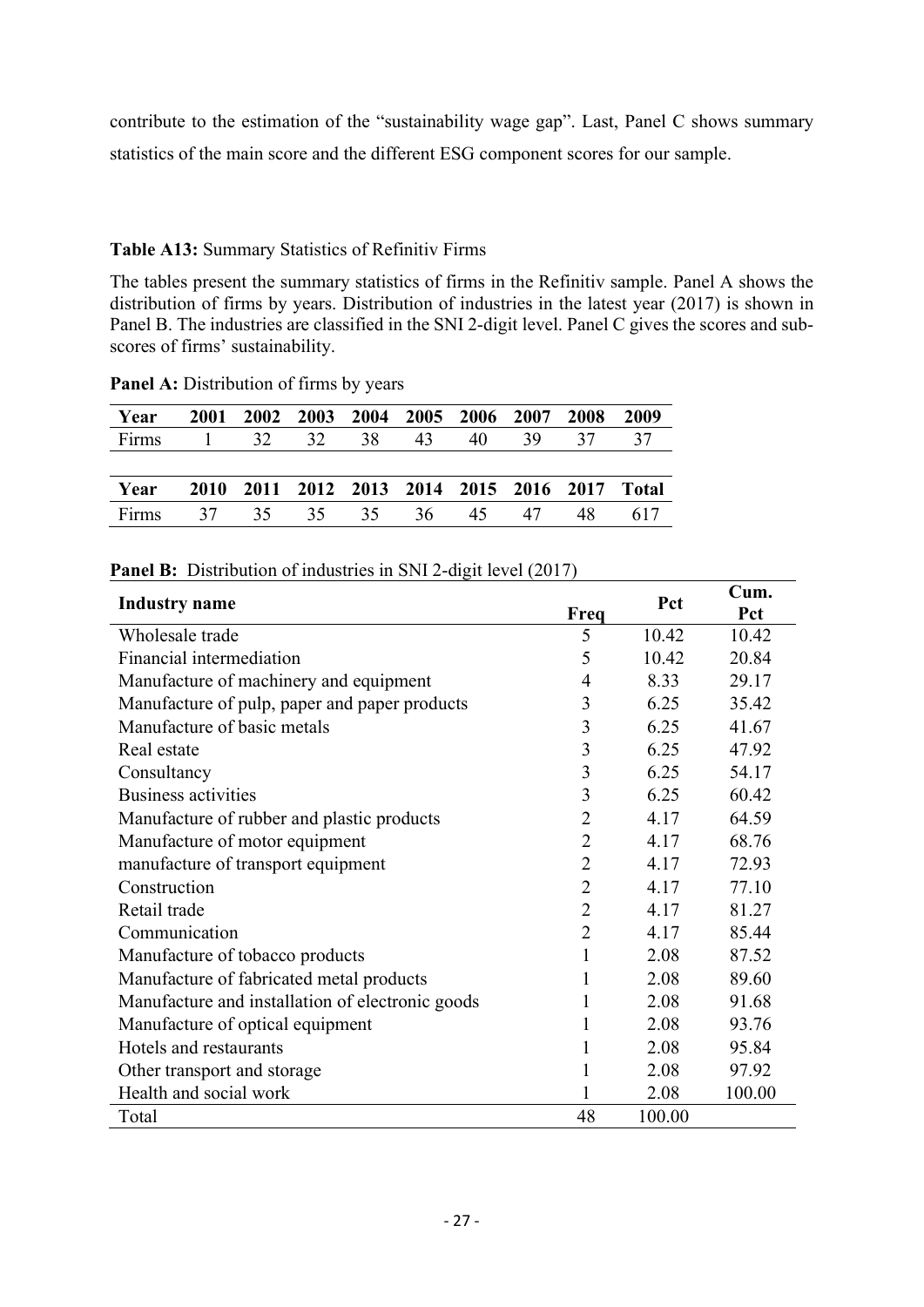contribute to the estimation of the "sustainability wage gap". Last, Panel C shows summary statistics of the main score and the different ESG component scores for our sample.

**Table A13:** Summary Statistics of Refinitiv Firms

The tables present the summary statistics of firms in the Refinitiv sample. Panel A shows the distribution of firms by years. Distribution of industries in the latest year (2017) is shown in Panel B. The industries are classified in the SNI 2-digit level. Panel C gives the scores and sub-scores of firms' sustainability.

**Panel A:** Distribution of firms by years

| Year | 2001 | 2002 | 2003 | 2004 | 2005 | 2006 | 2007 | 2008 | 2009 |
|---|---|---|---|---|---|---|---|---|---|
| Firms | 1 | 32 | 32 | 38 | 43 | 40 | 39 | 37 | 37 |

| Year | 2010 | 2011 | 2012 | 2013 | 2014 | 2015 | 2016 | 2017 | Total |
|---|---|---|---|---|---|---|---|---|---|
| Firms | 37 | 35 | 35 | 35 | 36 | 45 | 47 | 48 | 617 |

**Panel B:** Distribution of industries in SNI 2-digit level (2017)

| Industry name | Freq | Pct | Cum. Pct |
|---|---|---|---|
| Wholesale trade | 5 | 10.42 | 10.42 |
| Financial intermediation | 5 | 10.42 | 20.84 |
| Manufacture of machinery and equipment | 4 | 8.33 | 29.17 |
| Manufacture of pulp, paper and paper products | 3 | 6.25 | 35.42 |
| Manufacture of basic metals | 3 | 6.25 | 41.67 |
| Real estate | 3 | 6.25 | 47.92 |
| Consultancy | 3 | 6.25 | 54.17 |
| Business activities | 3 | 6.25 | 60.42 |
| Manufacture of rubber and plastic products | 2 | 4.17 | 64.59 |
| Manufacture of motor equipment | 2 | 4.17 | 68.76 |
| manufacture of transport equipment | 2 | 4.17 | 72.93 |
| Construction | 2 | 4.17 | 77.10 |
| Retail trade | 2 | 4.17 | 81.27 |
| Communication | 2 | 4.17 | 85.44 |
| Manufacture of tobacco products | 1 | 2.08 | 87.52 |
| Manufacture of fabricated metal products | 1 | 2.08 | 89.60 |
| Manufacture and installation of electronic goods | 1 | 2.08 | 91.68 |
| Manufacture of optical equipment | 1 | 2.08 | 93.76 |
| Hotels and restaurants | 1 | 2.08 | 95.84 |
| Other transport and storage | 1 | 2.08 | 97.92 |
| Health and social work | 1 | 2.08 | 100.00 |
| Total | 48 | 100.00 | |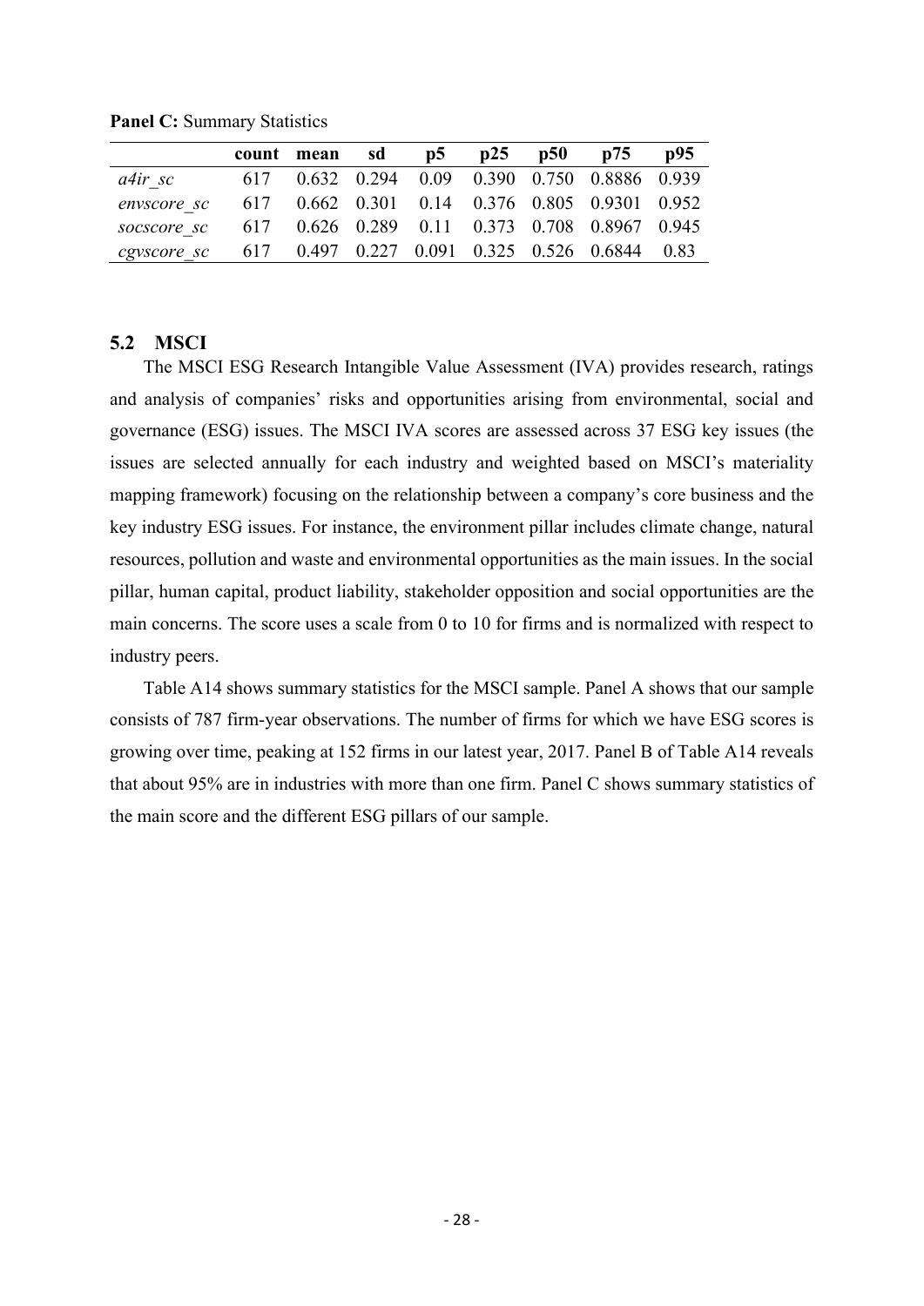**Panel C:** Summary Statistics

| | count | mean | sd | p5 | p25 | p50 | p75 | p95 |
|---|---|---|---|---|---|---|---|---|
| *a4ir_sc* | 617 | 0.632 | 0.294 | 0.09 | 0.390 | 0.750 | 0.8886 | 0.939 |
| *envscore_sc* | 617 | 0.662 | 0.301 | 0.14 | 0.376 | 0.805 | 0.9301 | 0.952 |
| *socscore_sc* | 617 | 0.626 | 0.289 | 0.11 | 0.373 | 0.708 | 0.8967 | 0.945 |
| *cgvscore_sc* | 617 | 0.497 | 0.227 | 0.091 | 0.325 | 0.526 | 0.6844 | 0.83 |

## 5.2 MSCI

The MSCI ESG Research Intangible Value Assessment (IVA) provides research, ratings and analysis of companies' risks and opportunities arising from environmental, social and governance (ESG) issues. The MSCI IVA scores are assessed across 37 ESG key issues (the issues are selected annually for each industry and weighted based on MSCI's materiality mapping framework) focusing on the relationship between a company's core business and the key industry ESG issues. For instance, the environment pillar includes climate change, natural resources, pollution and waste and environmental opportunities as the main issues. In the social pillar, human capital, product liability, stakeholder opposition and social opportunities are the main concerns. The score uses a scale from 0 to 10 for firms and is normalized with respect to industry peers.

Table A14 shows summary statistics for the MSCI sample. Panel A shows that our sample consists of 787 firm-year observations. The number of firms for which we have ESG scores is growing over time, peaking at 152 firms in our latest year, 2017. Panel B of Table A14 reveals that about 95% are in industries with more than one firm. Panel C shows summary statistics of the main score and the different ESG pillars of our sample.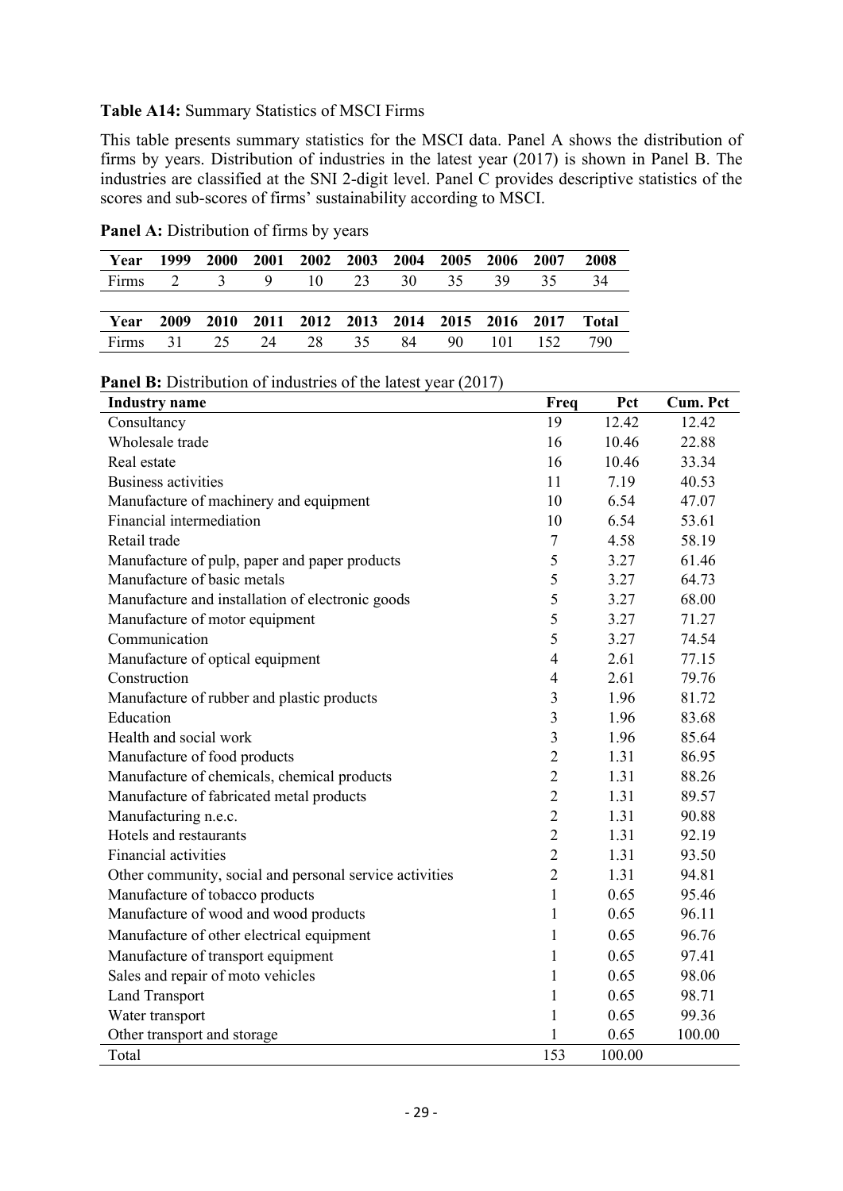**Table A14:** Summary Statistics of MSCI Firms

This table presents summary statistics for the MSCI data. Panel A shows the distribution of firms by years. Distribution of industries in the latest year (2017) is shown in Panel B. The industries are classified at the SNI 2-digit level. Panel C provides descriptive statistics of the scores and sub-scores of firms' sustainability according to MSCI.

**Panel A:** Distribution of firms by years

| Year | 1999 | 2000 | 2001 | 2002 | 2003 | 2004 | 2005 | 2006 | 2007 | 2008 |
|---|---|---|---|---|---|---|---|---|---|---|
| Firms | 2 | 3 | 9 | 10 | 23 | 30 | 35 | 39 | 35 | 34 |

| Year | 2009 | 2010 | 2011 | 2012 | 2013 | 2014 | 2015 | 2016 | 2017 | Total |
|---|---|---|---|---|---|---|---|---|---|---|
| Firms | 31 | 25 | 24 | 28 | 35 | 84 | 90 | 101 | 152 | 790 |

**Panel B:** Distribution of industries of the latest year (2017)

| Industry name | Freq | Pct | Cum. Pct |
|---|---|---|---|
| Consultancy | 19 | 12.42 | 12.42 |
| Wholesale trade | 16 | 10.46 | 22.88 |
| Real estate | 16 | 10.46 | 33.34 |
| Business activities | 11 | 7.19 | 40.53 |
| Manufacture of machinery and equipment | 10 | 6.54 | 47.07 |
| Financial intermediation | 10 | 6.54 | 53.61 |
| Retail trade | 7 | 4.58 | 58.19 |
| Manufacture of pulp, paper and paper products | 5 | 3.27 | 61.46 |
| Manufacture of basic metals | 5 | 3.27 | 64.73 |
| Manufacture and installation of electronic goods | 5 | 3.27 | 68.00 |
| Manufacture of motor equipment | 5 | 3.27 | 71.27 |
| Communication | 5 | 3.27 | 74.54 |
| Manufacture of optical equipment | 4 | 2.61 | 77.15 |
| Construction | 4 | 2.61 | 79.76 |
| Manufacture of rubber and plastic products | 3 | 1.96 | 81.72 |
| Education | 3 | 1.96 | 83.68 |
| Health and social work | 3 | 1.96 | 85.64 |
| Manufacture of food products | 2 | 1.31 | 86.95 |
| Manufacture of chemicals, chemical products | 2 | 1.31 | 88.26 |
| Manufacture of fabricated metal products | 2 | 1.31 | 89.57 |
| Manufacturing n.e.c. | 2 | 1.31 | 90.88 |
| Hotels and restaurants | 2 | 1.31 | 92.19 |
| Financial activities | 2 | 1.31 | 93.50 |
| Other community, social and personal service activities | 2 | 1.31 | 94.81 |
| Manufacture of tobacco products | 1 | 0.65 | 95.46 |
| Manufacture of wood and wood products | 1 | 0.65 | 96.11 |
| Manufacture of other electrical equipment | 1 | 0.65 | 96.76 |
| Manufacture of transport equipment | 1 | 0.65 | 97.41 |
| Sales and repair of moto vehicles | 1 | 0.65 | 98.06 |
| Land Transport | 1 | 0.65 | 98.71 |
| Water transport | 1 | 0.65 | 99.36 |
| Other transport and storage | 1 | 0.65 | 100.00 |
| Total | 153 | 100.00 | |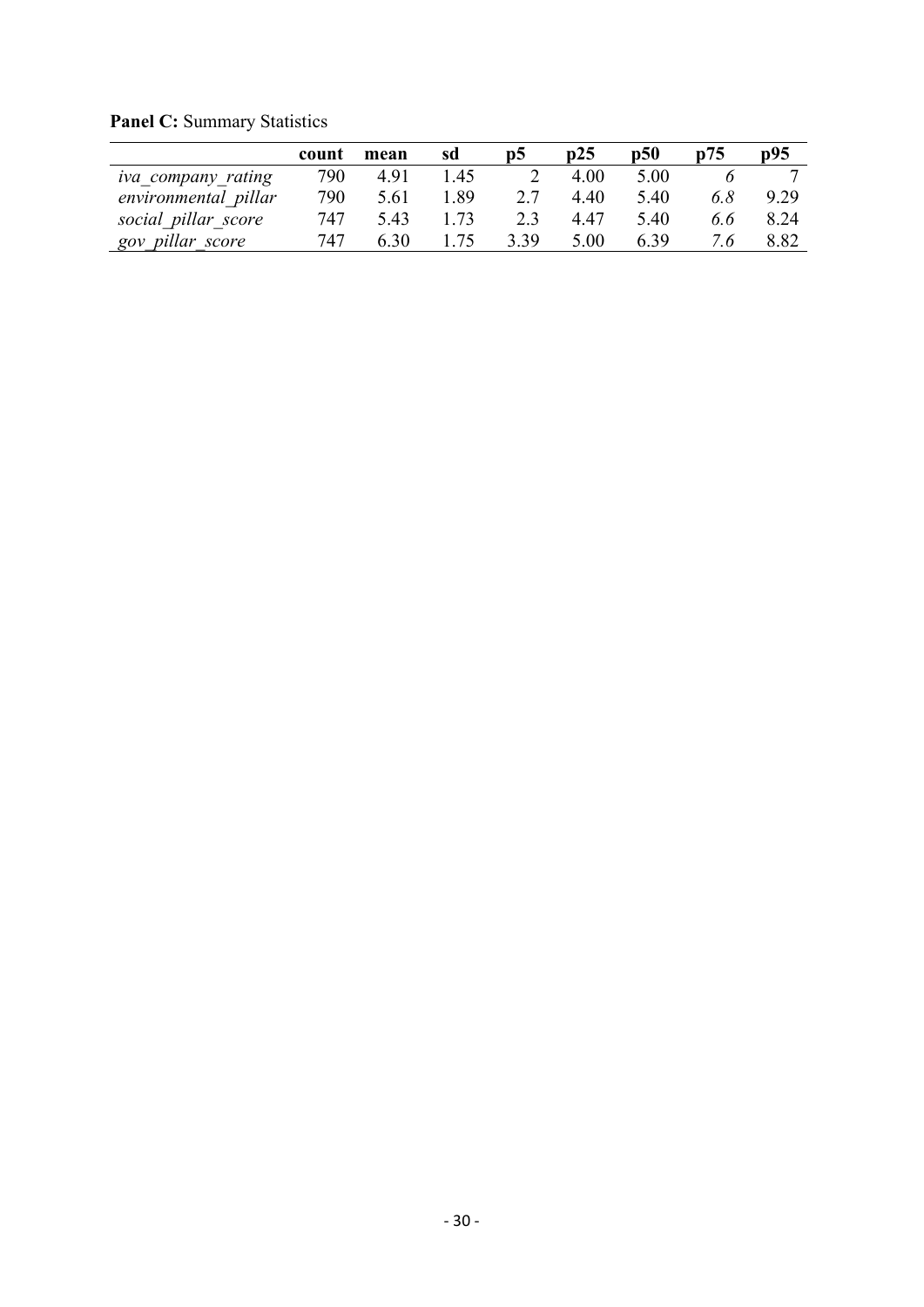**Panel C:** Summary Statistics

| | count | mean | sd | p5 | p25 | p50 | p75 | p95 |
|---|---|---|---|---|---|---|---|---|
| *iva_company_rating* | 790 | 4.91 | 1.45 | 2 | 4.00 | 5.00 | *6* | 7 |
| *environmental_pillar* | 790 | 5.61 | 1.89 | 2.7 | 4.40 | 5.40 | *6.8* | 9.29 |
| *social_pillar_score* | 747 | 5.43 | 1.73 | 2.3 | 4.47 | 5.40 | *6.6* | 8.24 |
| *gov_pillar_score* | 747 | 6.30 | 1.75 | 3.39 | 5.00 | 6.39 | *7.6* | 8.82 |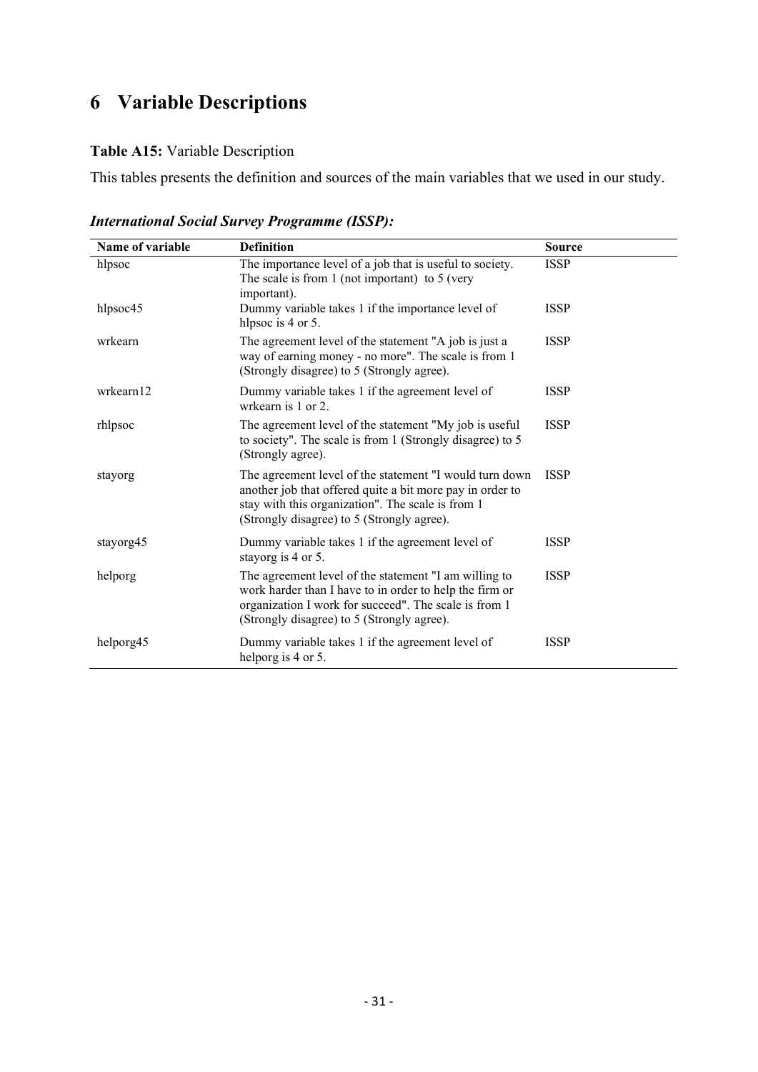# 6 Variable Descriptions

**Table A15:** Variable Description

This tables presents the definition and sources of the main variables that we used in our study.

***International Social Survey Programme (ISSP):***

| Name of variable | Definition | Source |
|---|---|---|
| hlpsoc | The importance level of a job that is useful to society. The scale is from 1 (not important) to 5 (very important). | ISSP |
| hlpsoc45 | Dummy variable takes 1 if the importance level of hlpsoc is 4 or 5. | ISSP |
| wrkearn | The agreement level of the statement "A job is just a way of earning money - no more". The scale is from 1 (Strongly disagree) to 5 (Strongly agree). | ISSP |
| wrkearn12 | Dummy variable takes 1 if the agreement level of wrkearn is 1 or 2. | ISSP |
| rhlpsoc | The agreement level of the statement "My job is useful to society". The scale is from 1 (Strongly disagree) to 5 (Strongly agree). | ISSP |
| stayorg | The agreement level of the statement "I would turn down another job that offered quite a bit more pay in order to stay with this organization". The scale is from 1 (Strongly disagree) to 5 (Strongly agree). | ISSP |
| stayorg45 | Dummy variable takes 1 if the agreement level of stayorg is 4 or 5. | ISSP |
| helporg | The agreement level of the statement "I am willing to work harder than I have to in order to help the firm or organization I work for succeed". The scale is from 1 (Strongly disagree) to 5 (Strongly agree). | ISSP |
| helporg45 | Dummy variable takes 1 if the agreement level of helporg is 4 or 5. | ISSP |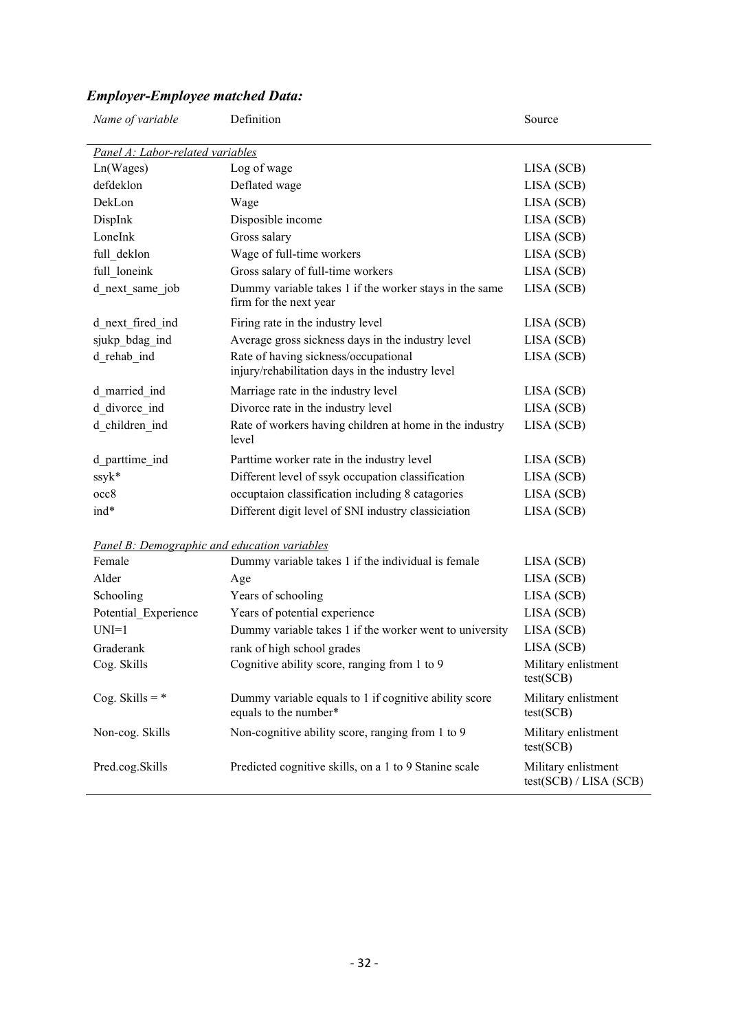### *Employer-Employee matched Data:*

| *Name of variable* | Definition | Source |
|---|---|---|
| *Panel A: Labor-related variables* | | |
| Ln(Wages) | Log of wage | LISA (SCB) |
| defdeklon | Deflated wage | LISA (SCB) |
| DekLon | Wage | LISA (SCB) |
| DispInk | Disposible income | LISA (SCB) |
| LoneInk | Gross salary | LISA (SCB) |
| full_deklon | Wage of full-time workers | LISA (SCB) |
| full_loneink | Gross salary of full-time workers | LISA (SCB) |
| d_next_same_job | Dummy variable takes 1 if the worker stays in the same firm for the next year | LISA (SCB) |
| d_next_fired_ind | Firing rate in the industry level | LISA (SCB) |
| sjukp_bdag_ind | Average gross sickness days in the industry level | LISA (SCB) |
| d_rehab_ind | Rate of having sickness/occupational injury/rehabilitation days in the industry level | LISA (SCB) |
| d_married_ind | Marriage rate in the industry level | LISA (SCB) |
| d_divorce_ind | Divorce rate in the industry level | LISA (SCB) |
| d_children_ind | Rate of workers having children at home in the industry level | LISA (SCB) |
| d_parttime_ind | Parttime worker rate in the industry level | LISA (SCB) |
| ssyk* | Different level of ssyk occupation classification | LISA (SCB) |
| occ8 | occuptaion classification including 8 catagories | LISA (SCB) |
| ind* | Different digit level of SNI industry classiciation | LISA (SCB) |
| *Panel B: Demographic and education variables* | | |
| Female | Dummy variable takes 1 if the individual is female | LISA (SCB) |
| Alder | Age | LISA (SCB) |
| Schooling | Years of schooling | LISA (SCB) |
| Potential_Experience | Years of potential experience | LISA (SCB) |
| UNI=1 | Dummy variable takes 1 if the worker went to university | LISA (SCB) |
| Graderank | rank of high school grades | LISA (SCB) |
| Cog. Skills | Cognitive ability score, ranging from 1 to 9 | Military enlistment test(SCB) |
| Cog. Skills = * | Dummy variable equals to 1 if cognitive ability score equals to the number* | Military enlistment test(SCB) |
| Non-cog. Skills | Non-cognitive ability score, ranging from 1 to 9 | Military enlistment test(SCB) |
| Pred.cog.Skills | Predicted cognitive skills, on a 1 to 9 Stanine scale | Military enlistment test(SCB) / LISA (SCB) |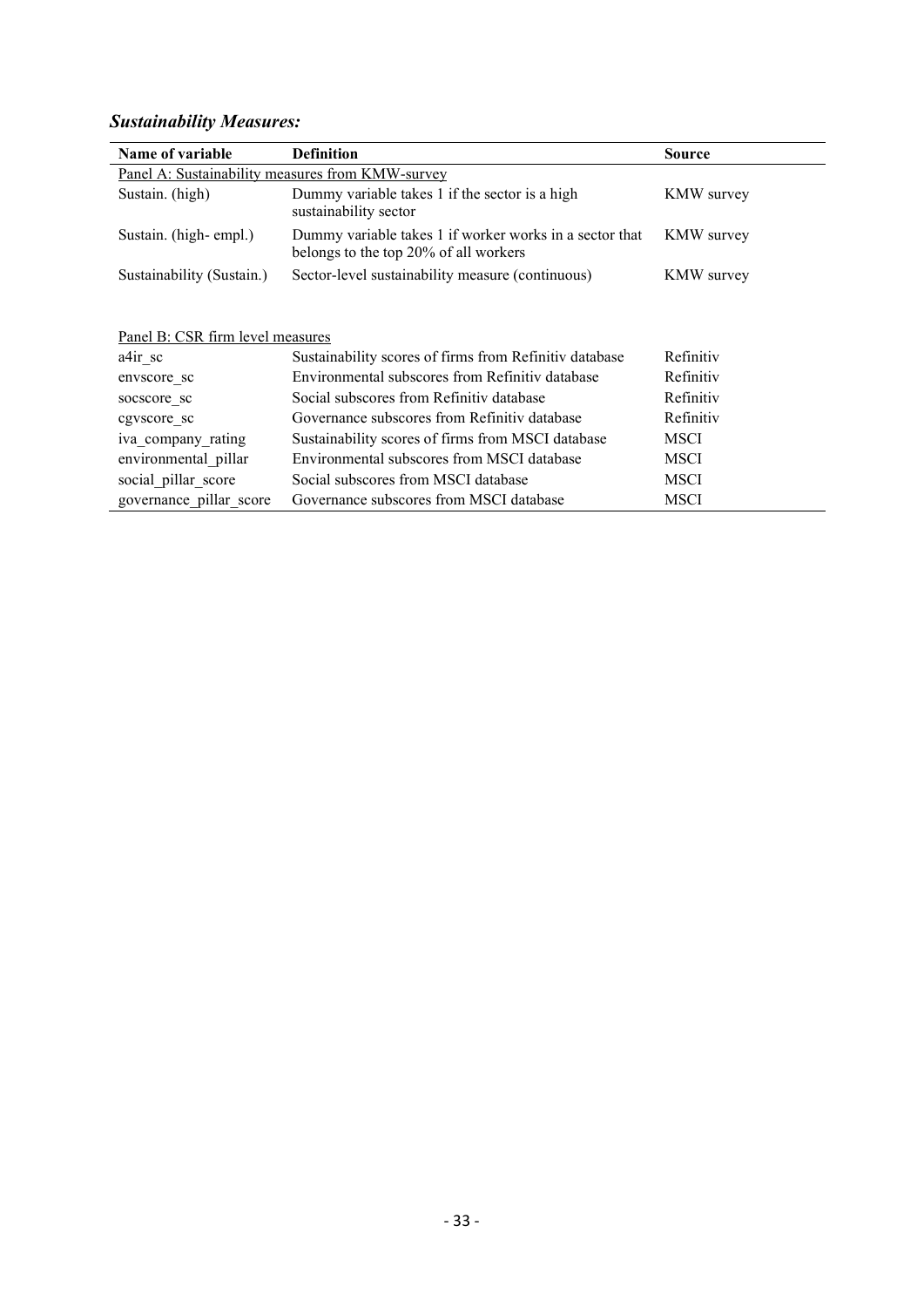### *Sustainability Measures:*

| Name of variable | Definition | Source |
|---|---|---|
| Panel A: Sustainability measures from KMW-survey | | |
| Sustain. (high) | Dummy variable takes 1 if the sector is a high sustainability sector | KMW survey |
| Sustain. (high- empl.) | Dummy variable takes 1 if worker works in a sector that belongs to the top 20% of all workers | KMW survey |
| Sustainability (Sustain.) | Sector-level sustainability measure (continuous) | KMW survey |
| | | |
| Panel B: CSR firm level measures | | |
| a4ir_sc | Sustainability scores of firms from Refinitiv database | Refinitiv |
| envscore_sc | Environmental subscores from Refinitiv database | Refinitiv |
| socscore_sc | Social subscores from Refinitiv database | Refinitiv |
| cgvscore_sc | Governance subscores from Refinitiv database | Refinitiv |
| iva_company_rating | Sustainability scores of firms from MSCI database | MSCI |
| environmental_pillar | Environmental subscores from MSCI database | MSCI |
| social_pillar_score | Social subscores from MSCI database | MSCI |
| governance_pillar_score | Governance subscores from MSCI database | MSCI |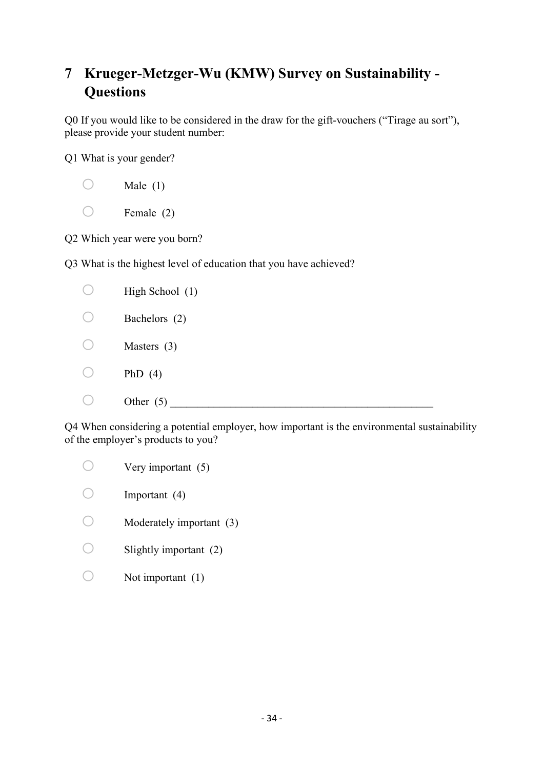# 7 Krueger-Metzger-Wu (KMW) Survey on Sustainability - Questions

Q0 If you would like to be considered in the draw for the gift-vouchers ("Tirage au sort"), please provide your student number:

Q1 What is your gender?

- ○ Male (1)
- ○ Female (2)

Q2 Which year were you born?

Q3 What is the highest level of education that you have achieved?

- ○ High School (1)
- ○ Bachelors (2)
- ○ Masters (3)
- ○ PhD (4)
- ○ Other (5) ________________________________________________

Q4 When considering a potential employer, how important is the environmental sustainability of the employer's products to you?

- ○ Very important (5)
- ○ Important (4)
- ○ Moderately important (3)
- ○ Slightly important (2)
- ○ Not important (1)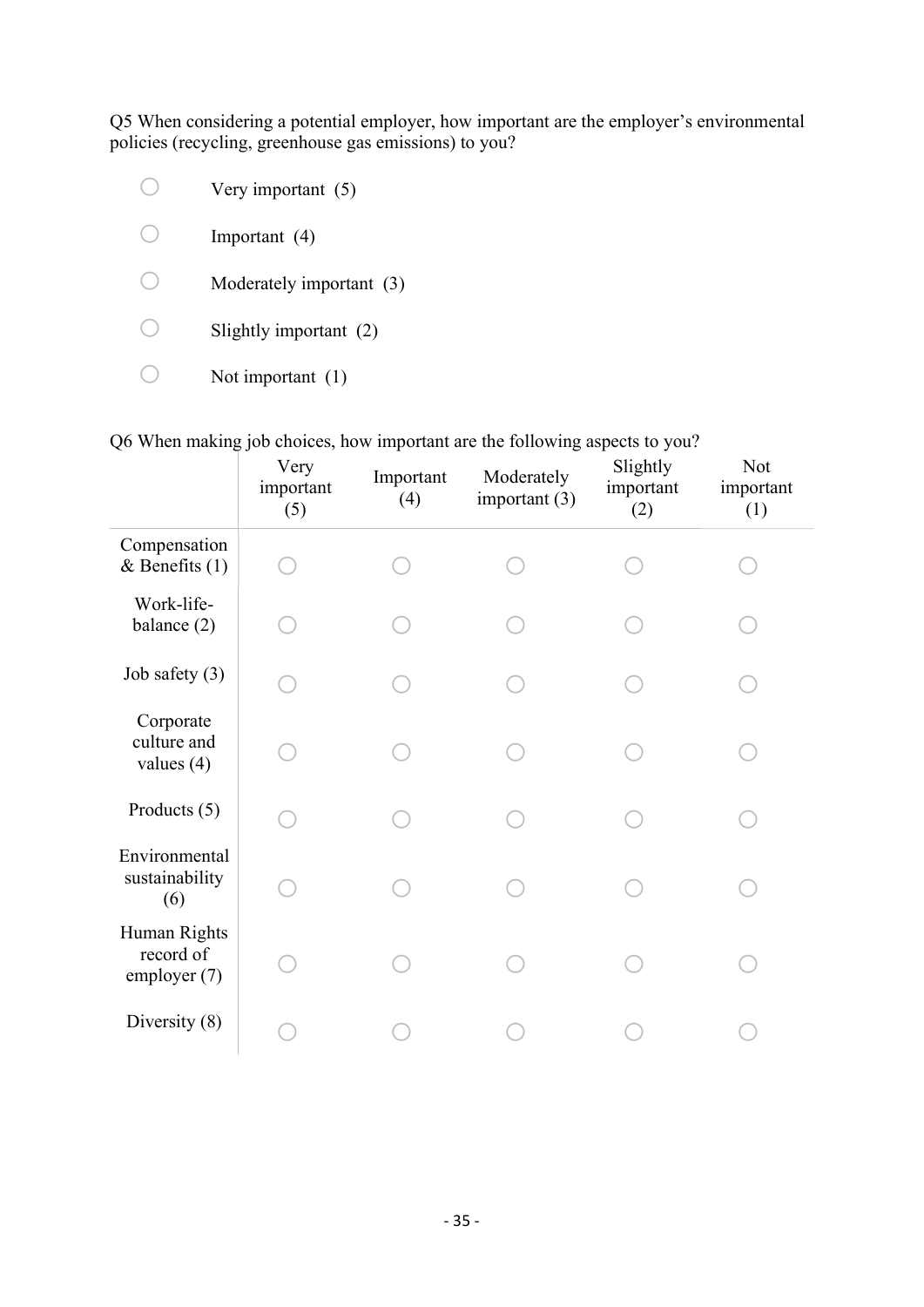Q5 When considering a potential employer, how important are the employer's environmental policies (recycling, greenhouse gas emissions) to you?

- ○ Very important (5)
- ○ Important (4)
- ○ Moderately important (3)
- ○ Slightly important (2)
- ○ Not important (1)

Q6 When making job choices, how important are the following aspects to you?

| | Very important (5) | Important (4) | Moderately important (3) | Slightly important (2) | Not important (1) |
|---|---|---|---|---|---|
| Compensation & Benefits (1) | ○ | ○ | ○ | ○ | ○ |
| Work-life-balance (2) | ○ | ○ | ○ | ○ | ○ |
| Job safety (3) | ○ | ○ | ○ | ○ | ○ |
| Corporate culture and values (4) | ○ | ○ | ○ | ○ | ○ |
| Products (5) | ○ | ○ | ○ | ○ | ○ |
| Environmental sustainability (6) | ○ | ○ | ○ | ○ | ○ |
| Human Rights record of employer (7) | ○ | ○ | ○ | ○ | ○ |
| Diversity (8) | ○ | ○ | ○ | ○ | ○ |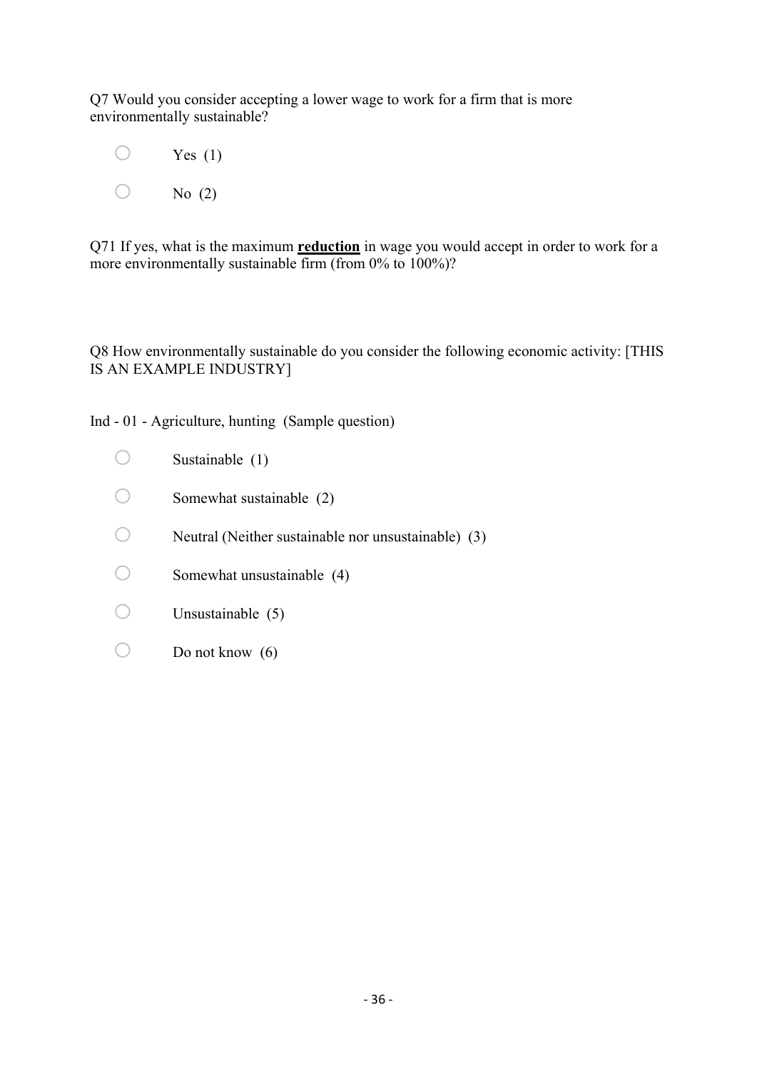Q7 Would you consider accepting a lower wage to work for a firm that is more environmentally sustainable?

- ○ Yes (1)
- ○ No (2)

Q71 If yes, what is the maximum **reduction** in wage you would accept in order to work for a more environmentally sustainable firm (from 0% to 100%)?

Q8 How environmentally sustainable do you consider the following economic activity: [THIS IS AN EXAMPLE INDUSTRY]

Ind - 01 - Agriculture, hunting (Sample question)

- ○ Sustainable (1)
- ○ Somewhat sustainable (2)
- ○ Neutral (Neither sustainable nor unsustainable) (3)
- ○ Somewhat unsustainable (4)
- ○ Unsustainable (5)
- ○ Do not know (6)